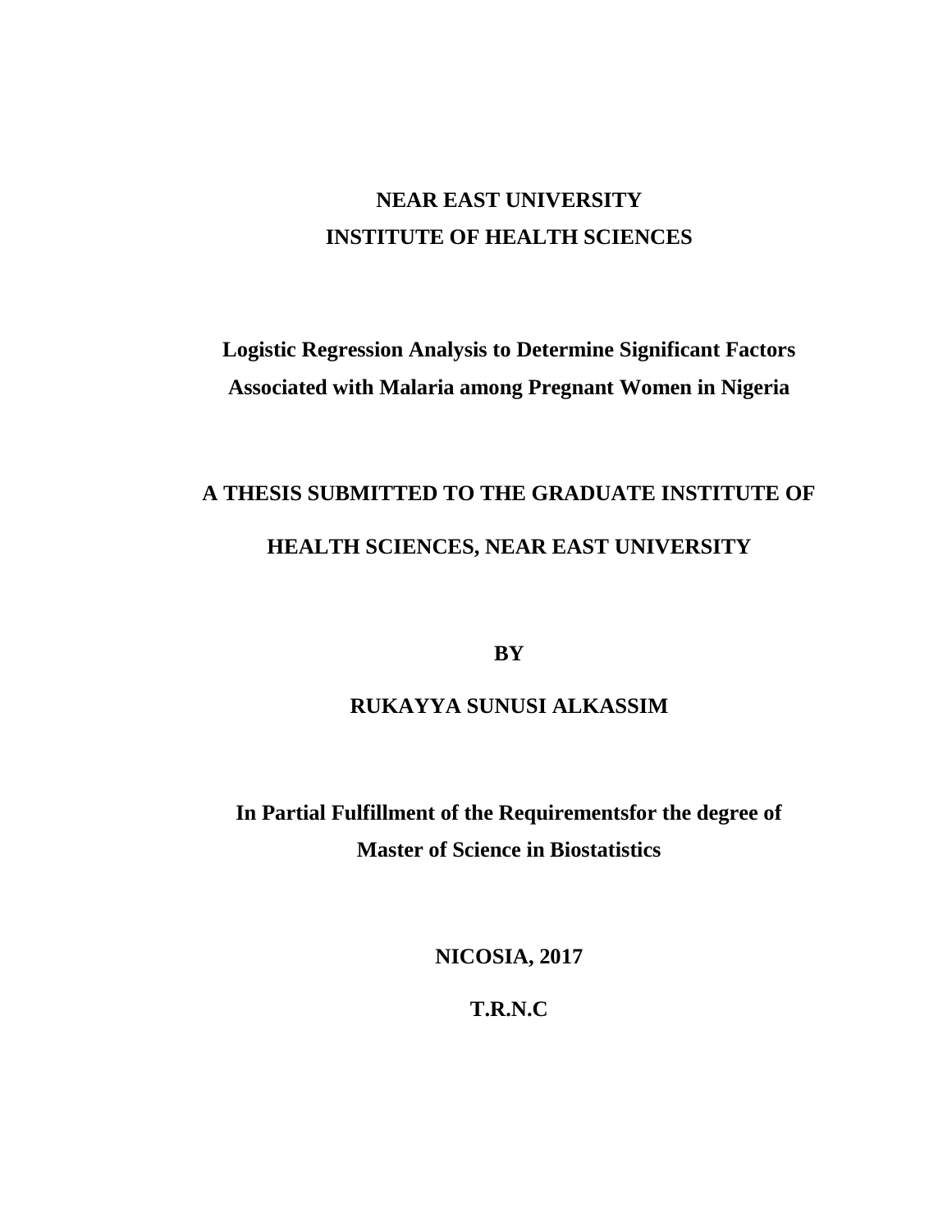**NEAR EAST UNIVERSITY**
**INSTITUTE OF HEALTH SCIENCES**

# Logistic Regression Analysis to Determine Significant Factors Associated with Malaria among Pregnant Women in Nigeria

**A THESIS SUBMITTED TO THE GRADUATE INSTITUTE OF HEALTH SCIENCES, NEAR EAST UNIVERSITY**

**BY**

**RUKAYYA SUNUSI ALKASSIM**

**In Partial Fulfillment of the Requirementsfor the degree of Master of Science in Biostatistics**

**NICOSIA, 2017**

**T.R.N.C**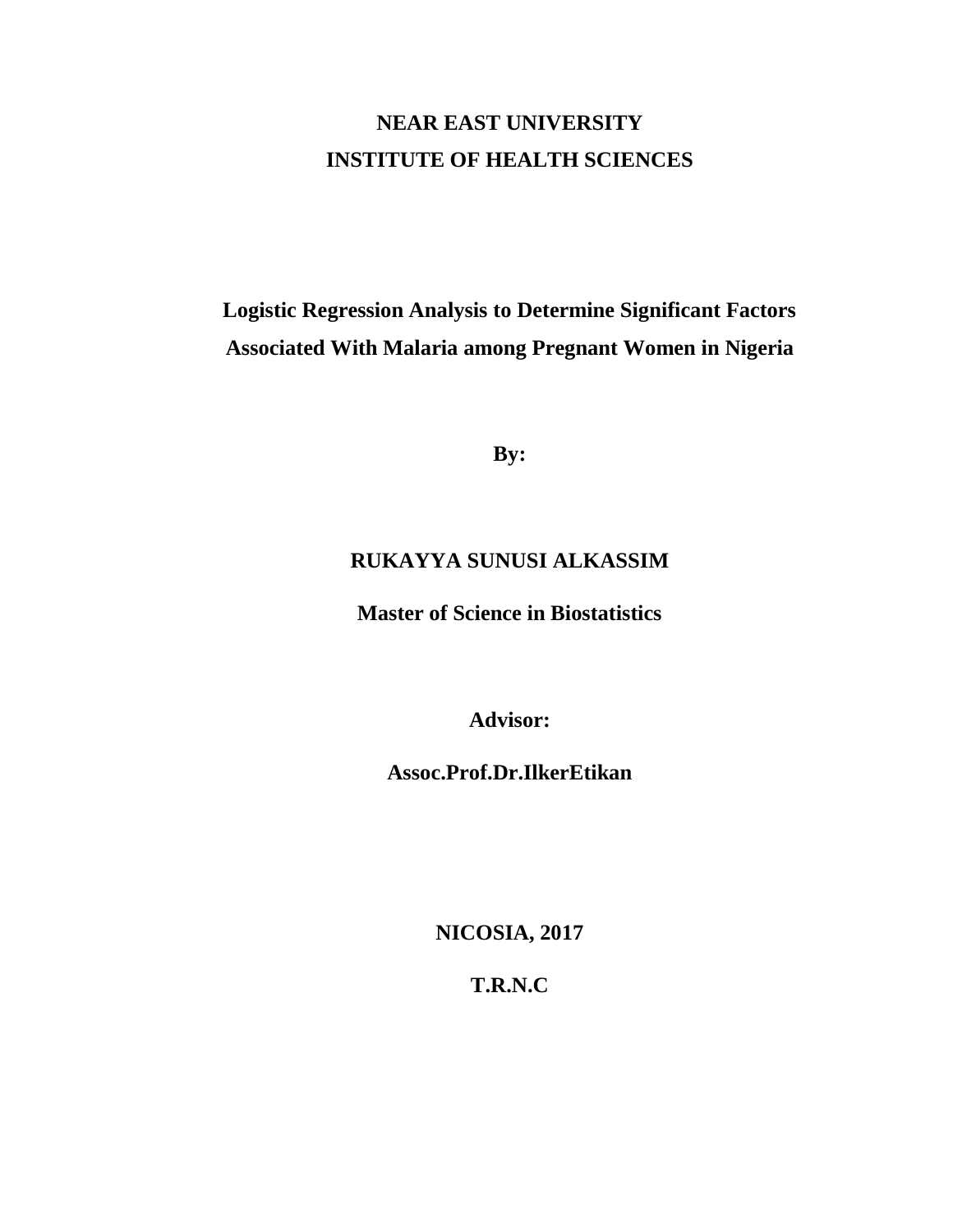**NEAR EAST UNIVERSITY**

**INSTITUTE OF HEALTH SCIENCES**

# Logistic Regression Analysis to Determine Significant Factors Associated With Malaria among Pregnant Women in Nigeria

**By:**

**RUKAYYA SUNUSI ALKASSIM**

**Master of Science in Biostatistics**

**Advisor:**

**Assoc.Prof.Dr.IlkerEtikan**

**NICOSIA, 2017**

**T.R.N.C**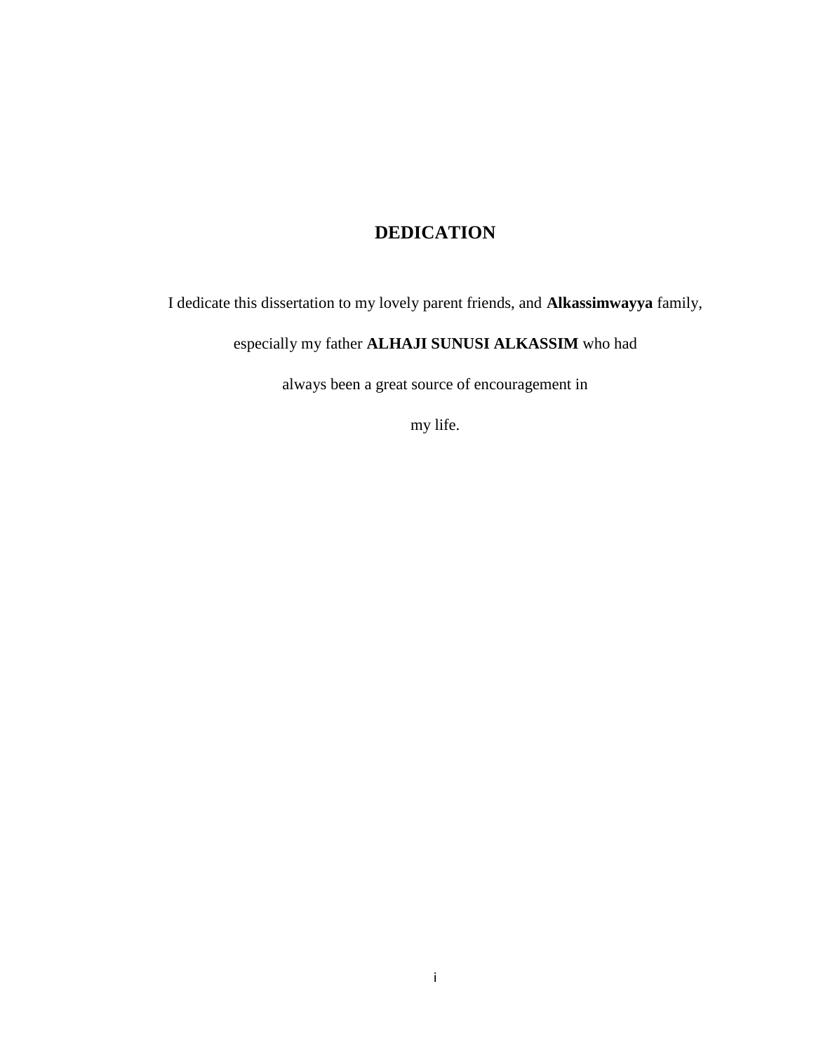# DEDICATION

I dedicate this dissertation to my lovely parent friends, and **Alkassimwayya** family, especially my father **ALHAJI SUNUSI ALKASSIM** who had always been a great source of encouragement in my life.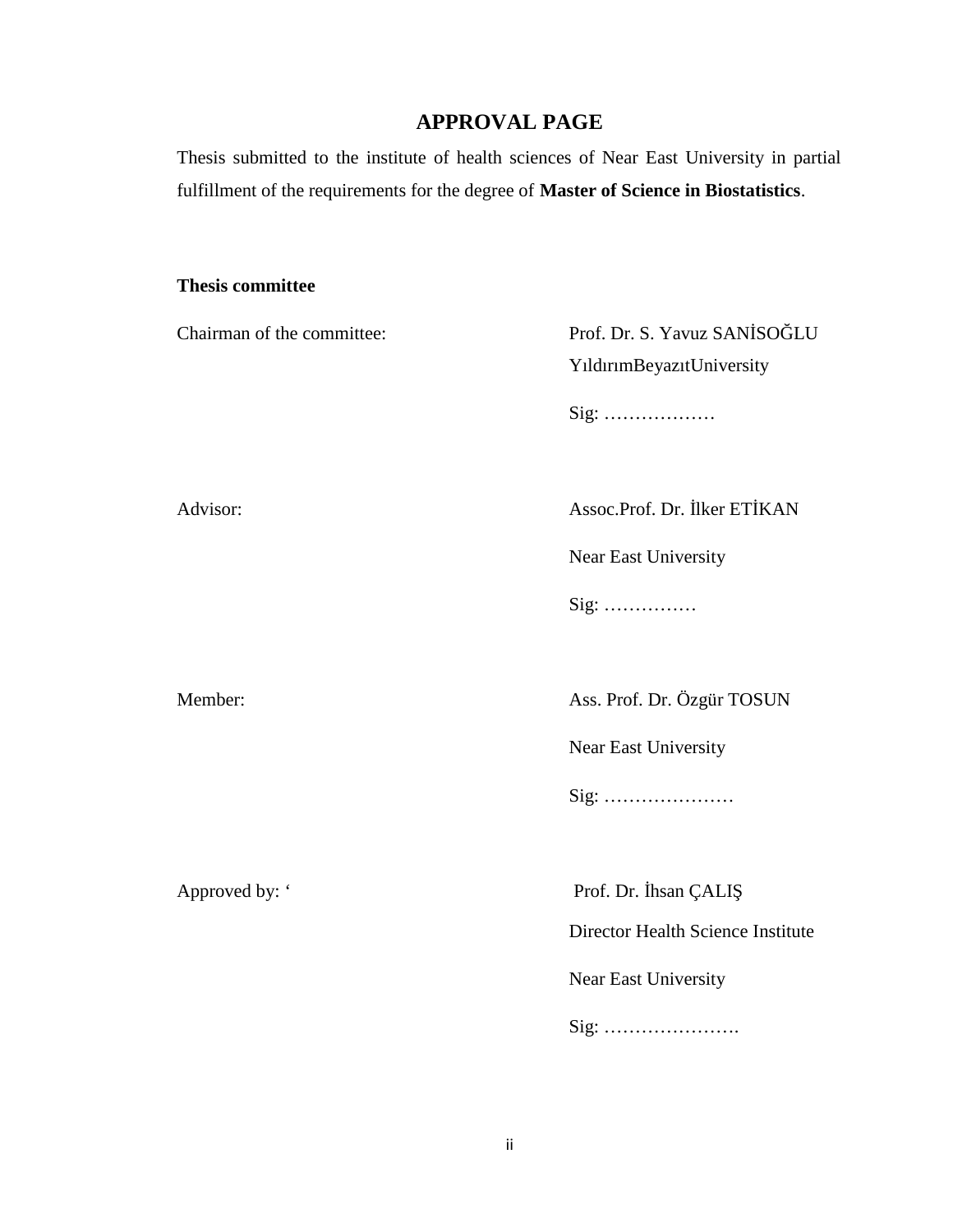# APPROVAL PAGE

Thesis submitted to the institute of health sciences of Near East University in partial fulfillment of the requirements for the degree of **Master of Science in Biostatistics**.

**Thesis committee**

| | |
|---|---|
| Chairman of the committee: | Prof. Dr. S. Yavuz SANİSOĞLU<br>YıldırımBeyazıtUniversity<br>Sig: ……………… |
| Advisor: | Assoc.Prof. Dr. İlker ETİKAN<br>Near East University<br>Sig: …………… |
| Member: | Ass. Prof. Dr. Özgür TOSUN<br>Near East University<br>Sig: ………………… |
| Approved by: ‘ | Prof. Dr. İhsan ÇALIŞ<br>Director Health Science Institute<br>Near East University<br>Sig: …………………. |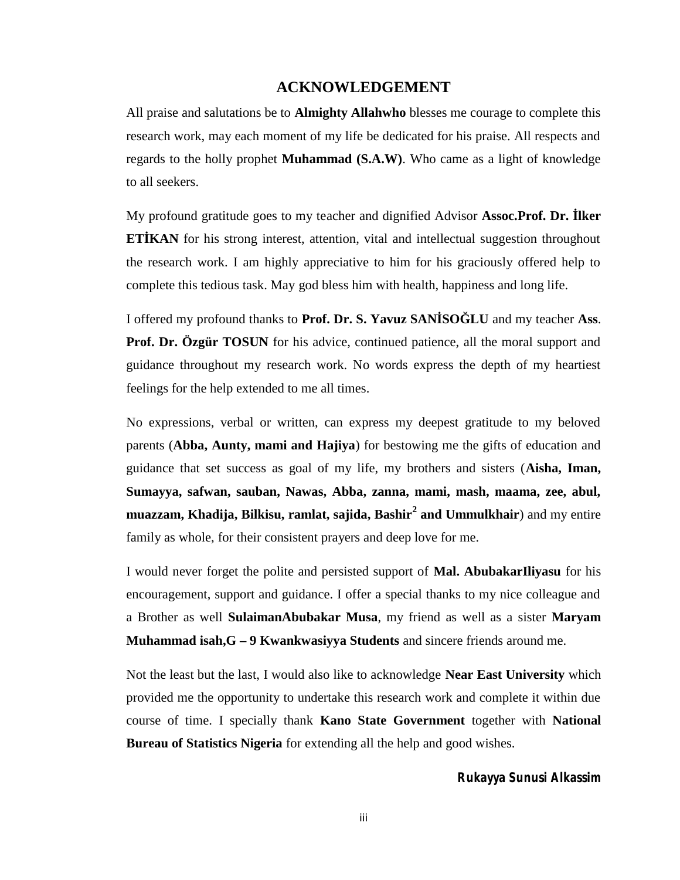# ACKNOWLEDGEMENT

All praise and salutations be to **Almighty Allahwho** blesses me courage to complete this research work, may each moment of my life be dedicated for his praise. All respects and regards to the holly prophet **Muhammad (S.A.W)**. Who came as a light of knowledge to all seekers.

My profound gratitude goes to my teacher and dignified Advisor **Assoc.Prof. Dr. İlker ETİKAN** for his strong interest, attention, vital and intellectual suggestion throughout the research work. I am highly appreciative to him for his graciously offered help to complete this tedious task. May god bless him with health, happiness and long life.

I offered my profound thanks to **Prof. Dr. S. Yavuz SANİSOĞLU** and my teacher **Ass**. **Prof. Dr. Özgür TOSUN** for his advice, continued patience, all the moral support and guidance throughout my research work. No words express the depth of my heartiest feelings for the help extended to me all times.

No expressions, verbal or written, can express my deepest gratitude to my beloved parents (**Abba, Aunty, mami and Hajiya**) for bestowing me the gifts of education and guidance that set success as goal of my life, my brothers and sisters (**Aisha, Iman, Sumayya, safwan, sauban, Nawas, Abba, zanna, mami, mash, maama, zee, abul, muazzam, Khadija, Bilkisu, ramlat, sajida, Bashir$^2$ and Ummulkhair**) and my entire family as whole, for their consistent prayers and deep love for me.

I would never forget the polite and persisted support of **Mal. AbubakarIliyasu** for his encouragement, support and guidance. I offer a special thanks to my nice colleague and a Brother as well **SulaimanAbubakar Musa**, my friend as well as a sister **Maryam Muhammad isah,G – 9 Kwankwasiyya Students** and sincere friends around me.

Not the least but the last, I would also like to acknowledge **Near East University** which provided me the opportunity to undertake this research work and complete it within due course of time. I specially thank **Kano State Government** together with **National Bureau of Statistics Nigeria** for extending all the help and good wishes.

***Rukayya Sunusi Alkassim***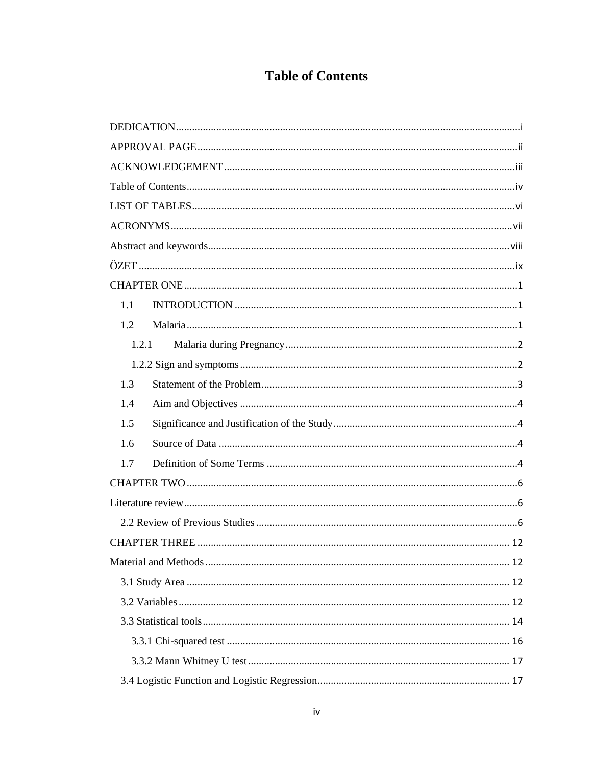# Table of Contents

DEDICATION.......................................................................................................................i

APPROVAL PAGE..............................................................................................................ii

ACKNOWLEDGEMENT....................................................................................................iii

Table of Contents..................................................................................................................iv

LIST OF TABLES.................................................................................................................vi

ACRONYMS........................................................................................................................vii

Abstract and keywords.........................................................................................................viii

ÖZET ....................................................................................................................................ix

CHAPTER ONE.....................................................................................................................1

- 1.1 INTRODUCTION ..........................................................................................................1
- 1.2 Malaria...........................................................................................................................1
  - 1.2.1 Malaria during Pregnancy......................................................................................2
  - 1.2.2 Sign and symptoms.................................................................................................2
- 1.3 Statement of the Problem...............................................................................................3
- 1.4 Aim and Objectives .......................................................................................................4
- 1.5 Significance and Justification of the Study....................................................................4
- 1.6 Source of Data ...............................................................................................................4
- 1.7 Definition of Some Terms .............................................................................................4

CHAPTER TWO.....................................................................................................................6

Literature review.....................................................................................................................6

- 2.2 Review of Previous Studies ...........................................................................................6

CHAPTER THREE ...............................................................................................................12

Material and Methods ...........................................................................................................12

- 3.1 Study Area ....................................................................................................................12
- 3.2 Variables .......................................................................................................................12
- 3.3 Statistical tools..............................................................................................................14
  - 3.3.1 Chi-squared test .....................................................................................................16
  - 3.3.2 Mann Whitney U test.............................................................................................17
- 3.4 Logistic Function and Logistic Regression...................................................................17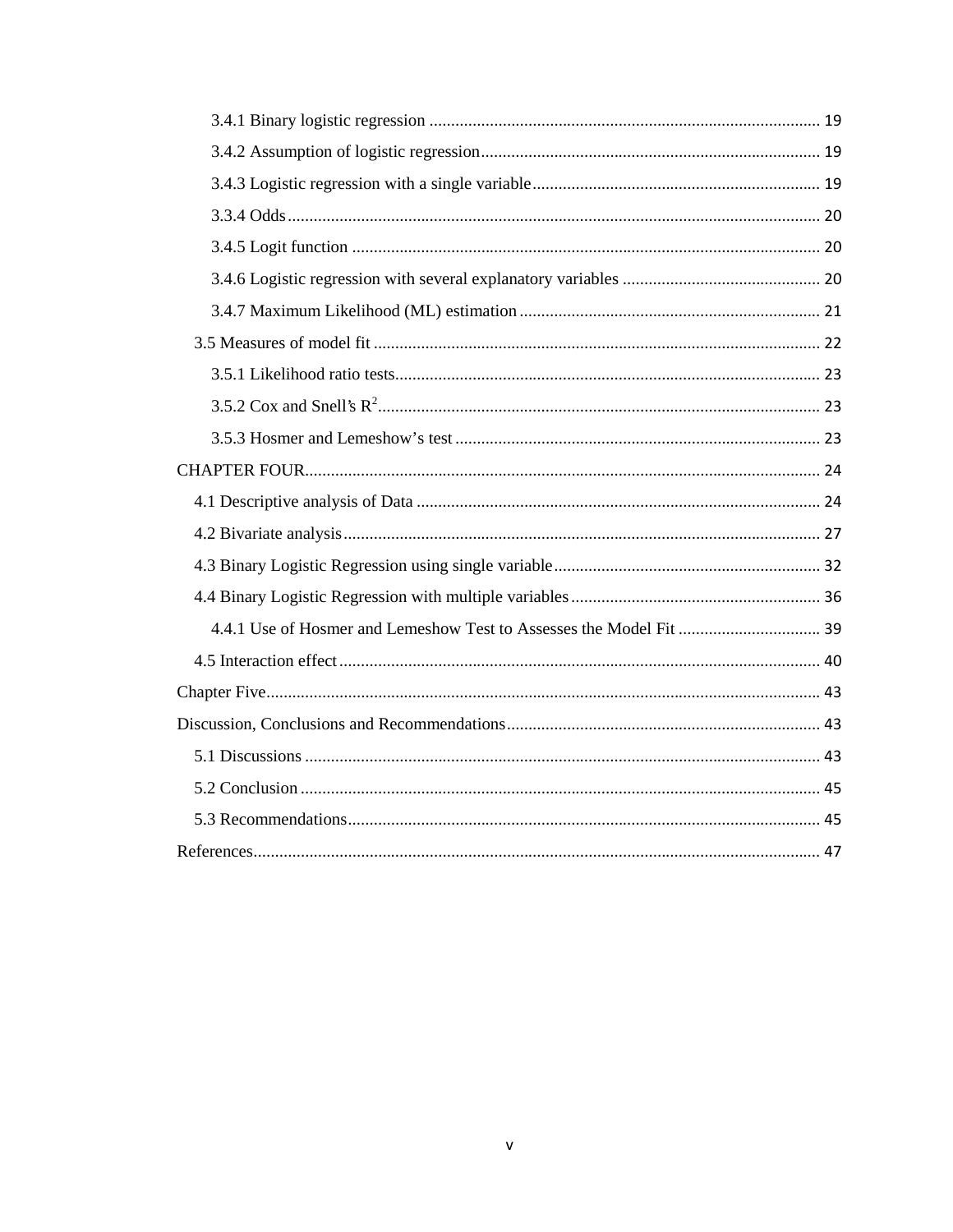3.4.1 Binary logistic regression ........................................................................................... 19

3.4.2 Assumption of logistic regression............................................................................... 19

3.4.3 Logistic regression with a single variable................................................................... 19

3.3.4 Odds........................................................................................................................... 20

3.4.5 Logit function ............................................................................................................. 20

3.4.6 Logistic regression with several explanatory variables .............................................. 20

3.4.7 Maximum Likelihood (ML) estimation ...................................................................... 21

3.5 Measures of model fit ....................................................................................................... 22

3.5.1 Likelihood ratio tests................................................................................................... 23

3.5.2 Cox and Snell's $R^2$....................................................................................................... 23

3.5.3 Hosmer and Lemeshow's test ..................................................................................... 23

CHAPTER FOUR....................................................................................................................... 24

4.1 Descriptive analysis of Data .............................................................................................. 24

4.2 Bivariate analysis............................................................................................................... 27

4.3 Binary Logistic Regression using single variable............................................................. 32

4.4 Binary Logistic Regression with multiple variables.......................................................... 36

4.4.1 Use of Hosmer and Lemeshow Test to Assesses the Model Fit ................................. 39

4.5 Interaction effect................................................................................................................ 40

Chapter Five................................................................................................................................ 43

Discussion, Conclusions and Recommendations........................................................................ 43

5.1 Discussions ........................................................................................................................ 43

5.2 Conclusion ......................................................................................................................... 45

5.3 Recommendations.............................................................................................................. 45

References................................................................................................................................... 47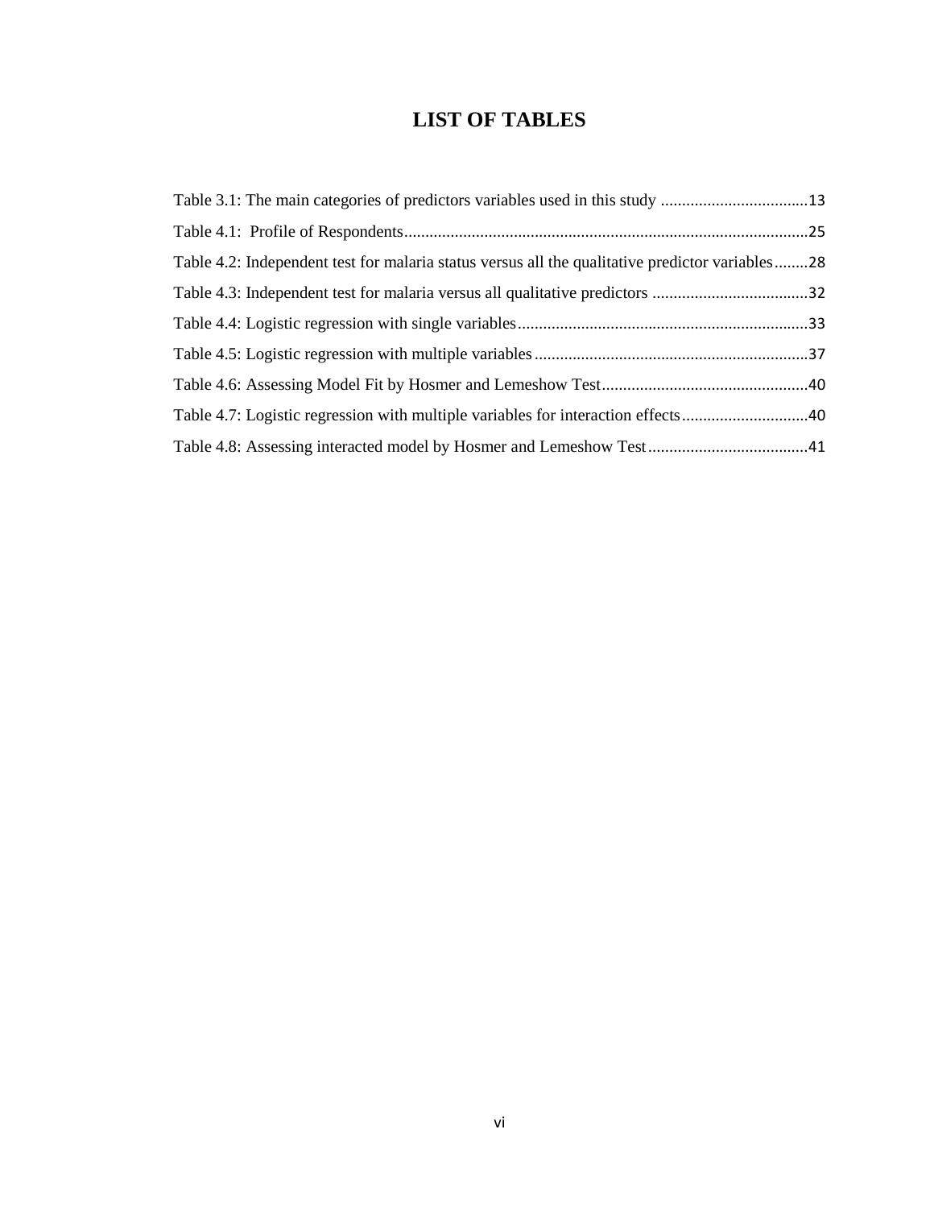# LIST OF TABLES

Table 3.1: The main categories of predictors variables used in this study ...................................13

Table 4.1: Profile of Respondents................................................................................................25

Table 4.2: Independent test for malaria status versus all the qualitative predictor variables........28

Table 4.3: Independent test for malaria versus all qualitative predictors .....................................32

Table 4.4: Logistic regression with single variables.....................................................................33

Table 4.5: Logistic regression with multiple variables.................................................................37

Table 4.6: Assessing Model Fit by Hosmer and Lemeshow Test.................................................40

Table 4.7: Logistic regression with multiple variables for interaction effects..............................40

Table 4.8: Assessing interacted model by Hosmer and Lemeshow Test......................................41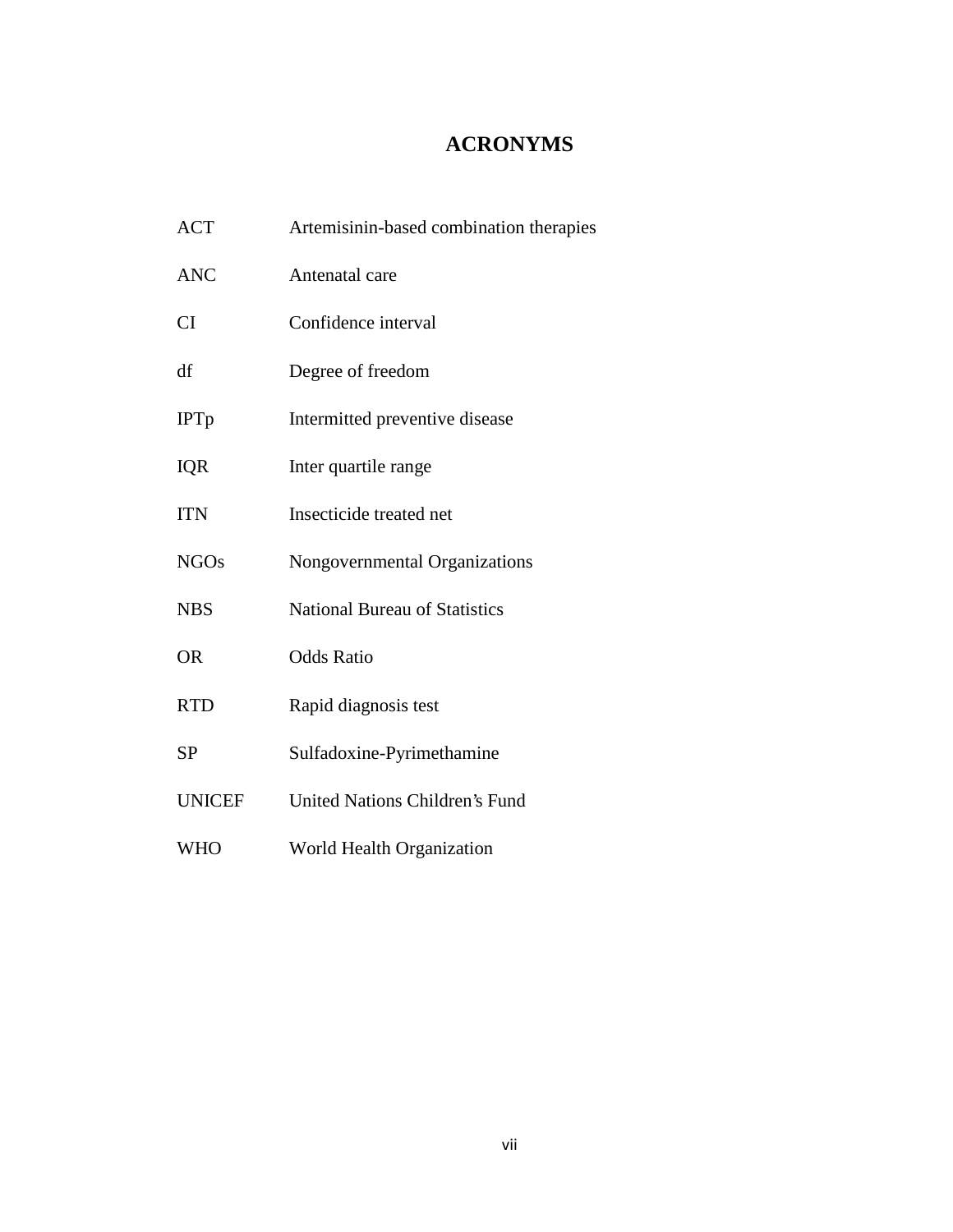# ACRONYMS

| | |
|---|---|
| ACT | Artemisinin-based combination therapies |
| ANC | Antenatal care |
| CI | Confidence interval |
| df | Degree of freedom |
| IPTp | Intermitted preventive disease |
| IQR | Inter quartile range |
| ITN | Insecticide treated net |
| NGOs | Nongovernmental Organizations |
| NBS | National Bureau of Statistics |
| OR | Odds Ratio |
| RTD | Rapid diagnosis test |
| SP | Sulfadoxine-Pyrimethamine |
| UNICEF | United Nations Children's Fund |
| WHO | World Health Organization |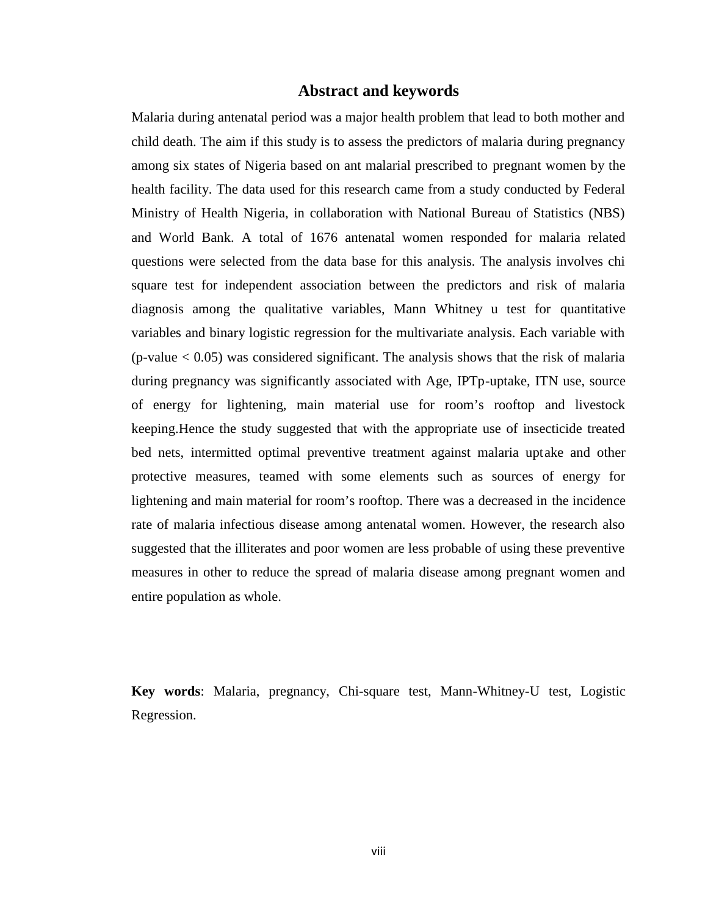# Abstract and keywords

Malaria during antenatal period was a major health problem that lead to both mother and child death. The aim if this study is to assess the predictors of malaria during pregnancy among six states of Nigeria based on ant malarial prescribed to pregnant women by the health facility. The data used for this research came from a study conducted by Federal Ministry of Health Nigeria, in collaboration with National Bureau of Statistics (NBS) and World Bank. A total of 1676 antenatal women responded for malaria related questions were selected from the data base for this analysis. The analysis involves chi square test for independent association between the predictors and risk of malaria diagnosis among the qualitative variables, Mann Whitney u test for quantitative variables and binary logistic regression for the multivariate analysis. Each variable with (p-value $< 0.05$) was considered significant. The analysis shows that the risk of malaria during pregnancy was significantly associated with Age, IPTp-uptake, ITN use, source of energy for lightening, main material use for room's rooftop and livestock keeping.Hence the study suggested that with the appropriate use of insecticide treated bed nets, intermitted optimal preventive treatment against malaria uptake and other protective measures, teamed with some elements such as sources of energy for lightening and main material for room's rooftop. There was a decreased in the incidence rate of malaria infectious disease among antenatal women. However, the research also suggested that the illiterates and poor women are less probable of using these preventive measures in other to reduce the spread of malaria disease among pregnant women and entire population as whole.

**Key words**: Malaria, pregnancy, Chi-square test, Mann-Whitney-U test, Logistic Regression.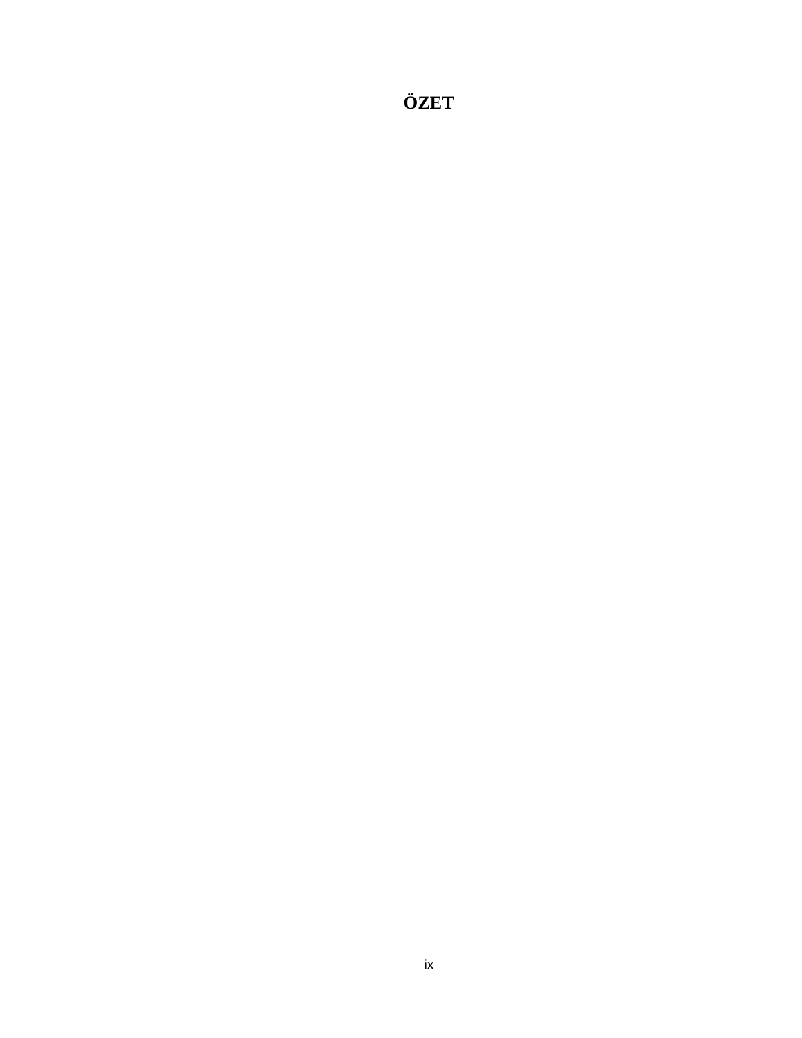# ÖZET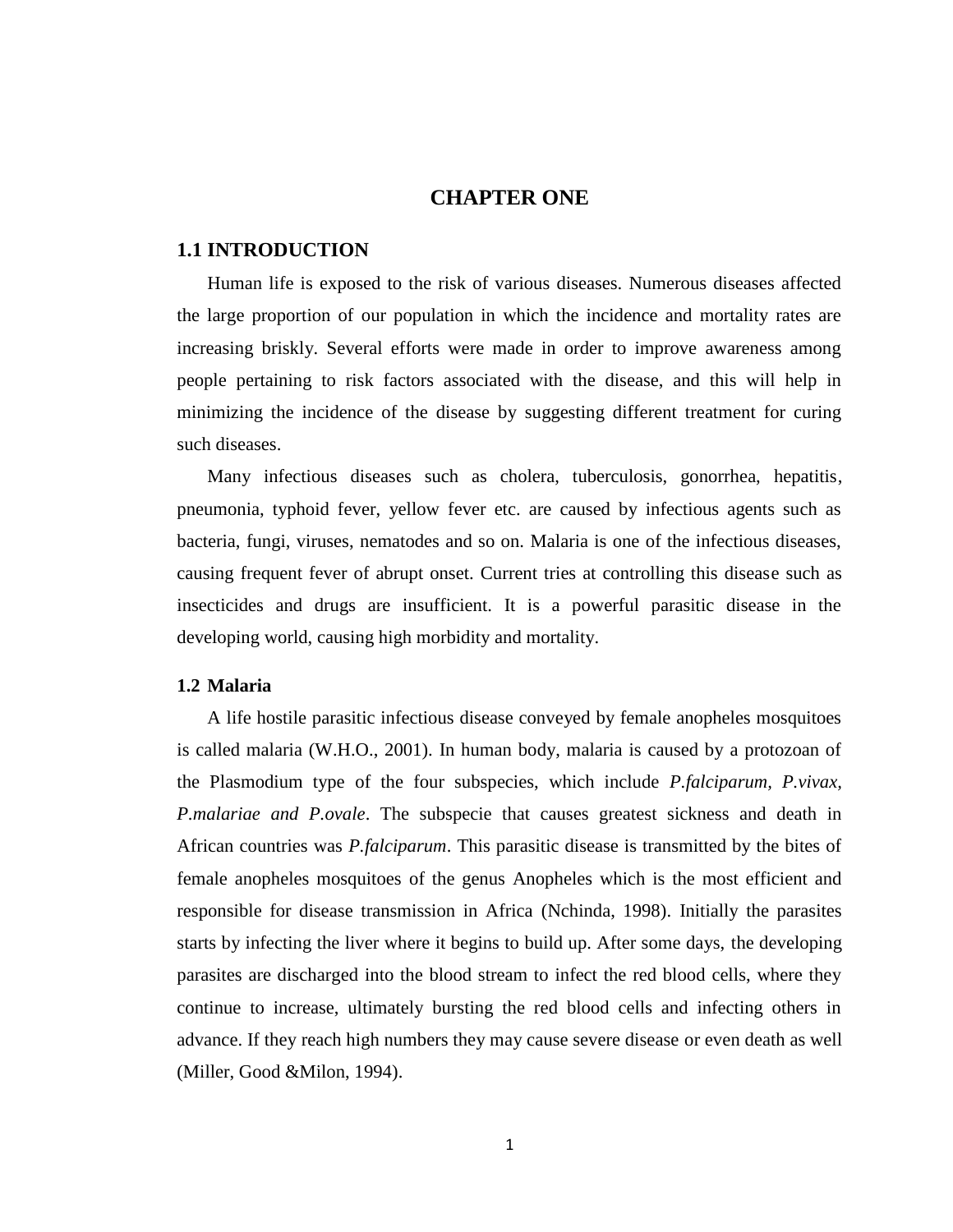# CHAPTER ONE

## 1.1 INTRODUCTION

Human life is exposed to the risk of various diseases. Numerous diseases affected the large proportion of our population in which the incidence and mortality rates are increasing briskly. Several efforts were made in order to improve awareness among people pertaining to risk factors associated with the disease, and this will help in minimizing the incidence of the disease by suggesting different treatment for curing such diseases.

Many infectious diseases such as cholera, tuberculosis, gonorrhea, hepatitis, pneumonia, typhoid fever, yellow fever etc. are caused by infectious agents such as bacteria, fungi, viruses, nematodes and so on. Malaria is one of the infectious diseases, causing frequent fever of abrupt onset. Current tries at controlling this disease such as insecticides and drugs are insufficient. It is a powerful parasitic disease in the developing world, causing high morbidity and mortality.

### 1.2 Malaria

A life hostile parasitic infectious disease conveyed by female anopheles mosquitoes is called malaria (W.H.O., 2001). In human body, malaria is caused by a protozoan of the Plasmodium type of the four subspecies, which include *P.falciparum, P.vivax, P.malariae and P.ovale*. The subspecie that causes greatest sickness and death in African countries was *P.falciparum*. This parasitic disease is transmitted by the bites of female anopheles mosquitoes of the genus Anopheles which is the most efficient and responsible for disease transmission in Africa (Nchinda, 1998). Initially the parasites starts by infecting the liver where it begins to build up. After some days, the developing parasites are discharged into the blood stream to infect the red blood cells, where they continue to increase, ultimately bursting the red blood cells and infecting others in advance. If they reach high numbers they may cause severe disease or even death as well (Miller, Good &Milon, 1994).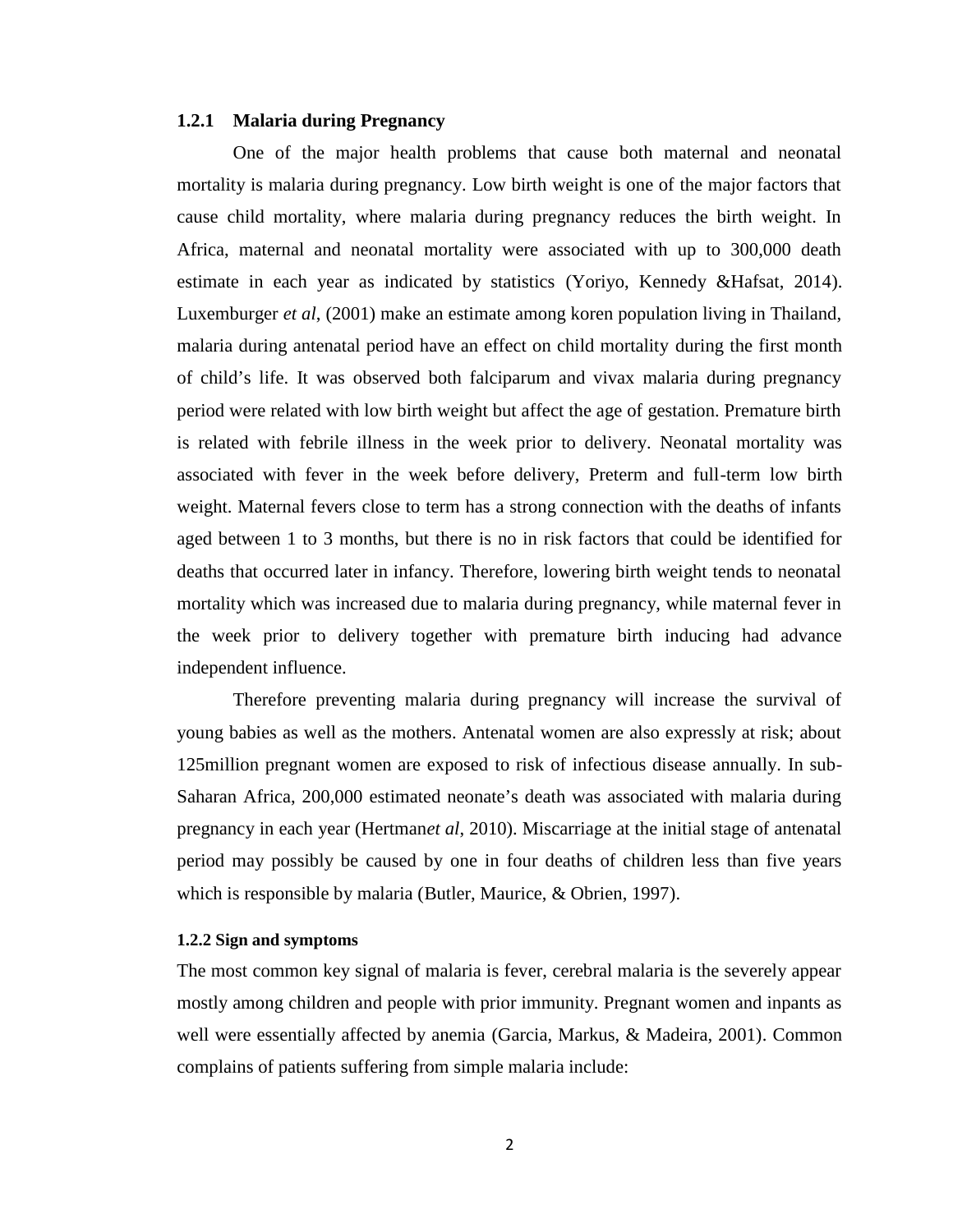### 1.2.1 Malaria during Pregnancy

One of the major health problems that cause both maternal and neonatal mortality is malaria during pregnancy. Low birth weight is one of the major factors that cause child mortality, where malaria during pregnancy reduces the birth weight. In Africa, maternal and neonatal mortality were associated with up to 300,000 death estimate in each year as indicated by statistics (Yoriyo, Kennedy &Hafsat, 2014). Luxemburger *et al*, (2001) make an estimate among koren population living in Thailand, malaria during antenatal period have an effect on child mortality during the first month of child's life. It was observed both falciparum and vivax malaria during pregnancy period were related with low birth weight but affect the age of gestation. Premature birth is related with febrile illness in the week prior to delivery. Neonatal mortality was associated with fever in the week before delivery, Preterm and full-term low birth weight. Maternal fevers close to term has a strong connection with the deaths of infants aged between 1 to 3 months, but there is no in risk factors that could be identified for deaths that occurred later in infancy. Therefore, lowering birth weight tends to neonatal mortality which was increased due to malaria during pregnancy, while maternal fever in the week prior to delivery together with premature birth inducing had advance independent influence.

Therefore preventing malaria during pregnancy will increase the survival of young babies as well as the mothers. Antenatal women are also expressly at risk; about 125million pregnant women are exposed to risk of infectious disease annually. In sub-Saharan Africa, 200,000 estimated neonate's death was associated with malaria during pregnancy in each year (Hertman*et al*, 2010). Miscarriage at the initial stage of antenatal period may possibly be caused by one in four deaths of children less than five years which is responsible by malaria (Butler, Maurice, & Obrien, 1997).

#### 1.2.2 Sign and symptoms

The most common key signal of malaria is fever, cerebral malaria is the severely appear mostly among children and people with prior immunity. Pregnant women and inpants as well were essentially affected by anemia (Garcia, Markus, & Madeira, 2001). Common complains of patients suffering from simple malaria include: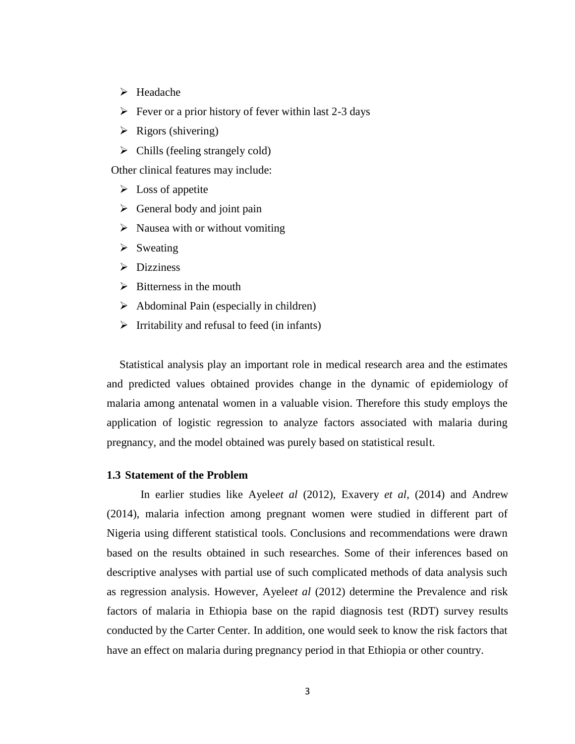- Headache
- Fever or a prior history of fever within last 2-3 days
- Rigors (shivering)
- Chills (feeling strangely cold)

Other clinical features may include:

- Loss of appetite
- General body and joint pain
- Nausea with or without vomiting
- Sweating
- Dizziness
- Bitterness in the mouth
- Abdominal Pain (especially in children)
- Irritability and refusal to feed (in infants)

Statistical analysis play an important role in medical research area and the estimates and predicted values obtained provides change in the dynamic of epidemiology of malaria among antenatal women in a valuable vision. Therefore this study employs the application of logistic regression to analyze factors associated with malaria during pregnancy, and the model obtained was purely based on statistical result.

### 1.3 Statement of the Problem

In earlier studies like Ayele*et al* (2012), Exavery *et al*, (2014) and Andrew (2014), malaria infection among pregnant women were studied in different part of Nigeria using different statistical tools. Conclusions and recommendations were drawn based on the results obtained in such researches. Some of their inferences based on descriptive analyses with partial use of such complicated methods of data analysis such as regression analysis. However, Ayele*et al* (2012) determine the Prevalence and risk factors of malaria in Ethiopia base on the rapid diagnosis test (RDT) survey results conducted by the Carter Center. In addition, one would seek to know the risk factors that have an effect on malaria during pregnancy period in that Ethiopia or other country.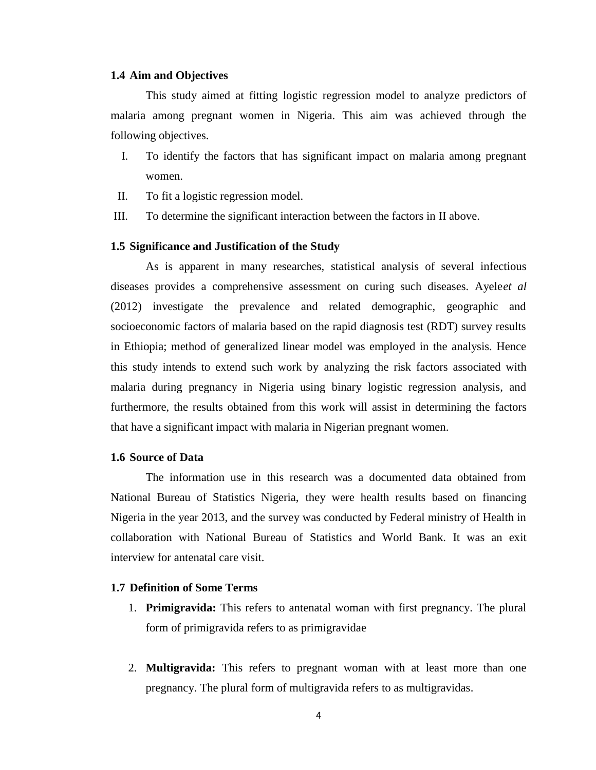### 1.4 Aim and Objectives

This study aimed at fitting logistic regression model to analyze predictors of malaria among pregnant women in Nigeria. This aim was achieved through the following objectives.

I. To identify the factors that has significant impact on malaria among pregnant women.
II. To fit a logistic regression model.
III. To determine the significant interaction between the factors in II above.

### 1.5 Significance and Justification of the Study

As is apparent in many researches, statistical analysis of several infectious diseases provides a comprehensive assessment on curing such diseases. Ayele*et al* (2012) investigate the prevalence and related demographic, geographic and socioeconomic factors of malaria based on the rapid diagnosis test (RDT) survey results in Ethiopia; method of generalized linear model was employed in the analysis. Hence this study intends to extend such work by analyzing the risk factors associated with malaria during pregnancy in Nigeria using binary logistic regression analysis, and furthermore, the results obtained from this work will assist in determining the factors that have a significant impact with malaria in Nigerian pregnant women.

### 1.6 Source of Data

The information use in this research was a documented data obtained from National Bureau of Statistics Nigeria, they were health results based on financing Nigeria in the year 2013, and the survey was conducted by Federal ministry of Health in collaboration with National Bureau of Statistics and World Bank. It was an exit interview for antenatal care visit.

### 1.7 Definition of Some Terms

1. **Primigravida:** This refers to antenatal woman with first pregnancy. The plural form of primigravida refers to as primigravidae

2. **Multigravida:** This refers to pregnant woman with at least more than one pregnancy. The plural form of multigravida refers to as multigravidas.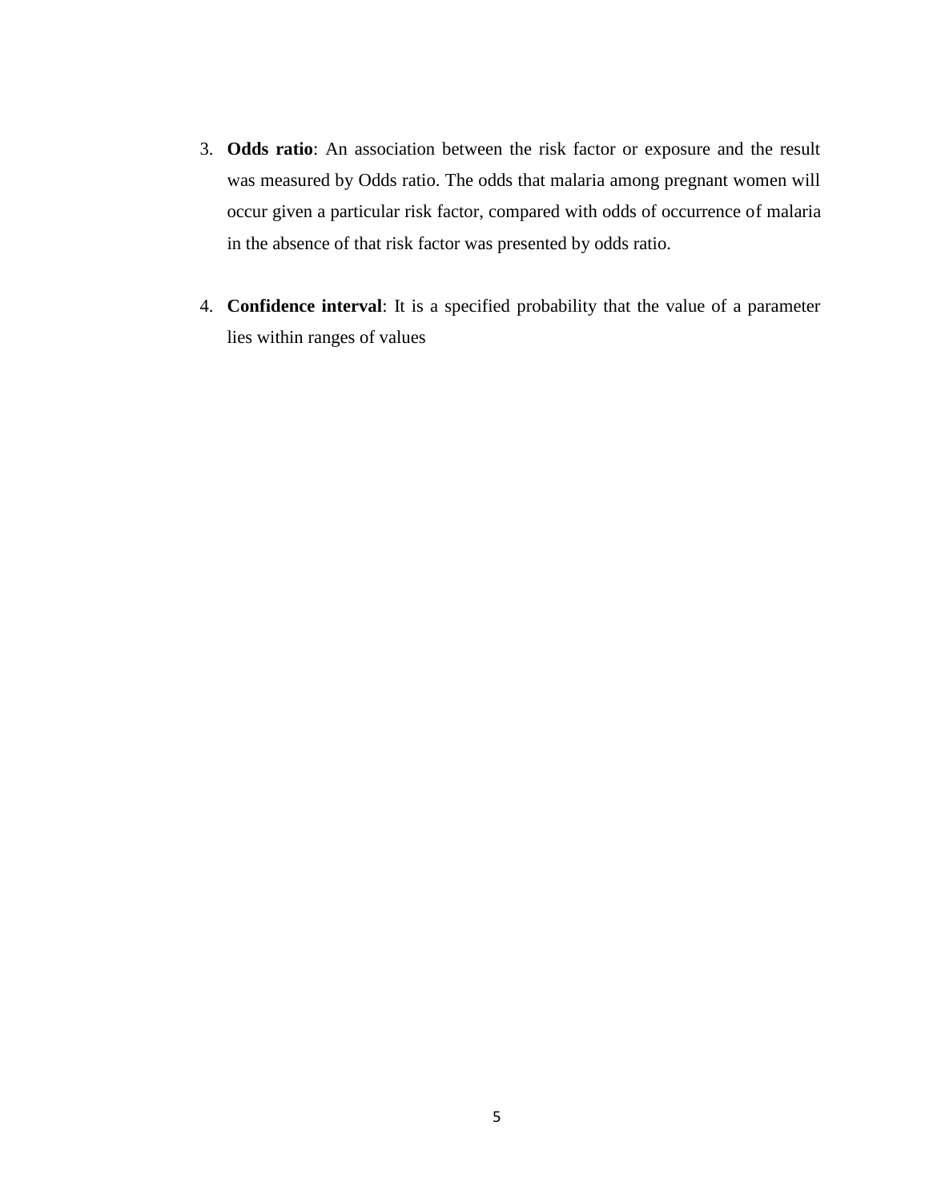3. **Odds ratio**: An association between the risk factor or exposure and the result was measured by Odds ratio. The odds that malaria among pregnant women will occur given a particular risk factor, compared with odds of occurrence of malaria in the absence of that risk factor was presented by odds ratio.

4. **Confidence interval**: It is a specified probability that the value of a parameter lies within ranges of values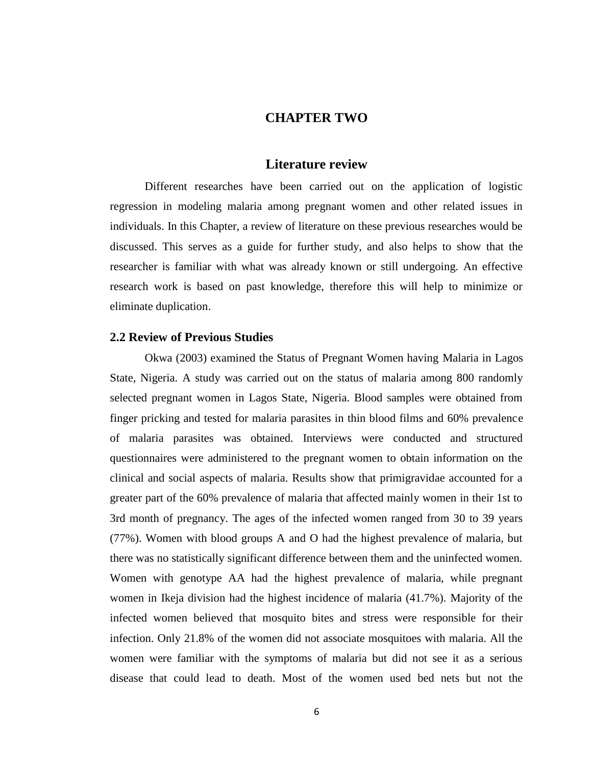# CHAPTER TWO

## Literature review

Different researches have been carried out on the application of logistic regression in modeling malaria among pregnant women and other related issues in individuals. In this Chapter, a review of literature on these previous researches would be discussed. This serves as a guide for further study, and also helps to show that the researcher is familiar with what was already known or still undergoing. An effective research work is based on past knowledge, therefore this will help to minimize or eliminate duplication.

### 2.2 Review of Previous Studies

Okwa (2003) examined the Status of Pregnant Women having Malaria in Lagos State, Nigeria. A study was carried out on the status of malaria among 800 randomly selected pregnant women in Lagos State, Nigeria. Blood samples were obtained from finger pricking and tested for malaria parasites in thin blood films and 60% prevalence of malaria parasites was obtained. Interviews were conducted and structured questionnaires were administered to the pregnant women to obtain information on the clinical and social aspects of malaria. Results show that primigravidae accounted for a greater part of the 60% prevalence of malaria that affected mainly women in their 1st to 3rd month of pregnancy. The ages of the infected women ranged from 30 to 39 years (77%). Women with blood groups A and O had the highest prevalence of malaria, but there was no statistically significant difference between them and the uninfected women. Women with genotype AA had the highest prevalence of malaria, while pregnant women in Ikeja division had the highest incidence of malaria (41.7%). Majority of the infected women believed that mosquito bites and stress were responsible for their infection. Only 21.8% of the women did not associate mosquitoes with malaria. All the women were familiar with the symptoms of malaria but did not see it as a serious disease that could lead to death. Most of the women used bed nets but not the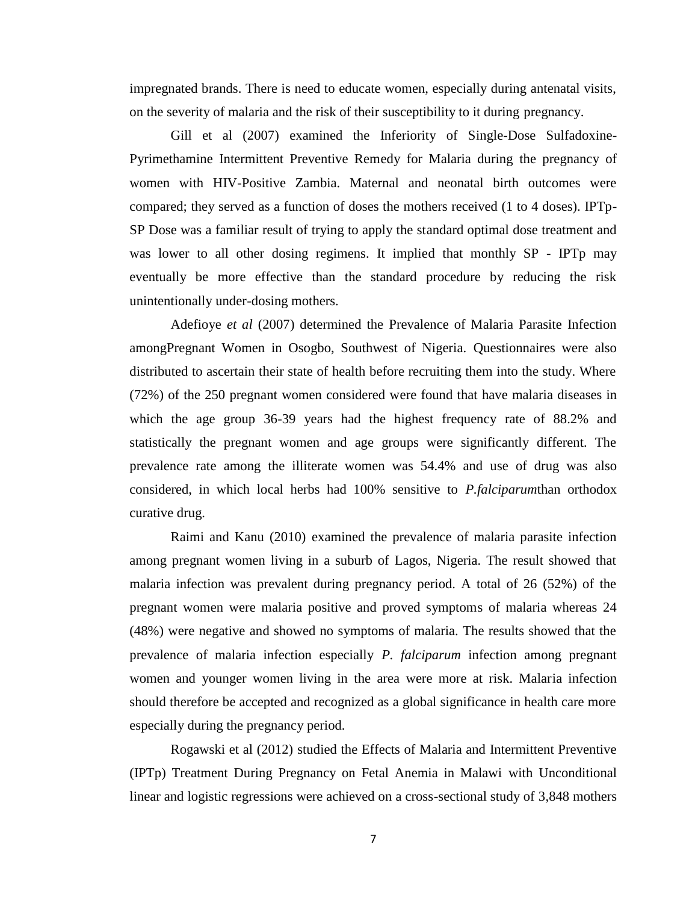impregnated brands. There is need to educate women, especially during antenatal visits, on the severity of malaria and the risk of their susceptibility to it during pregnancy.

Gill et al (2007) examined the Inferiority of Single-Dose Sulfadoxine-Pyrimethamine Intermittent Preventive Remedy for Malaria during the pregnancy of women with HIV-Positive Zambia. Maternal and neonatal birth outcomes were compared; they served as a function of doses the mothers received (1 to 4 doses). IPTp-SP Dose was a familiar result of trying to apply the standard optimal dose treatment and was lower to all other dosing regimens. It implied that monthly SP - IPTp may eventually be more effective than the standard procedure by reducing the risk unintentionally under-dosing mothers.

Adefioye *et al* (2007) determined the Prevalence of Malaria Parasite Infection amongPregnant Women in Osogbo, Southwest of Nigeria. Questionnaires were also distributed to ascertain their state of health before recruiting them into the study. Where (72%) of the 250 pregnant women considered were found that have malaria diseases in which the age group 36-39 years had the highest frequency rate of 88.2% and statistically the pregnant women and age groups were significantly different. The prevalence rate among the illiterate women was 54.4% and use of drug was also considered, in which local herbs had 100% sensitive to *P.falciparum*than orthodox curative drug.

Raimi and Kanu (2010) examined the prevalence of malaria parasite infection among pregnant women living in a suburb of Lagos, Nigeria. The result showed that malaria infection was prevalent during pregnancy period. A total of 26 (52%) of the pregnant women were malaria positive and proved symptoms of malaria whereas 24 (48%) were negative and showed no symptoms of malaria. The results showed that the prevalence of malaria infection especially *P. falciparum* infection among pregnant women and younger women living in the area were more at risk. Malaria infection should therefore be accepted and recognized as a global significance in health care more especially during the pregnancy period.

Rogawski et al (2012) studied the Effects of Malaria and Intermittent Preventive (IPTp) Treatment During Pregnancy on Fetal Anemia in Malawi with Unconditional linear and logistic regressions were achieved on a cross-sectional study of 3,848 mothers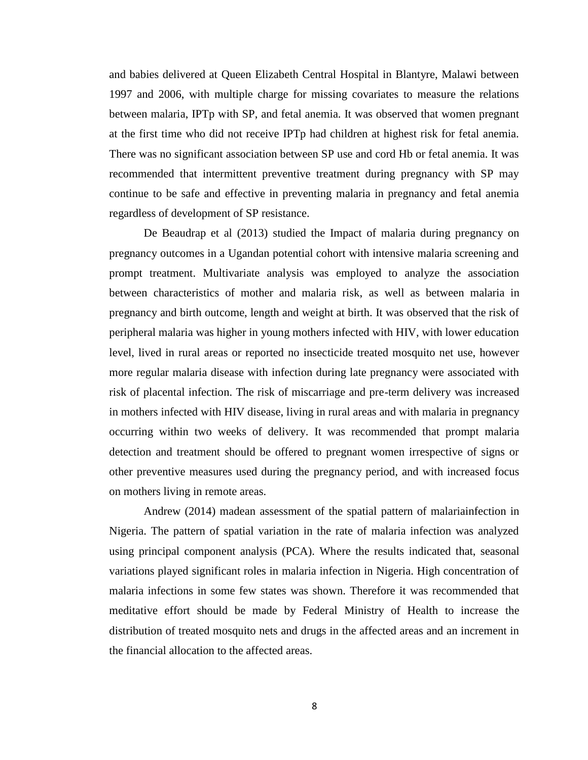and babies delivered at Queen Elizabeth Central Hospital in Blantyre, Malawi between 1997 and 2006, with multiple charge for missing covariates to measure the relations between malaria, IPTp with SP, and fetal anemia. It was observed that women pregnant at the first time who did not receive IPTp had children at highest risk for fetal anemia. There was no significant association between SP use and cord Hb or fetal anemia. It was recommended that intermittent preventive treatment during pregnancy with SP may continue to be safe and effective in preventing malaria in pregnancy and fetal anemia regardless of development of SP resistance.

De Beaudrap et al (2013) studied the Impact of malaria during pregnancy on pregnancy outcomes in a Ugandan potential cohort with intensive malaria screening and prompt treatment. Multivariate analysis was employed to analyze the association between characteristics of mother and malaria risk, as well as between malaria in pregnancy and birth outcome, length and weight at birth. It was observed that the risk of peripheral malaria was higher in young mothers infected with HIV, with lower education level, lived in rural areas or reported no insecticide treated mosquito net use, however more regular malaria disease with infection during late pregnancy were associated with risk of placental infection. The risk of miscarriage and pre-term delivery was increased in mothers infected with HIV disease, living in rural areas and with malaria in pregnancy occurring within two weeks of delivery. It was recommended that prompt malaria detection and treatment should be offered to pregnant women irrespective of signs or other preventive measures used during the pregnancy period, and with increased focus on mothers living in remote areas.

Andrew (2014) madean assessment of the spatial pattern of malariainfection in Nigeria. The pattern of spatial variation in the rate of malaria infection was analyzed using principal component analysis (PCA). Where the results indicated that, seasonal variations played significant roles in malaria infection in Nigeria. High concentration of malaria infections in some few states was shown. Therefore it was recommended that meditative effort should be made by Federal Ministry of Health to increase the distribution of treated mosquito nets and drugs in the affected areas and an increment in the financial allocation to the affected areas.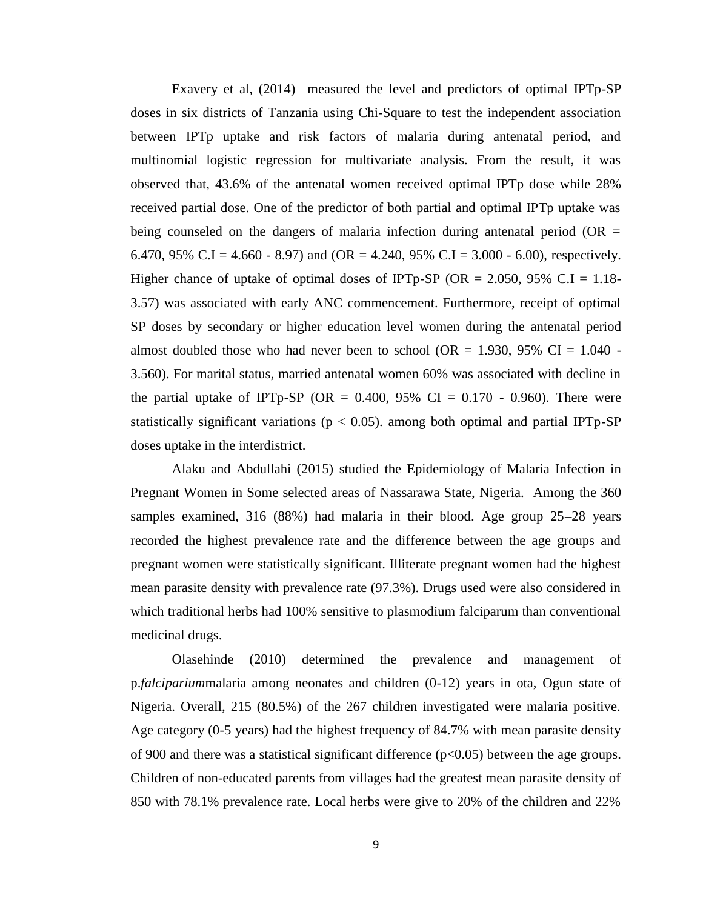Exavery et al, (2014) measured the level and predictors of optimal IPTp-SP doses in six districts of Tanzania using Chi-Square to test the independent association between IPTp uptake and risk factors of malaria during antenatal period, and multinomial logistic regression for multivariate analysis. From the result, it was observed that, 43.6% of the antenatal women received optimal IPTp dose while 28% received partial dose. One of the predictor of both partial and optimal IPTp uptake was being counseled on the dangers of malaria infection during antenatal period (OR = 6.470, 95% C.I = 4.660 - 8.97) and (OR = 4.240, 95% C.I = 3.000 - 6.00), respectively. Higher chance of uptake of optimal doses of IPTp-SP (OR = 2.050, 95% C.I = 1.18-3.57) was associated with early ANC commencement. Furthermore, receipt of optimal SP doses by secondary or higher education level women during the antenatal period almost doubled those who had never been to school (OR = 1.930, 95% CI = 1.040 - 3.560). For marital status, married antenatal women 60% was associated with decline in the partial uptake of IPTp-SP (OR = 0.400, 95% CI = 0.170 - 0.960). There were statistically significant variations ($p < 0.05$). among both optimal and partial IPTp-SP doses uptake in the interdistrict.

Alaku and Abdullahi (2015) studied the Epidemiology of Malaria Infection in Pregnant Women in Some selected areas of Nassarawa State, Nigeria. Among the 360 samples examined, 316 (88%) had malaria in their blood. Age group 25–28 years recorded the highest prevalence rate and the difference between the age groups and pregnant women were statistically significant. Illiterate pregnant women had the highest mean parasite density with prevalence rate (97.3%). Drugs used were also considered in which traditional herbs had 100% sensitive to plasmodium falciparum than conventional medicinal drugs.

Olasehinde (2010) determined the prevalence and management of p.*falciparium*malaria among neonates and children (0-12) years in ota, Ogun state of Nigeria. Overall, 215 (80.5%) of the 267 children investigated were malaria positive. Age category (0-5 years) had the highest frequency of 84.7% with mean parasite density of 900 and there was a statistical significant difference ($p<0.05$) between the age groups. Children of non-educated parents from villages had the greatest mean parasite density of 850 with 78.1% prevalence rate. Local herbs were give to 20% of the children and 22%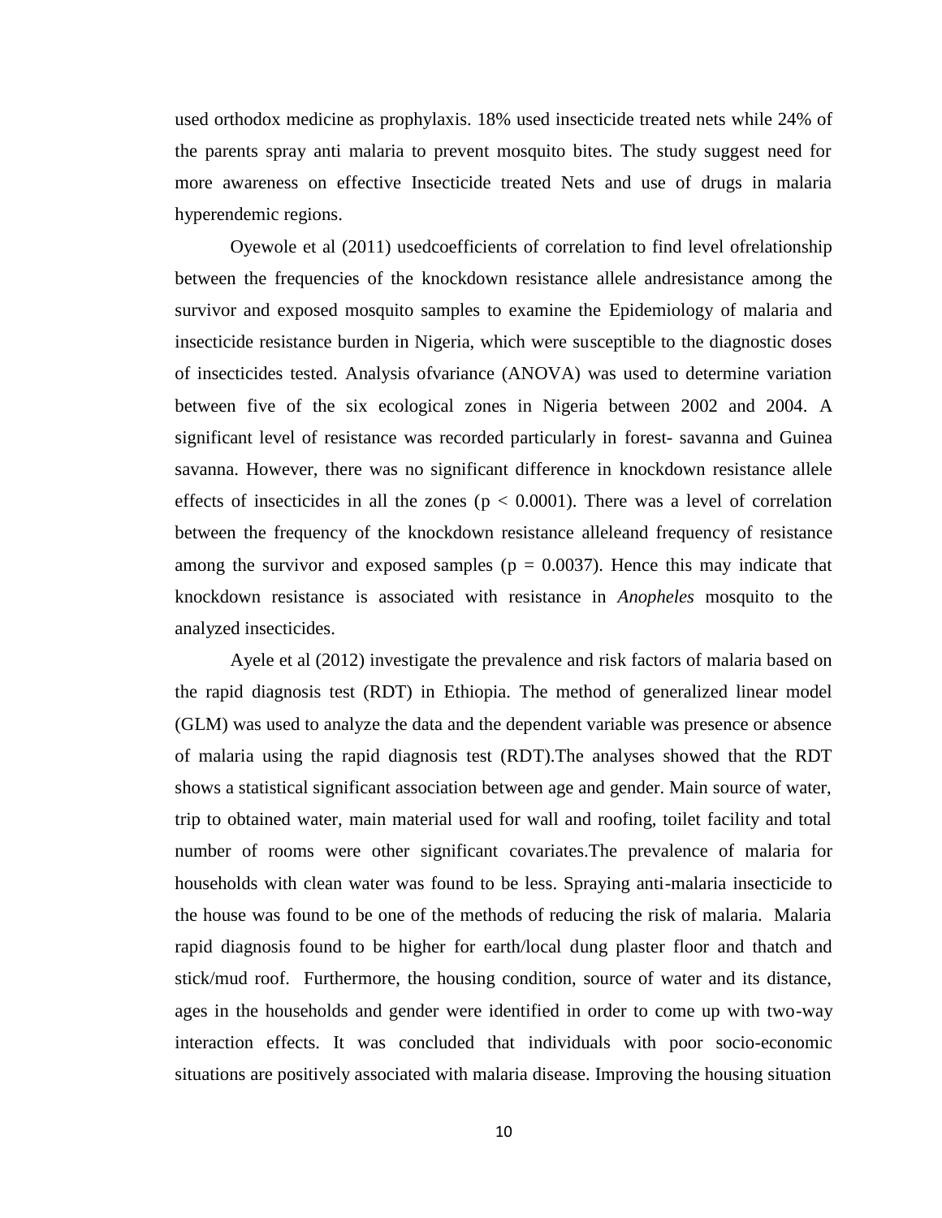used orthodox medicine as prophylaxis. 18% used insecticide treated nets while 24% of the parents spray anti malaria to prevent mosquito bites. The study suggest need for more awareness on effective Insecticide treated Nets and use of drugs in malaria hyperendemic regions.

Oyewole et al (2011) usedcoefficients of correlation to find level ofrelationship between the frequencies of the knockdown resistance allele andresistance among the survivor and exposed mosquito samples to examine the Epidemiology of malaria and insecticide resistance burden in Nigeria, which were susceptible to the diagnostic doses of insecticides tested. Analysis ofvariance (ANOVA) was used to determine variation between five of the six ecological zones in Nigeria between 2002 and 2004. A significant level of resistance was recorded particularly in forest- savanna and Guinea savanna. However, there was no significant difference in knockdown resistance allele effects of insecticides in all the zones ($p < 0.0001$). There was a level of correlation between the frequency of the knockdown resistance alleleand frequency of resistance among the survivor and exposed samples ($p = 0.0037$). Hence this may indicate that knockdown resistance is associated with resistance in *Anopheles* mosquito to the analyzed insecticides.

Ayele et al (2012) investigate the prevalence and risk factors of malaria based on the rapid diagnosis test (RDT) in Ethiopia. The method of generalized linear model (GLM) was used to analyze the data and the dependent variable was presence or absence of malaria using the rapid diagnosis test (RDT).The analyses showed that the RDT shows a statistical significant association between age and gender. Main source of water, trip to obtained water, main material used for wall and roofing, toilet facility and total number of rooms were other significant covariates.The prevalence of malaria for households with clean water was found to be less. Spraying anti-malaria insecticide to the house was found to be one of the methods of reducing the risk of malaria. Malaria rapid diagnosis found to be higher for earth/local dung plaster floor and thatch and stick/mud roof. Furthermore, the housing condition, source of water and its distance, ages in the households and gender were identified in order to come up with two-way interaction effects. It was concluded that individuals with poor socio-economic situations are positively associated with malaria disease. Improving the housing situation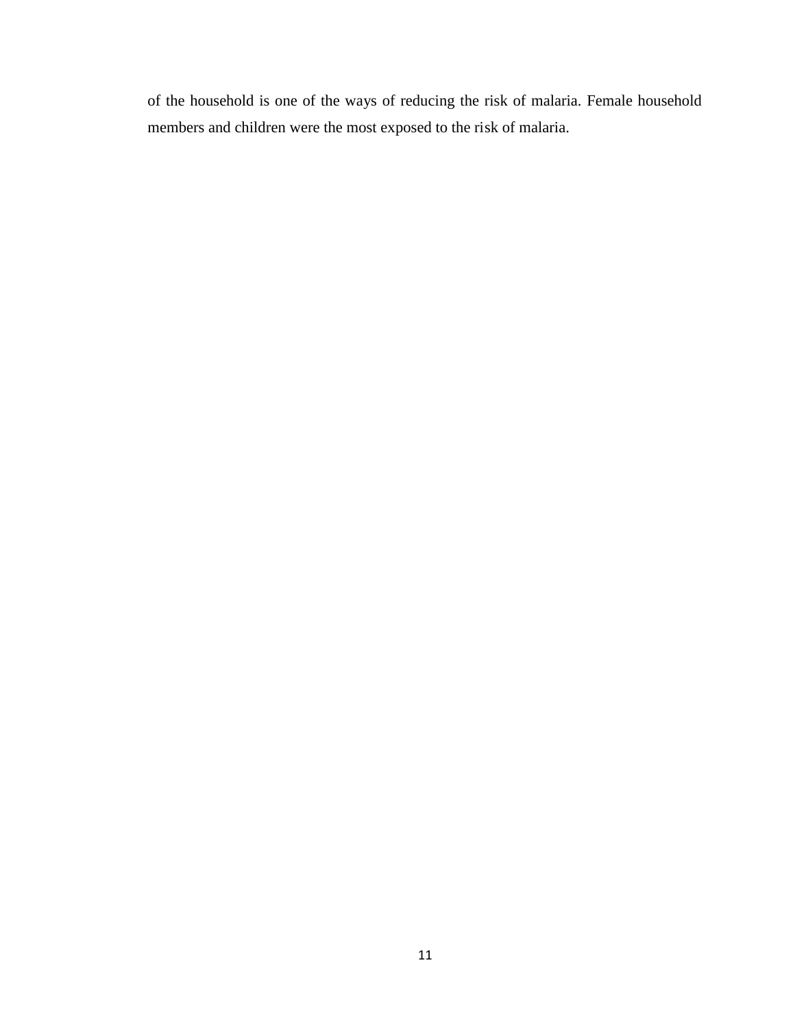of the household is one of the ways of reducing the risk of malaria. Female household members and children were the most exposed to the risk of malaria.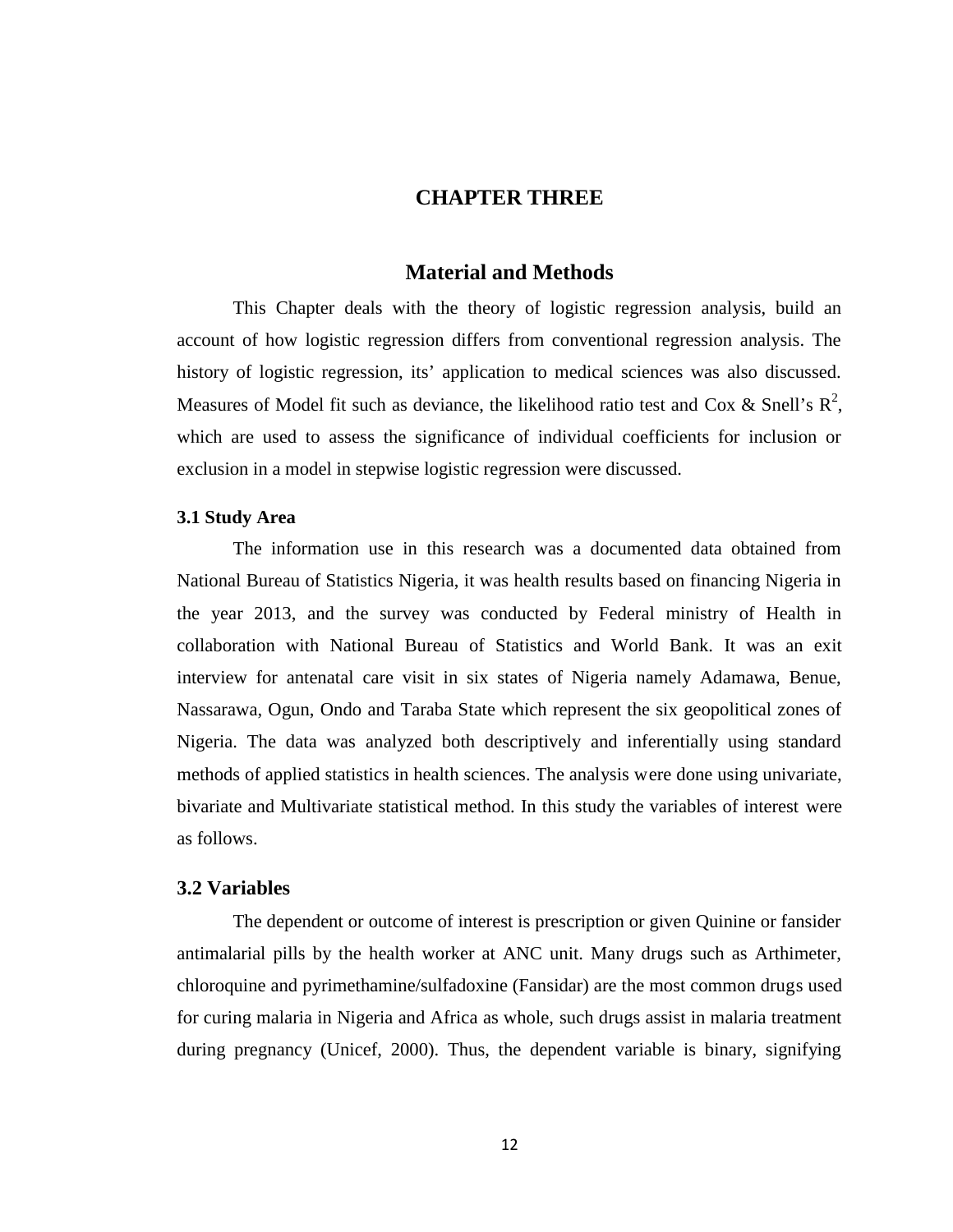# CHAPTER THREE

## Material and Methods

This Chapter deals with the theory of logistic regression analysis, build an account of how logistic regression differs from conventional regression analysis. The history of logistic regression, its' application to medical sciences was also discussed. Measures of Model fit such as deviance, the likelihood ratio test and Cox & Snell's $R^2$, which are used to assess the significance of individual coefficients for inclusion or exclusion in a model in stepwise logistic regression were discussed.

### 3.1 Study Area

The information use in this research was a documented data obtained from National Bureau of Statistics Nigeria, it was health results based on financing Nigeria in the year 2013, and the survey was conducted by Federal ministry of Health in collaboration with National Bureau of Statistics and World Bank. It was an exit interview for antenatal care visit in six states of Nigeria namely Adamawa, Benue, Nassarawa, Ogun, Ondo and Taraba State which represent the six geopolitical zones of Nigeria. The data was analyzed both descriptively and inferentially using standard methods of applied statistics in health sciences. The analysis were done using univariate, bivariate and Multivariate statistical method. In this study the variables of interest were as follows.

### 3.2 Variables

The dependent or outcome of interest is prescription or given Quinine or fansider antimalarial pills by the health worker at ANC unit. Many drugs such as Arthimeter, chloroquine and pyrimethamine/sulfadoxine (Fansidar) are the most common drugs used for curing malaria in Nigeria and Africa as whole, such drugs assist in malaria treatment during pregnancy (Unicef, 2000). Thus, the dependent variable is binary, signifying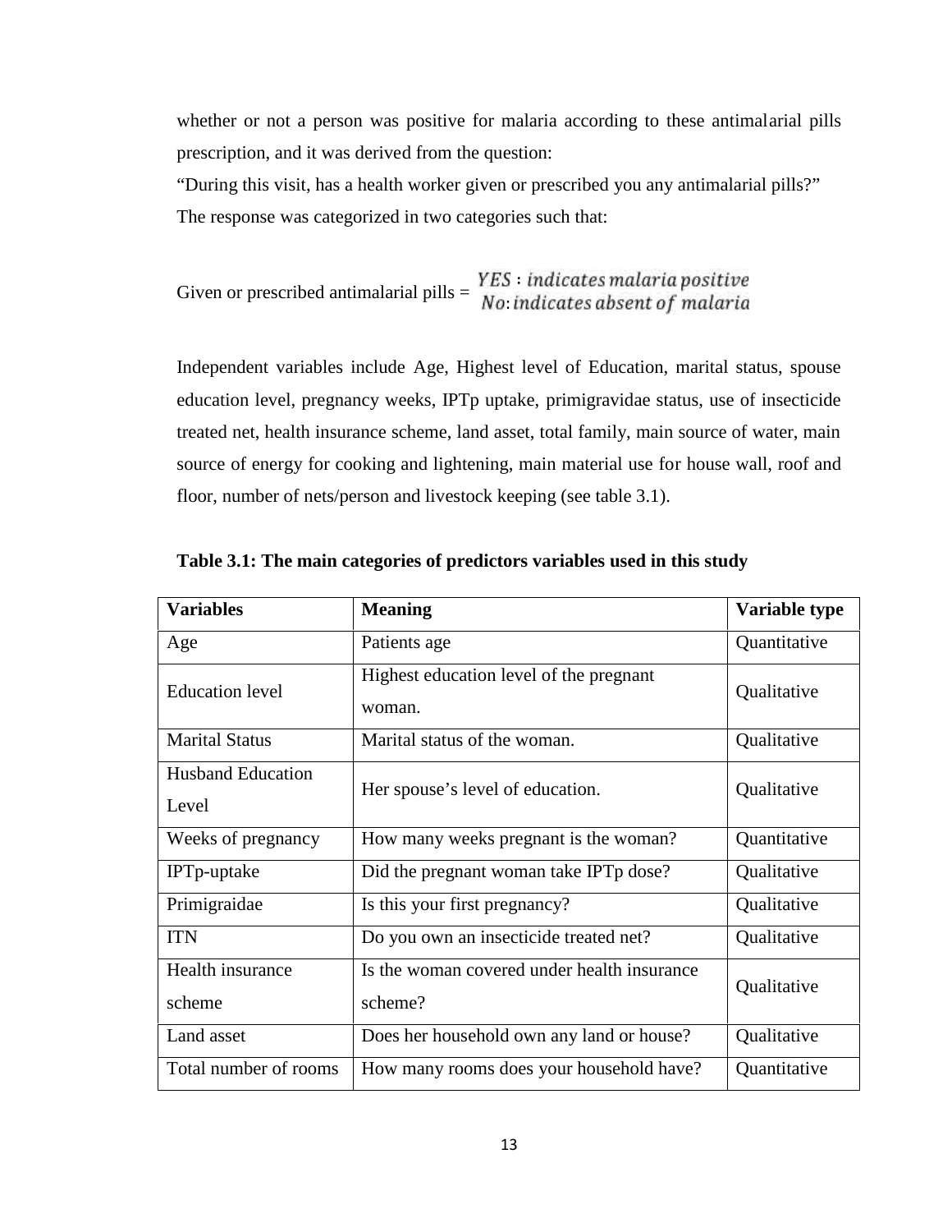whether or not a person was positive for malaria according to these antimalarial pills prescription, and it was derived from the question:

"During this visit, has a health worker given or prescribed you any antimalarial pills?"

The response was categorized in two categories such that:

Given or prescribed antimalarial pills = $\begin{matrix} YES: indicates\ malaria\ positive \\ No: indicates\ absent\ of\ malaria \end{matrix}$

Independent variables include Age, Highest level of Education, marital status, spouse education level, pregnancy weeks, IPTp uptake, primigravidae status, use of insecticide treated net, health insurance scheme, land asset, total family, main source of water, main source of energy for cooking and lightening, main material use for house wall, roof and floor, number of nets/person and livestock keeping (see table 3.1).

**Table 3.1: The main categories of predictors variables used in this study**

| Variables | Meaning | Variable type |
|---|---|---|
| Age | Patients age | Quantitative |
| Education level | Highest education level of the pregnant woman. | Qualitative |
| Marital Status | Marital status of the woman. | Qualitative |
| Husband Education Level | Her spouse's level of education. | Qualitative |
| Weeks of pregnancy | How many weeks pregnant is the woman? | Quantitative |
| IPTp-uptake | Did the pregnant woman take IPTp dose? | Qualitative |
| Primigraidae | Is this your first pregnancy? | Qualitative |
| ITN | Do you own an insecticide treated net? | Qualitative |
| Health insurance scheme | Is the woman covered under health insurance scheme? | Qualitative |
| Land asset | Does her household own any land or house? | Qualitative |
| Total number of rooms | How many rooms does your household have? | Quantitative |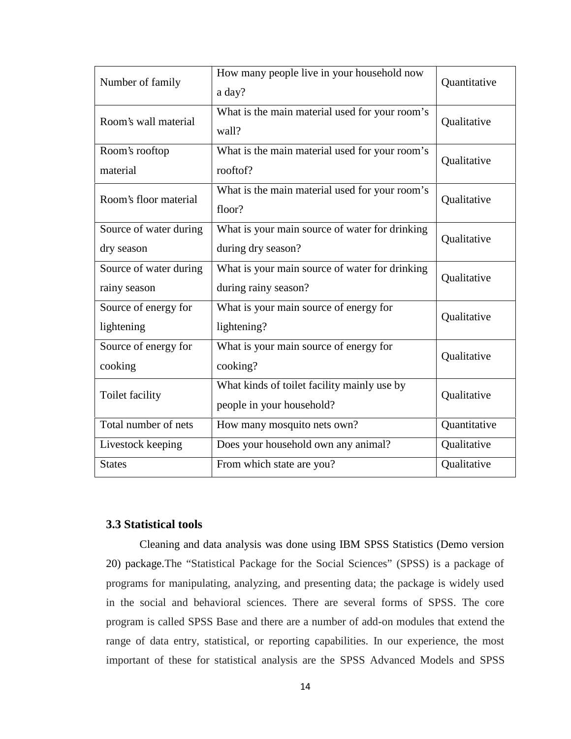| Number of family | How many people live in your household now a day? | Quantitative |
|---|---|---|
| Room's wall material | What is the main material used for your room's wall? | Qualitative |
| Room's rooftop material | What is the main material used for your room's rooftof? | Qualitative |
| Room's floor material | What is the main material used for your room's floor? | Qualitative |
| Source of water during dry season | What is your main source of water for drinking during dry season? | Qualitative |
| Source of water during rainy season | What is your main source of water for drinking during rainy season? | Qualitative |
| Source of energy for lightening | What is your main source of energy for lightening? | Qualitative |
| Source of energy for cooking | What is your main source of energy for cooking? | Qualitative |
| Toilet facility | What kinds of toilet facility mainly use by people in your household? | Qualitative |
| Total number of nets | How many mosquito nets own? | Quantitative |
| Livestock keeping | Does your household own any animal? | Qualitative |
| States | From which state are you? | Qualitative |

### 3.3 Statistical tools

Cleaning and data analysis was done using IBM SPSS Statistics (Demo version 20) package.The "Statistical Package for the Social Sciences" (SPSS) is a package of programs for manipulating, analyzing, and presenting data; the package is widely used in the social and behavioral sciences. There are several forms of SPSS. The core program is called SPSS Base and there are a number of add-on modules that extend the range of data entry, statistical, or reporting capabilities. In our experience, the most important of these for statistical analysis are the SPSS Advanced Models and SPSS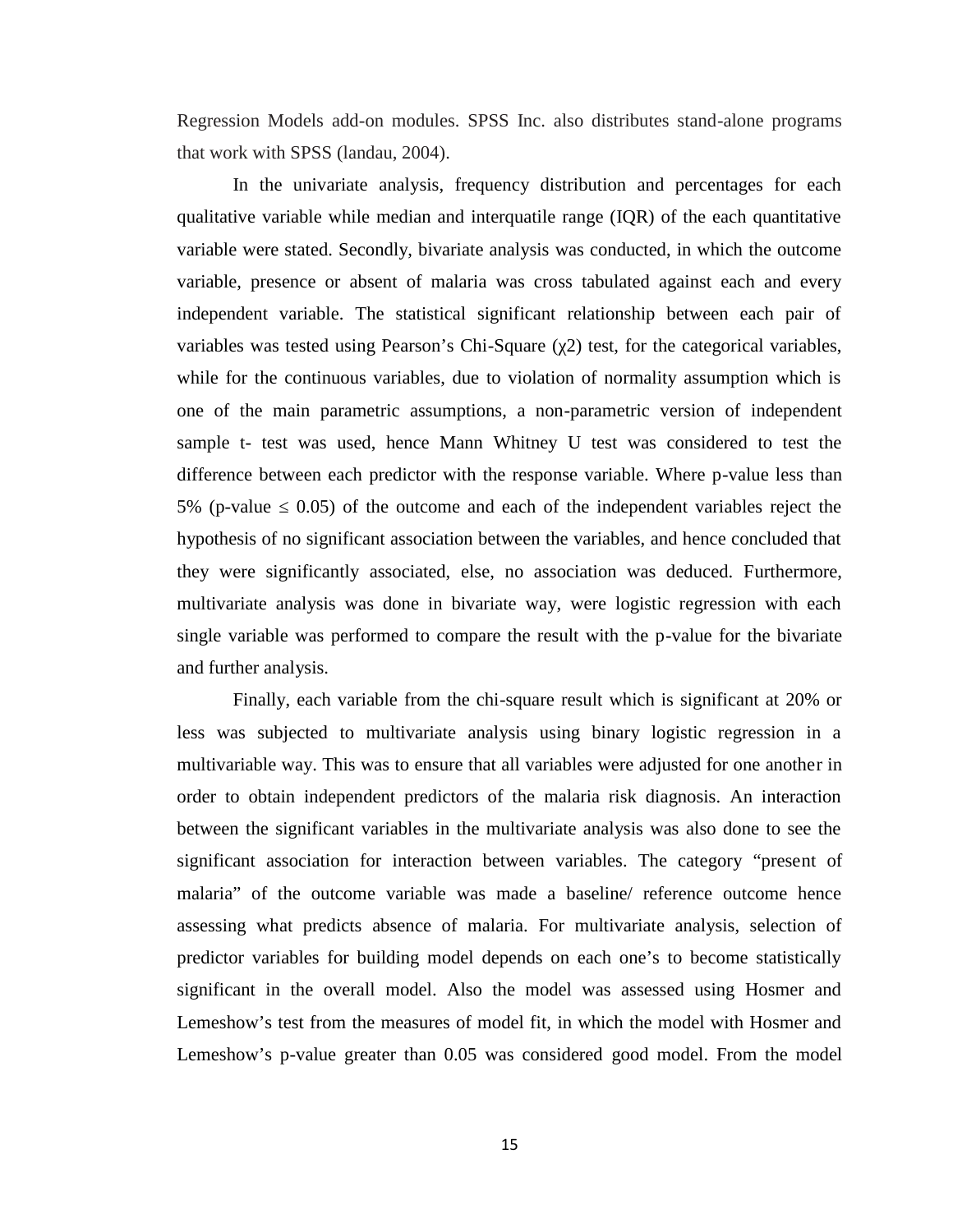Regression Models add-on modules. SPSS Inc. also distributes stand-alone programs that work with SPSS (landau, 2004).

In the univariate analysis, frequency distribution and percentages for each qualitative variable while median and interquatile range (IQR) of the each quantitative variable were stated. Secondly, bivariate analysis was conducted, in which the outcome variable, presence or absent of malaria was cross tabulated against each and every independent variable. The statistical significant relationship between each pair of variables was tested using Pearson's Chi-Square ($\chi 2$) test, for the categorical variables, while for the continuous variables, due to violation of normality assumption which is one of the main parametric assumptions, a non-parametric version of independent sample t- test was used, hence Mann Whitney U test was considered to test the difference between each predictor with the response variable. Where p-value less than 5% (p-value $\leq 0.05$) of the outcome and each of the independent variables reject the hypothesis of no significant association between the variables, and hence concluded that they were significantly associated, else, no association was deduced. Furthermore, multivariate analysis was done in bivariate way, were logistic regression with each single variable was performed to compare the result with the p-value for the bivariate and further analysis.

Finally, each variable from the chi-square result which is significant at 20% or less was subjected to multivariate analysis using binary logistic regression in a multivariable way. This was to ensure that all variables were adjusted for one another in order to obtain independent predictors of the malaria risk diagnosis. An interaction between the significant variables in the multivariate analysis was also done to see the significant association for interaction between variables. The category "present of malaria" of the outcome variable was made a baseline/ reference outcome hence assessing what predicts absence of malaria. For multivariate analysis, selection of predictor variables for building model depends on each one's to become statistically significant in the overall model. Also the model was assessed using Hosmer and Lemeshow's test from the measures of model fit, in which the model with Hosmer and Lemeshow's p-value greater than 0.05 was considered good model. From the model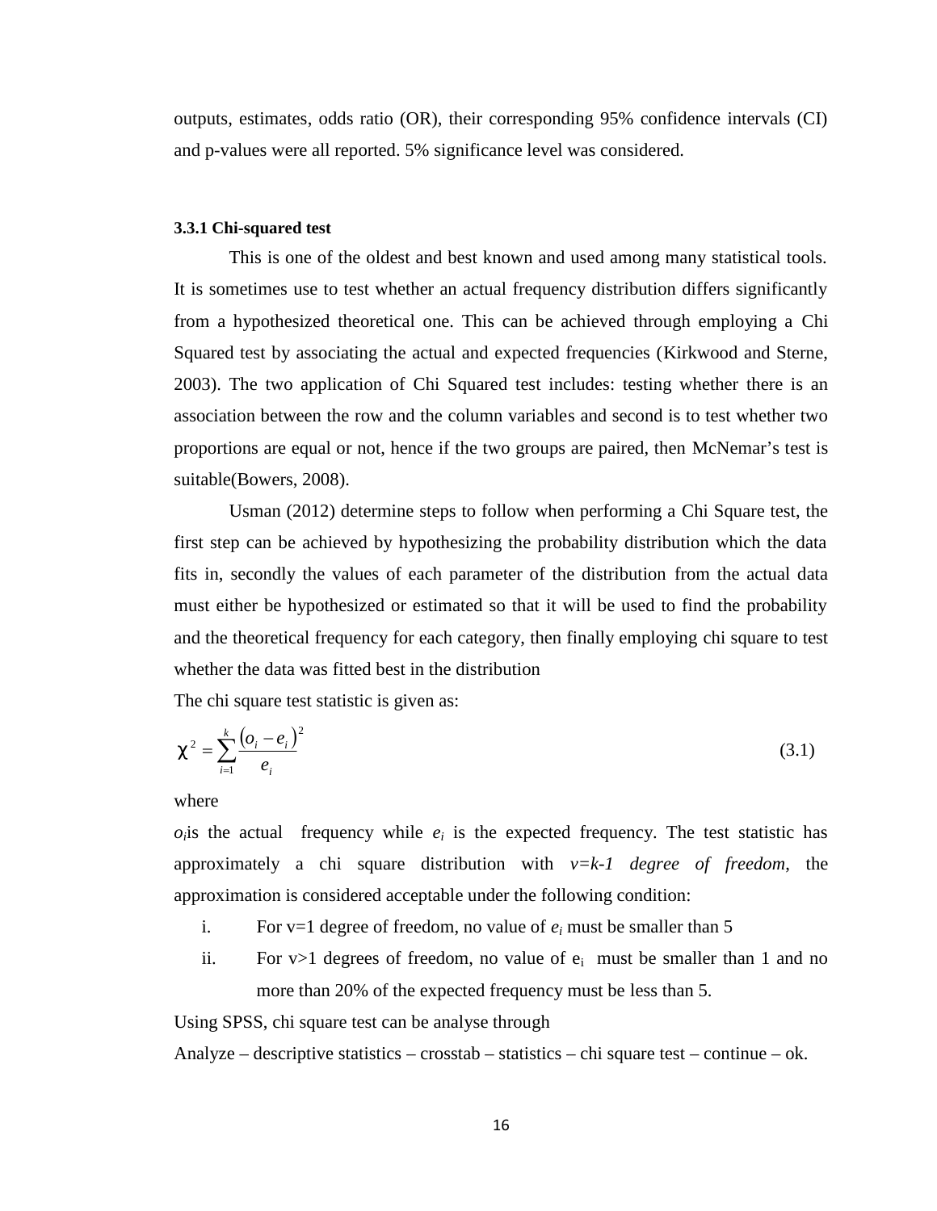outputs, estimates, odds ratio (OR), their corresponding 95% confidence intervals (CI) and p-values were all reported. 5% significance level was considered.

### 3.3.1 Chi-squared test

This is one of the oldest and best known and used among many statistical tools. It is sometimes use to test whether an actual frequency distribution differs significantly from a hypothesized theoretical one. This can be achieved through employing a Chi Squared test by associating the actual and expected frequencies (Kirkwood and Sterne, 2003). The two application of Chi Squared test includes: testing whether there is an association between the row and the column variables and second is to test whether two proportions are equal or not, hence if the two groups are paired, then McNemar's test is suitable(Bowers, 2008).

Usman (2012) determine steps to follow when performing a Chi Square test, the first step can be achieved by hypothesizing the probability distribution which the data fits in, secondly the values of each parameter of the distribution from the actual data must either be hypothesized or estimated so that it will be used to find the probability and the theoretical frequency for each category, then finally employing chi square to test whether the data was fitted best in the distribution

The chi square test statistic is given as:

$$\chi^2 = \sum_{i=1}^{k} \frac{(o_i - e_i)^2}{e_i} \tag{3.1}$$

where

$o_i$is the actual frequency while $e_i$ is the expected frequency. The test statistic has approximately a chi square distribution with *$v=k-1$ degree of freedom,* the approximation is considered acceptable under the following condition:

i. For $v=1$ degree of freedom, no value of $e_i$ must be smaller than 5

ii. For $v>1$ degrees of freedom, no value of $e_i$ must be smaller than 1 and no more than 20% of the expected frequency must be less than 5.

Using SPSS, chi square test can be analyse through

Analyze – descriptive statistics – crosstab – statistics – chi square test – continue – ok.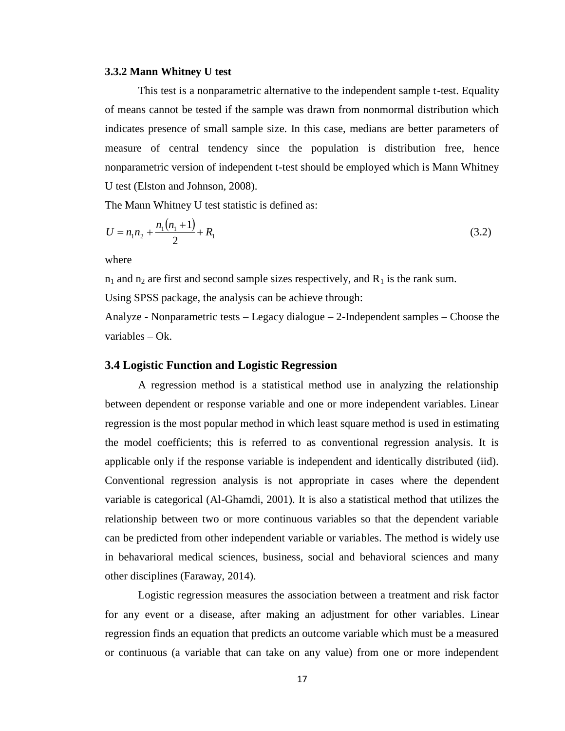### 3.3.2 Mann Whitney U test

This test is a nonparametric alternative to the independent sample t-test. Equality of means cannot be tested if the sample was drawn from nonmormal distribution which indicates presence of small sample size. In this case, medians are better parameters of measure of central tendency since the population is distribution free, hence nonparametric version of independent t-test should be employed which is Mann Whitney U test (Elston and Johnson, 2008).

The Mann Whitney U test statistic is defined as:

$$U = n_1 n_2 + \frac{n_1(n_1 + 1)}{2} + R_1 \tag{3.2}$$

where

$n_1$ and $n_2$ are first and second sample sizes respectively, and $R_1$ is the rank sum.

Using SPSS package, the analysis can be achieve through:

Analyze - Nonparametric tests – Legacy dialogue – 2-Independent samples – Choose the variables – Ok.

## 3.4 Logistic Function and Logistic Regression

A regression method is a statistical method use in analyzing the relationship between dependent or response variable and one or more independent variables. Linear regression is the most popular method in which least square method is used in estimating the model coefficients; this is referred to as conventional regression analysis. It is applicable only if the response variable is independent and identically distributed (iid). Conventional regression analysis is not appropriate in cases where the dependent variable is categorical (Al-Ghamdi, 2001). It is also a statistical method that utilizes the relationship between two or more continuous variables so that the dependent variable can be predicted from other independent variable or variables. The method is widely use in behavarioral medical sciences, business, social and behavioral sciences and many other disciplines (Faraway, 2014).

Logistic regression measures the association between a treatment and risk factor for any event or a disease, after making an adjustment for other variables. Linear regression finds an equation that predicts an outcome variable which must be a measured or continuous (a variable that can take on any value) from one or more independent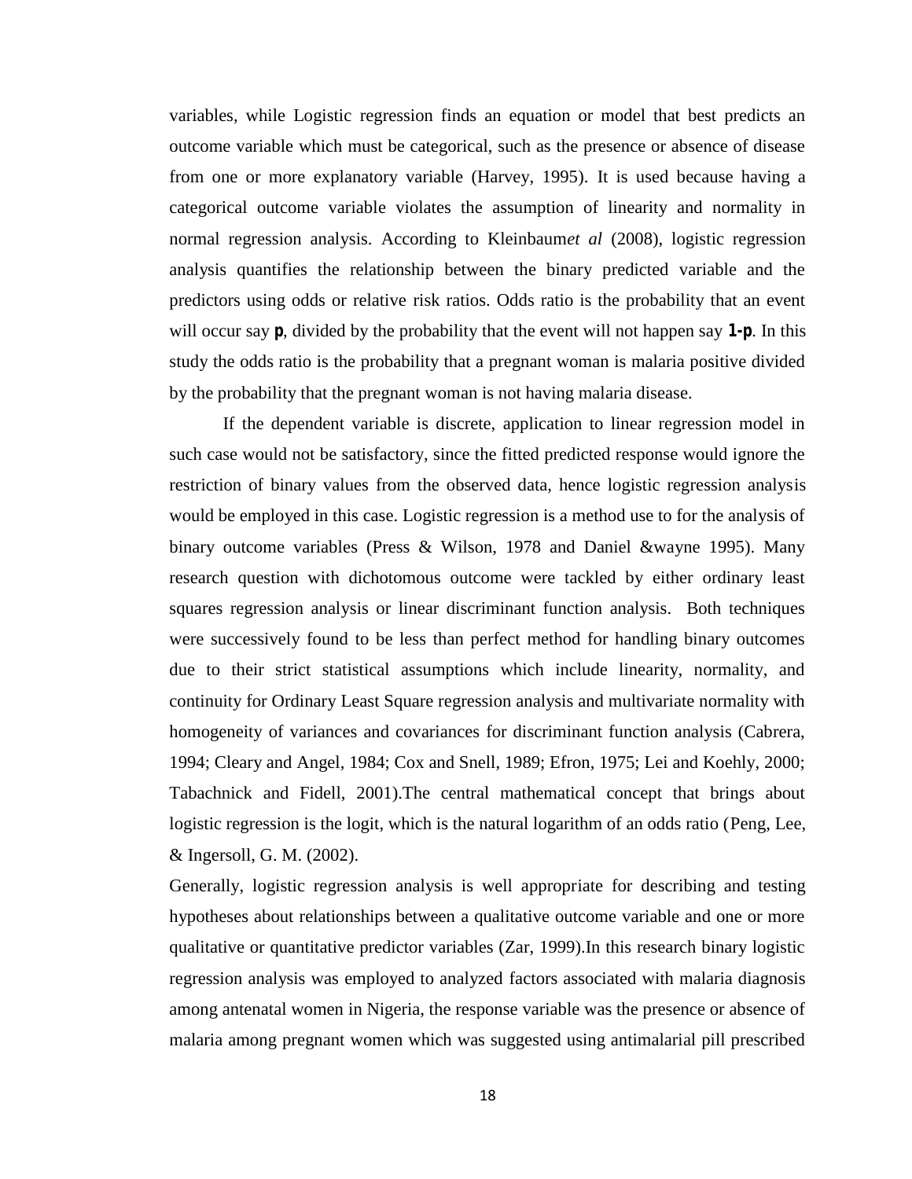variables, while Logistic regression finds an equation or model that best predicts an outcome variable which must be categorical, such as the presence or absence of disease from one or more explanatory variable (Harvey, 1995). It is used because having a categorical outcome variable violates the assumption of linearity and normality in normal regression analysis. According to Kleinbaum*et al* (2008), logistic regression analysis quantifies the relationship between the binary predicted variable and the predictors using odds or relative risk ratios. Odds ratio is the probability that an event will occur say **p**, divided by the probability that the event will not happen say **1-p**. In this study the odds ratio is the probability that a pregnant woman is malaria positive divided by the probability that the pregnant woman is not having malaria disease.

If the dependent variable is discrete, application to linear regression model in such case would not be satisfactory, since the fitted predicted response would ignore the restriction of binary values from the observed data, hence logistic regression analysis would be employed in this case. Logistic regression is a method use to for the analysis of binary outcome variables (Press & Wilson, 1978 and Daniel &wayne 1995). Many research question with dichotomous outcome were tackled by either ordinary least squares regression analysis or linear discriminant function analysis. Both techniques were successively found to be less than perfect method for handling binary outcomes due to their strict statistical assumptions which include linearity, normality, and continuity for Ordinary Least Square regression analysis and multivariate normality with homogeneity of variances and covariances for discriminant function analysis (Cabrera, 1994; Cleary and Angel, 1984; Cox and Snell, 1989; Efron, 1975; Lei and Koehly, 2000; Tabachnick and Fidell, 2001).The central mathematical concept that brings about logistic regression is the logit, which is the natural logarithm of an odds ratio (Peng, Lee, & Ingersoll, G. M. (2002).

Generally, logistic regression analysis is well appropriate for describing and testing hypotheses about relationships between a qualitative outcome variable and one or more qualitative or quantitative predictor variables (Zar, 1999).In this research binary logistic regression analysis was employed to analyzed factors associated with malaria diagnosis among antenatal women in Nigeria, the response variable was the presence or absence of malaria among pregnant women which was suggested using antimalarial pill prescribed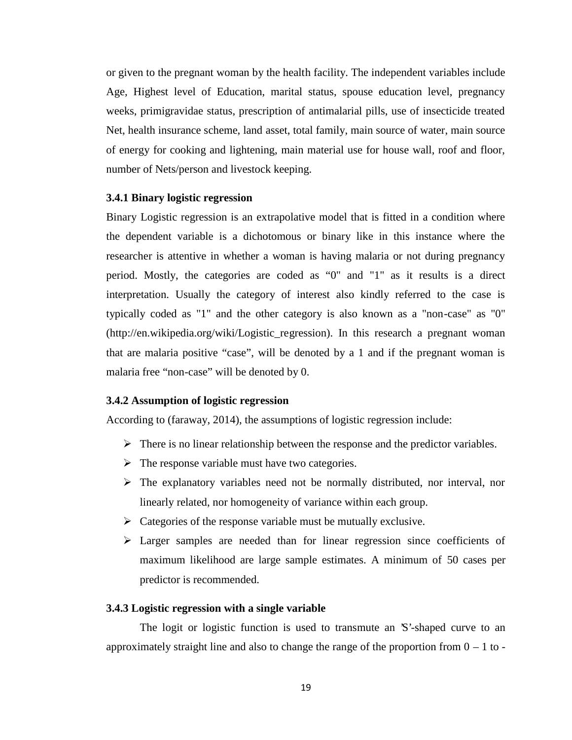or given to the pregnant woman by the health facility. The independent variables include Age, Highest level of Education, marital status, spouse education level, pregnancy weeks, primigravidae status, prescription of antimalarial pills, use of insecticide treated Net, health insurance scheme, land asset, total family, main source of water, main source of energy for cooking and lightening, main material use for house wall, roof and floor, number of Nets/person and livestock keeping.

### 3.4.1 Binary logistic regression

Binary Logistic regression is an extrapolative model that is fitted in a condition where the dependent variable is a dichotomous or binary like in this instance where the researcher is attentive in whether a woman is having malaria or not during pregnancy period. Mostly, the categories are coded as "0" and "1" as it results is a direct interpretation. Usually the category of interest also kindly referred to the case is typically coded as "1" and the other category is also known as a "non-case" as "0" (http://en.wikipedia.org/wiki/Logistic_regression). In this research a pregnant woman that are malaria positive "case", will be denoted by a 1 and if the pregnant woman is malaria free "non-case" will be denoted by 0.

### 3.4.2 Assumption of logistic regression

According to (faraway, 2014), the assumptions of logistic regression include:

- There is no linear relationship between the response and the predictor variables.
- The response variable must have two categories.
- The explanatory variables need not be normally distributed, nor interval, nor linearly related, nor homogeneity of variance within each group.
- Categories of the response variable must be mutually exclusive.
- Larger samples are needed than for linear regression since coefficients of maximum likelihood are large sample estimates. A minimum of 50 cases per predictor is recommended.

### 3.4.3 Logistic regression with a single variable

The logit or logistic function is used to transmute an 'S'-shaped curve to an approximately straight line and also to change the range of the proportion from 0 – 1 to -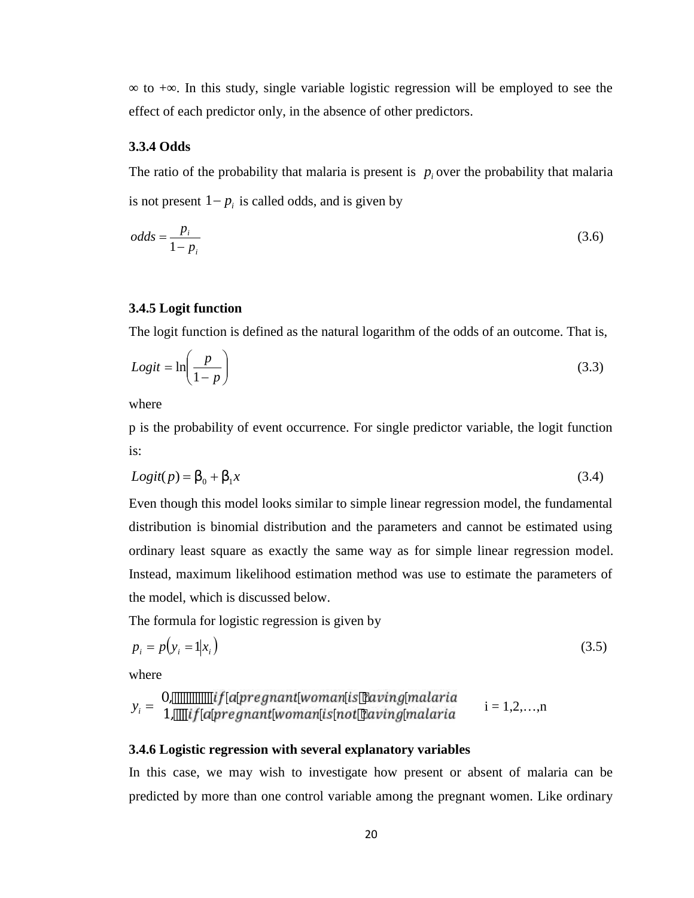∞ to +∞. In this study, single variable logistic regression will be employed to see the effect of each predictor only, in the absence of other predictors.

### 3.3.4 Odds

The ratio of the probability that malaria is present is $p_i$ over the probability that malaria is not present $1 - p_i$ is called odds, and is given by

$$odds = \frac{p_i}{1 - p_i} \tag{3.6}$$

### 3.4.5 Logit function

The logit function is defined as the natural logarithm of the odds of an outcome. That is,

$$Logit = \ln\left(\frac{p}{1 - p}\right) \tag{3.3}$$

where

p is the probability of event occurrence. For single predictor variable, the logit function is:

$$Logit(p) = \beta_0 + \beta_1 x \tag{3.4}$$

Even though this model looks similar to simple linear regression model, the fundamental distribution is binomial distribution and the parameters and cannot be estimated using ordinary least square as exactly the same way as for simple linear regression model. Instead, maximum likelihood estimation method was use to estimate the parameters of the model, which is discussed below.

The formula for logistic regression is given by

$$p_i = p(y_i = 1 | x_i) \tag{3.5}$$

where

$$y_i = \begin{cases} 0, & \text{if a pregnant woman is having malaria} \\ 1, & \text{if a pregnant woman is not having malaria} \end{cases} \qquad i = 1,2,\ldots,n$$

### 3.4.6 Logistic regression with several explanatory variables

In this case, we may wish to investigate how present or absent of malaria can be predicted by more than one control variable among the pregnant women. Like ordinary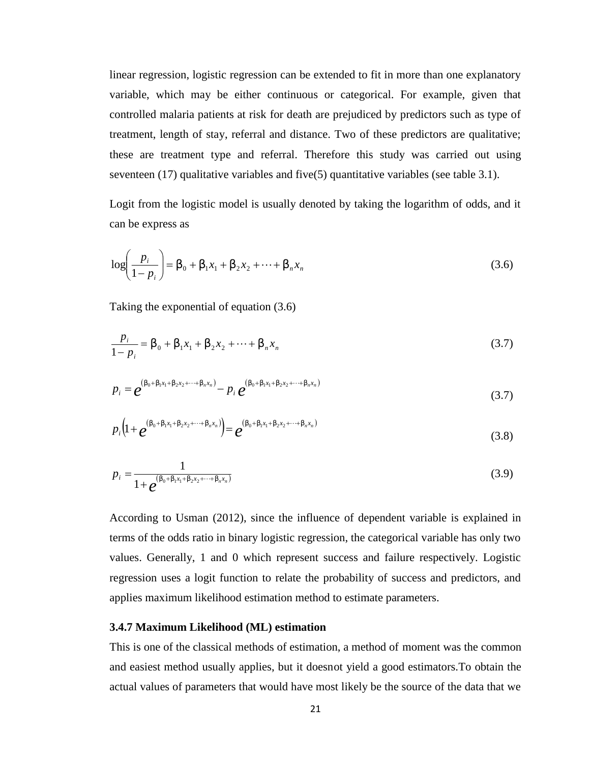linear regression, logistic regression can be extended to fit in more than one explanatory variable, which may be either continuous or categorical. For example, given that controlled malaria patients at risk for death are prejudiced by predictors such as type of treatment, length of stay, referral and distance. Two of these predictors are qualitative; these are treatment type and referral. Therefore this study was carried out using seventeen (17) qualitative variables and five(5) quantitative variables (see table 3.1).

Logit from the logistic model is usually denoted by taking the logarithm of odds, and it can be express as

$$\log\left(\frac{p_i}{1-p_i}\right) = \beta_0 + \beta_1 x_1 + \beta_2 x_2 + \cdots + \beta_n x_n \tag{3.6}$$

Taking the exponential of equation (3.6)

$$\frac{p_i}{1-p_i} = \beta_0 + \beta_1 x_1 + \beta_2 x_2 + \cdots + \beta_n x_n \tag{3.7}$$

$$p_i = e^{(\beta_0 + \beta_1 x_1 + \beta_2 x_2 + \cdots + \beta_n x_n)} - p_i\, e^{(\beta_0 + \beta_1 x_1 + \beta_2 x_2 + \cdots + \beta_n x_n)} \tag{3.7}$$

$$p_i\left(1 + e^{(\beta_0 + \beta_1 x_1 + \beta_2 x_2 + \cdots + \beta_n x_n)}\right) = e^{(\beta_0 + \beta_1 x_1 + \beta_2 x_2 + \cdots + \beta_n x_n)} \tag{3.8}$$

$$p_i = \frac{1}{1 + e^{(\beta_0 + \beta_1 x_1 + \beta_2 x_2 + \cdots + \beta_n x_n)}} \tag{3.9}$$

According to Usman (2012), since the influence of dependent variable is explained in terms of the odds ratio in binary logistic regression, the categorical variable has only two values. Generally, 1 and 0 which represent success and failure respectively. Logistic regression uses a logit function to relate the probability of success and predictors, and applies maximum likelihood estimation method to estimate parameters.

### 3.4.7 Maximum Likelihood (ML) estimation

This is one of the classical methods of estimation, a method of moment was the common and easiest method usually applies, but it doesnot yield a good estimators.To obtain the actual values of parameters that would have most likely be the source of the data that we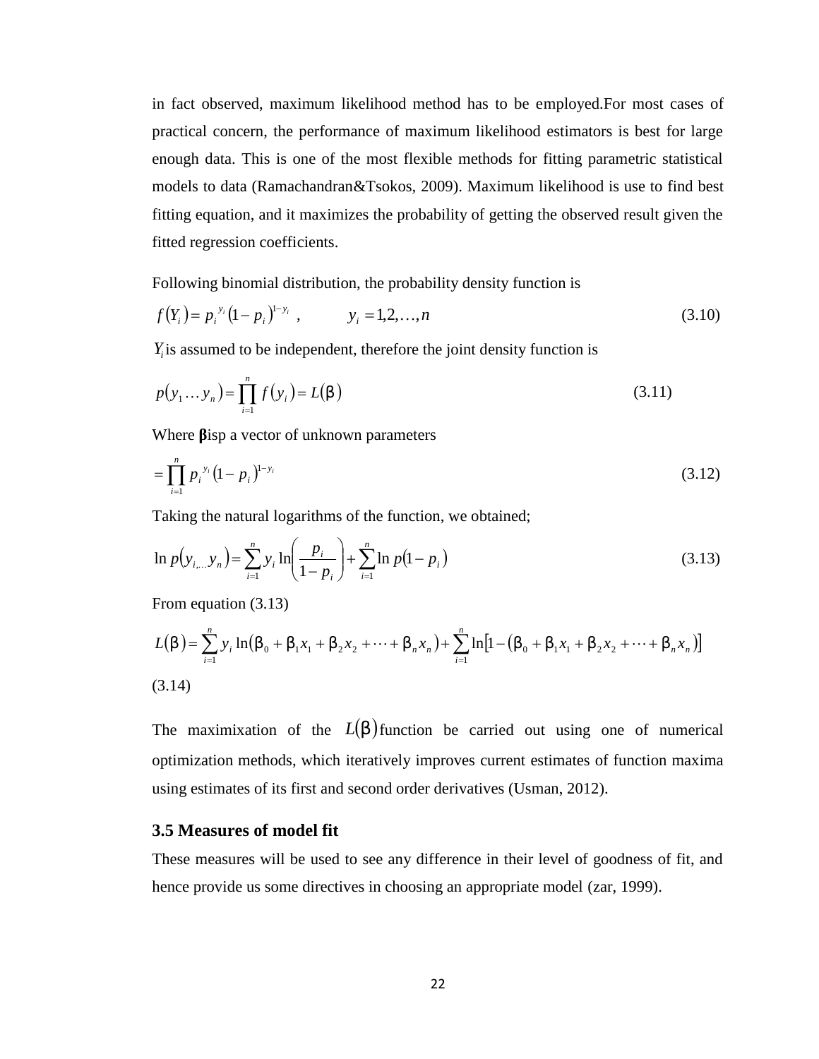in fact observed, maximum likelihood method has to be employed.For most cases of practical concern, the performance of maximum likelihood estimators is best for large enough data. This is one of the most flexible methods for fitting parametric statistical models to data (Ramachandran&Tsokos, 2009). Maximum likelihood is use to find best fitting equation, and it maximizes the probability of getting the observed result given the fitted regression coefficients.

Following binomial distribution, the probability density function is

$$f(Y_i) = p_i^{\,y_i}(1-p_i)^{1-y_i} \ , \qquad y_i = 1,2,\ldots,n \tag{3.10}$$

$Y_i$ is assumed to be independent, therefore the joint density function is

$$p(y_1 \ldots y_n) = \prod_{i=1}^{n} f(y_i) = L(\beta) \tag{3.11}$$

Where **β**isp a vector of unknown parameters

$$= \prod_{i=1}^{n} p_i^{\,y_i}(1-p_i)^{1-y_i} \tag{3.12}$$

Taking the natural logarithms of the function, we obtained;

$$\ln p(y_{i,\ldots} y_n) = \sum_{i=1}^{n} y_i \ln\left(\frac{p_i}{1-p_i}\right) + \sum_{i=1}^{n} \ln p(1-p_i) \tag{3.13}$$

From equation (3.13)

$$L(\beta) = \sum_{i=1}^{n} y_i \ln(\beta_0 + \beta_1 x_1 + \beta_2 x_2 + \cdots + \beta_n x_n) + \sum_{i=1}^{n} \ln[1 - (\beta_0 + \beta_1 x_1 + \beta_2 x_2 + \cdots + \beta_n x_n)]$$

(3.14)

The maximixation of the $L(\beta)$ function be carried out using one of numerical optimization methods, which iteratively improves current estimates of function maxima using estimates of its first and second order derivatives (Usman, 2012).

### 3.5 Measures of model fit

These measures will be used to see any difference in their level of goodness of fit, and hence provide us some directives in choosing an appropriate model (zar, 1999).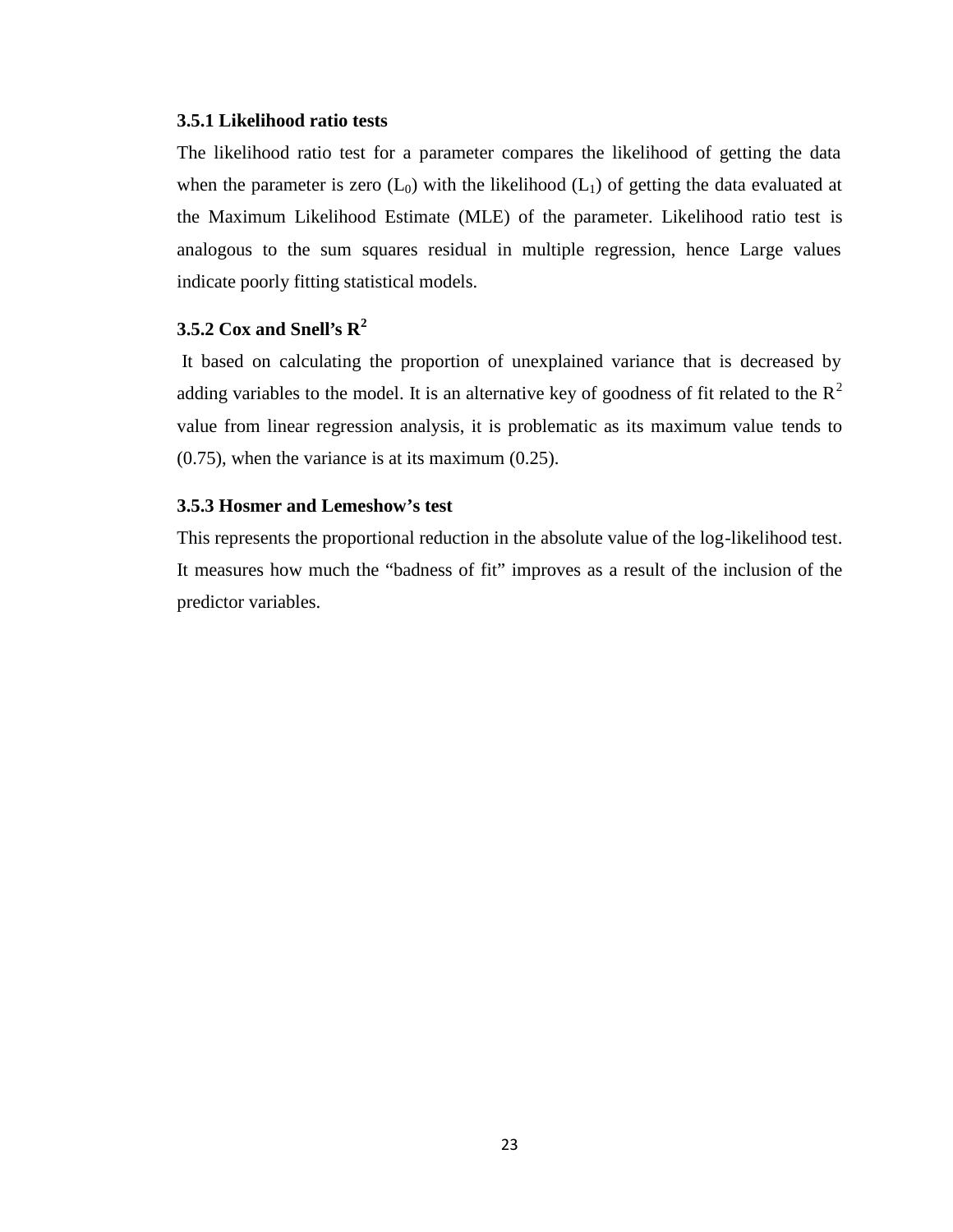### 3.5.1 Likelihood ratio tests

The likelihood ratio test for a parameter compares the likelihood of getting the data when the parameter is zero ($L_0$) with the likelihood ($L_1$) of getting the data evaluated at the Maximum Likelihood Estimate (MLE) of the parameter. Likelihood ratio test is analogous to the sum squares residual in multiple regression, hence Large values indicate poorly fitting statistical models.

### 3.5.2 Cox and Snell's $R^2$

It based on calculating the proportion of unexplained variance that is decreased by adding variables to the model. It is an alternative key of goodness of fit related to the $R^2$ value from linear regression analysis, it is problematic as its maximum value tends to (0.75), when the variance is at its maximum (0.25).

### 3.5.3 Hosmer and Lemeshow's test

This represents the proportional reduction in the absolute value of the log-likelihood test. It measures how much the "badness of fit" improves as a result of the inclusion of the predictor variables.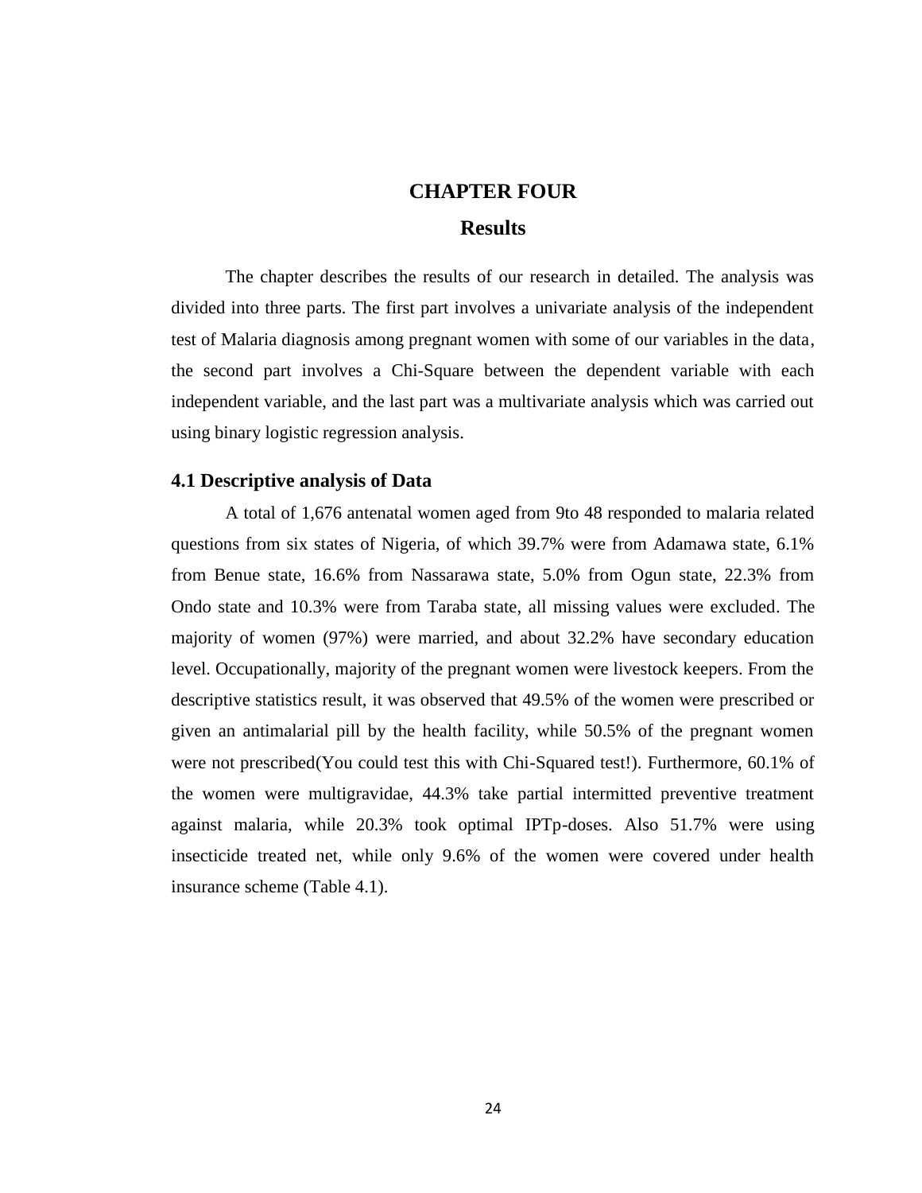# CHAPTER FOUR

## Results

The chapter describes the results of our research in detailed. The analysis was divided into three parts. The first part involves a univariate analysis of the independent test of Malaria diagnosis among pregnant women with some of our variables in the data, the second part involves a Chi-Square between the dependent variable with each independent variable, and the last part was a multivariate analysis which was carried out using binary logistic regression analysis.

### 4.1 Descriptive analysis of Data

A total of 1,676 antenatal women aged from 9to 48 responded to malaria related questions from six states of Nigeria, of which 39.7% were from Adamawa state, 6.1% from Benue state, 16.6% from Nassarawa state, 5.0% from Ogun state, 22.3% from Ondo state and 10.3% were from Taraba state, all missing values were excluded. The majority of women (97%) were married, and about 32.2% have secondary education level. Occupationally, majority of the pregnant women were livestock keepers. From the descriptive statistics result, it was observed that 49.5% of the women were prescribed or given an antimalarial pill by the health facility, while 50.5% of the pregnant women were not prescribed(You could test this with Chi-Squared test!). Furthermore, 60.1% of the women were multigravidae, 44.3% take partial intermitted preventive treatment against malaria, while 20.3% took optimal IPTp-doses. Also 51.7% were using insecticide treated net, while only 9.6% of the women were covered under health insurance scheme (Table 4.1).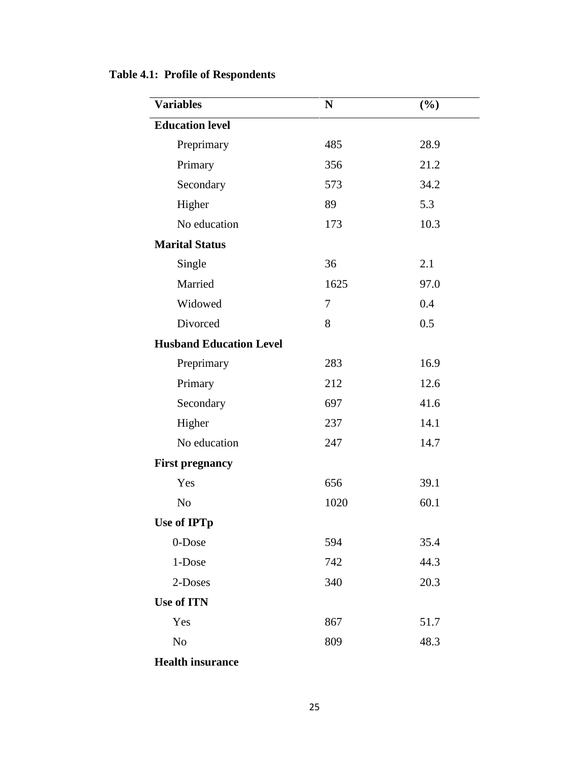**Table 4.1: Profile of Respondents**

| Variables | N | (%) |
|---|---|---|
| **Education level** | | |
| Preprimary | 485 | 28.9 |
| Primary | 356 | 21.2 |
| Secondary | 573 | 34.2 |
| Higher | 89 | 5.3 |
| No education | 173 | 10.3 |
| **Marital Status** | | |
| Single | 36 | 2.1 |
| Married | 1625 | 97.0 |
| Widowed | 7 | 0.4 |
| Divorced | 8 | 0.5 |
| **Husband Education Level** | | |
| Preprimary | 283 | 16.9 |
| Primary | 212 | 12.6 |
| Secondary | 697 | 41.6 |
| Higher | 237 | 14.1 |
| No education | 247 | 14.7 |
| **First pregnancy** | | |
| Yes | 656 | 39.1 |
| No | 1020 | 60.1 |
| **Use of IPTp** | | |
| 0-Dose | 594 | 35.4 |
| 1-Dose | 742 | 44.3 |
| 2-Doses | 340 | 20.3 |
| **Use of ITN** | | |
| Yes | 867 | 51.7 |
| No | 809 | 48.3 |
| **Health insurance** | | |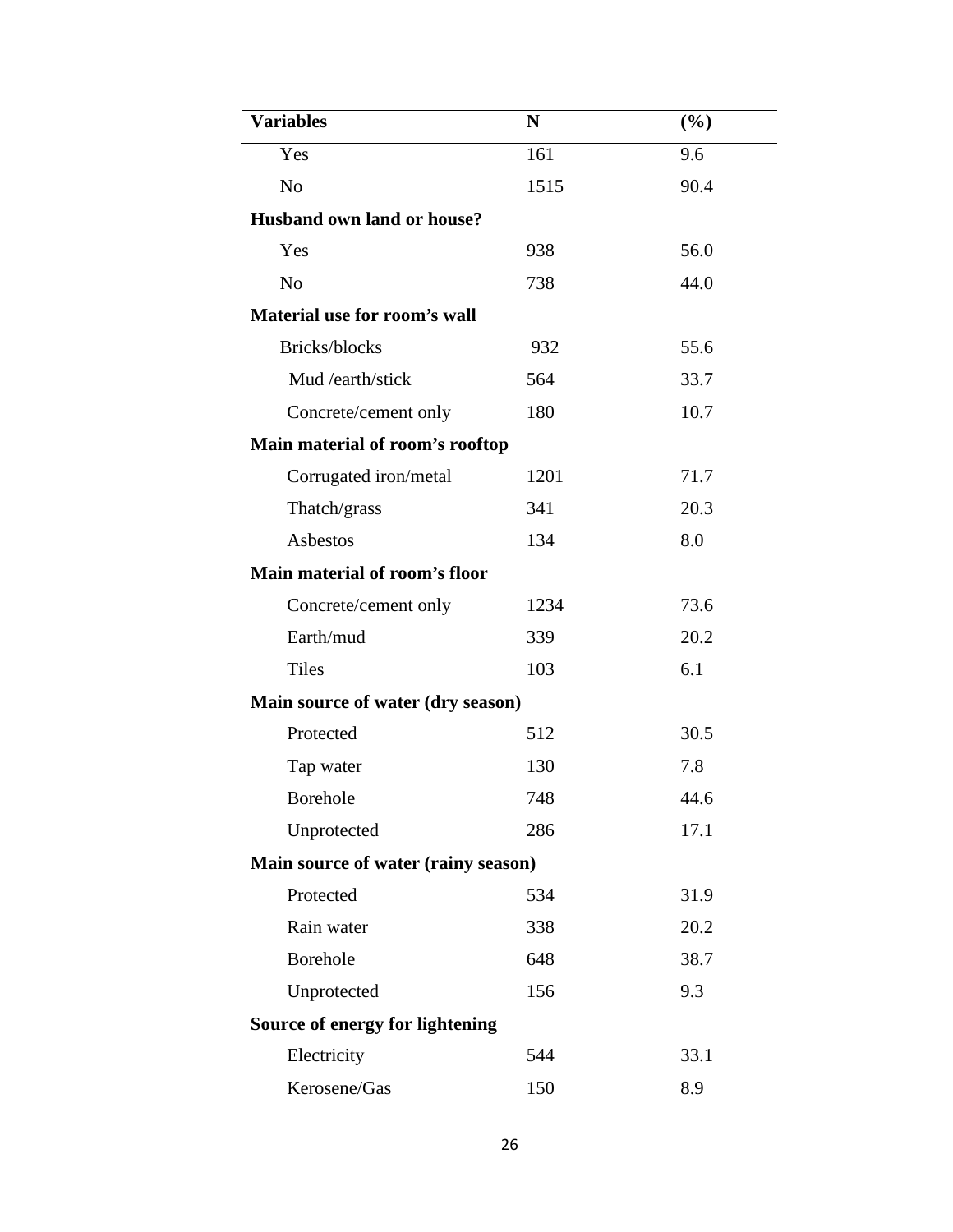| Variables | N | (%) |
| --- | --- | --- |
| Yes | 161 | 9.6 |
| No | 1515 | 90.4 |
| **Husband own land or house?** | | |
| Yes | 938 | 56.0 |
| No | 738 | 44.0 |
| **Material use for room's wall** | | |
| Bricks/blocks | 932 | 55.6 |
| Mud /earth/stick | 564 | 33.7 |
| Concrete/cement only | 180 | 10.7 |
| **Main material of room's rooftop** | | |
| Corrugated iron/metal | 1201 | 71.7 |
| Thatch/grass | 341 | 20.3 |
| Asbestos | 134 | 8.0 |
| **Main material of room's floor** | | |
| Concrete/cement only | 1234 | 73.6 |
| Earth/mud | 339 | 20.2 |
| Tiles | 103 | 6.1 |
| **Main source of water (dry season)** | | |
| Protected | 512 | 30.5 |
| Tap water | 130 | 7.8 |
| Borehole | 748 | 44.6 |
| Unprotected | 286 | 17.1 |
| **Main source of water (rainy season)** | | |
| Protected | 534 | 31.9 |
| Rain water | 338 | 20.2 |
| Borehole | 648 | 38.7 |
| Unprotected | 156 | 9.3 |
| **Source of energy for lightening** | | |
| Electricity | 544 | 33.1 |
| Kerosene/Gas | 150 | 8.9 |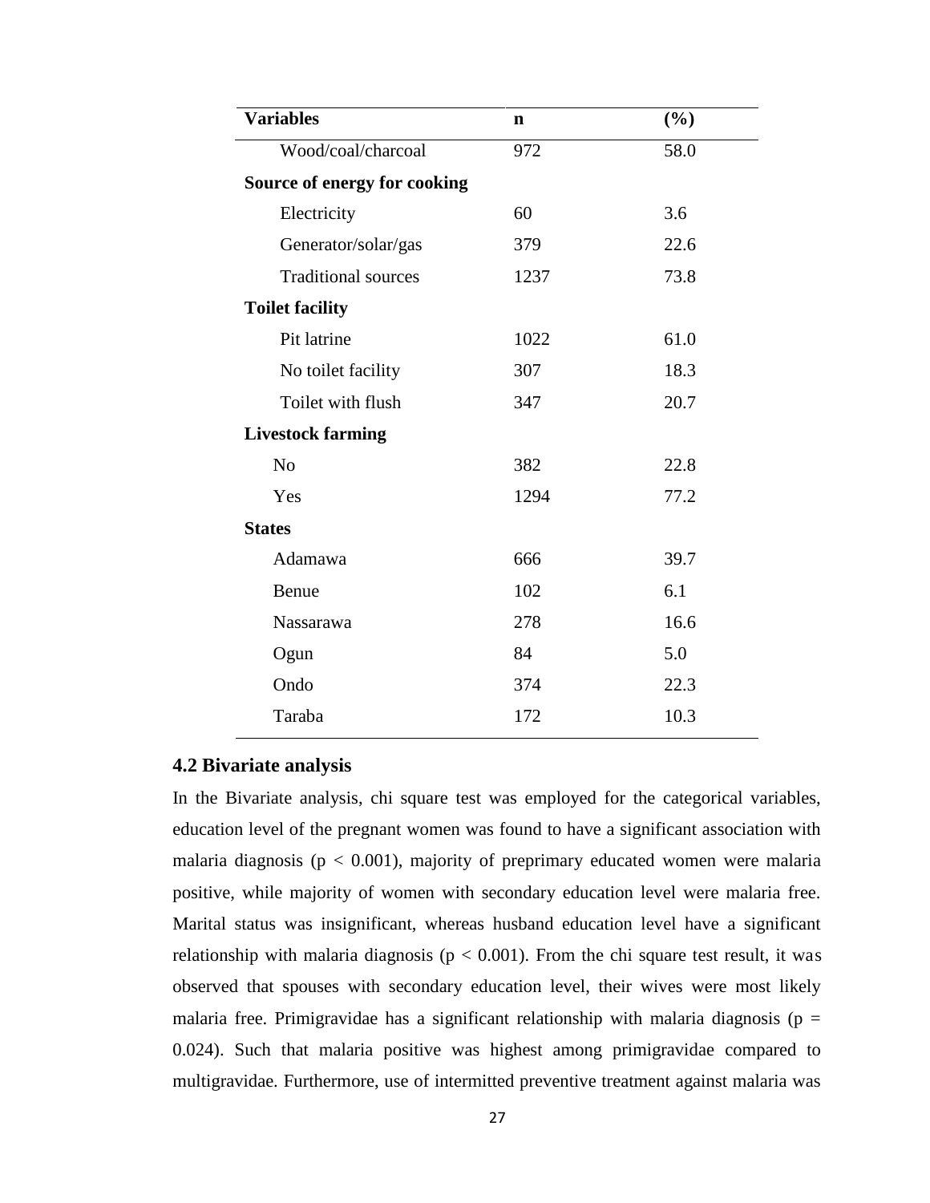| Variables | n | (%) |
|---|---|---|
| Wood/coal/charcoal | 972 | 58.0 |
| **Source of energy for cooking** | | |
| Electricity | 60 | 3.6 |
| Generator/solar/gas | 379 | 22.6 |
| Traditional sources | 1237 | 73.8 |
| **Toilet facility** | | |
| Pit latrine | 1022 | 61.0 |
| No toilet facility | 307 | 18.3 |
| Toilet with flush | 347 | 20.7 |
| **Livestock farming** | | |
| No | 382 | 22.8 |
| Yes | 1294 | 77.2 |
| **States** | | |
| Adamawa | 666 | 39.7 |
| Benue | 102 | 6.1 |
| Nassarawa | 278 | 16.6 |
| Ogun | 84 | 5.0 |
| Ondo | 374 | 22.3 |
| Taraba | 172 | 10.3 |

### 4.2 Bivariate analysis

In the Bivariate analysis, chi square test was employed for the categorical variables, education level of the pregnant women was found to have a significant association with malaria diagnosis ($p < 0.001$), majority of preprimary educated women were malaria positive, while majority of women with secondary education level were malaria free. Marital status was insignificant, whereas husband education level have a significant relationship with malaria diagnosis ($p < 0.001$). From the chi square test result, it was observed that spouses with secondary education level, their wives were most likely malaria free. Primigravidae has a significant relationship with malaria diagnosis ($p = 0.024$). Such that malaria positive was highest among primigravidae compared to multigravidae. Furthermore, use of intermitted preventive treatment against malaria was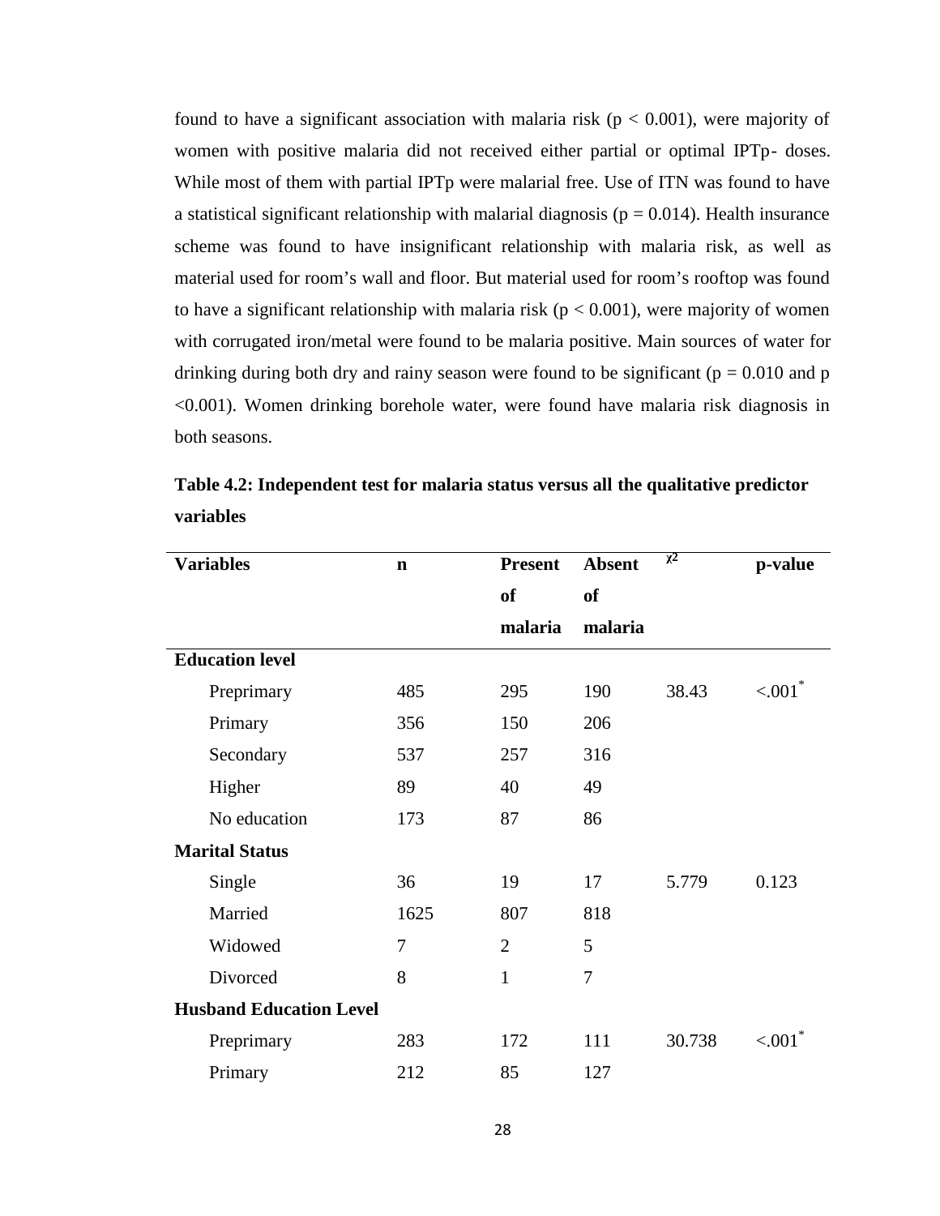found to have a significant association with malaria risk ($p < 0.001$), were majority of women with positive malaria did not received either partial or optimal IPTp- doses. While most of them with partial IPTp were malarial free. Use of ITN was found to have a statistical significant relationship with malarial diagnosis ($p = 0.014$). Health insurance scheme was found to have insignificant relationship with malaria risk, as well as material used for room's wall and floor. But material used for room's rooftop was found to have a significant relationship with malaria risk ($p < 0.001$), were majority of women with corrugated iron/metal were found to be malaria positive. Main sources of water for drinking during both dry and rainy season were found to be significant ($p = 0.010$ and $p < 0.001$). Women drinking borehole water, were found have malaria risk diagnosis in both seasons.

**Table 4.2: Independent test for malaria status versus all the qualitative predictor variables**

| Variables | n | Present of malaria | Absent of malaria | $\chi^2$ | p-value |
|---|---|---|---|---|---|
| **Education level** | | | | | |
| Preprimary | 485 | 295 | 190 | 38.43 | <.001* |
| Primary | 356 | 150 | 206 | | |
| Secondary | 537 | 257 | 316 | | |
| Higher | 89 | 40 | 49 | | |
| No education | 173 | 87 | 86 | | |
| **Marital Status** | | | | | |
| Single | 36 | 19 | 17 | 5.779 | 0.123 |
| Married | 1625 | 807 | 818 | | |
| Widowed | 7 | 2 | 5 | | |
| Divorced | 8 | 1 | 7 | | |
| **Husband Education Level** | | | | | |
| Preprimary | 283 | 172 | 111 | 30.738 | <.001* |
| Primary | 212 | 85 | 127 | | |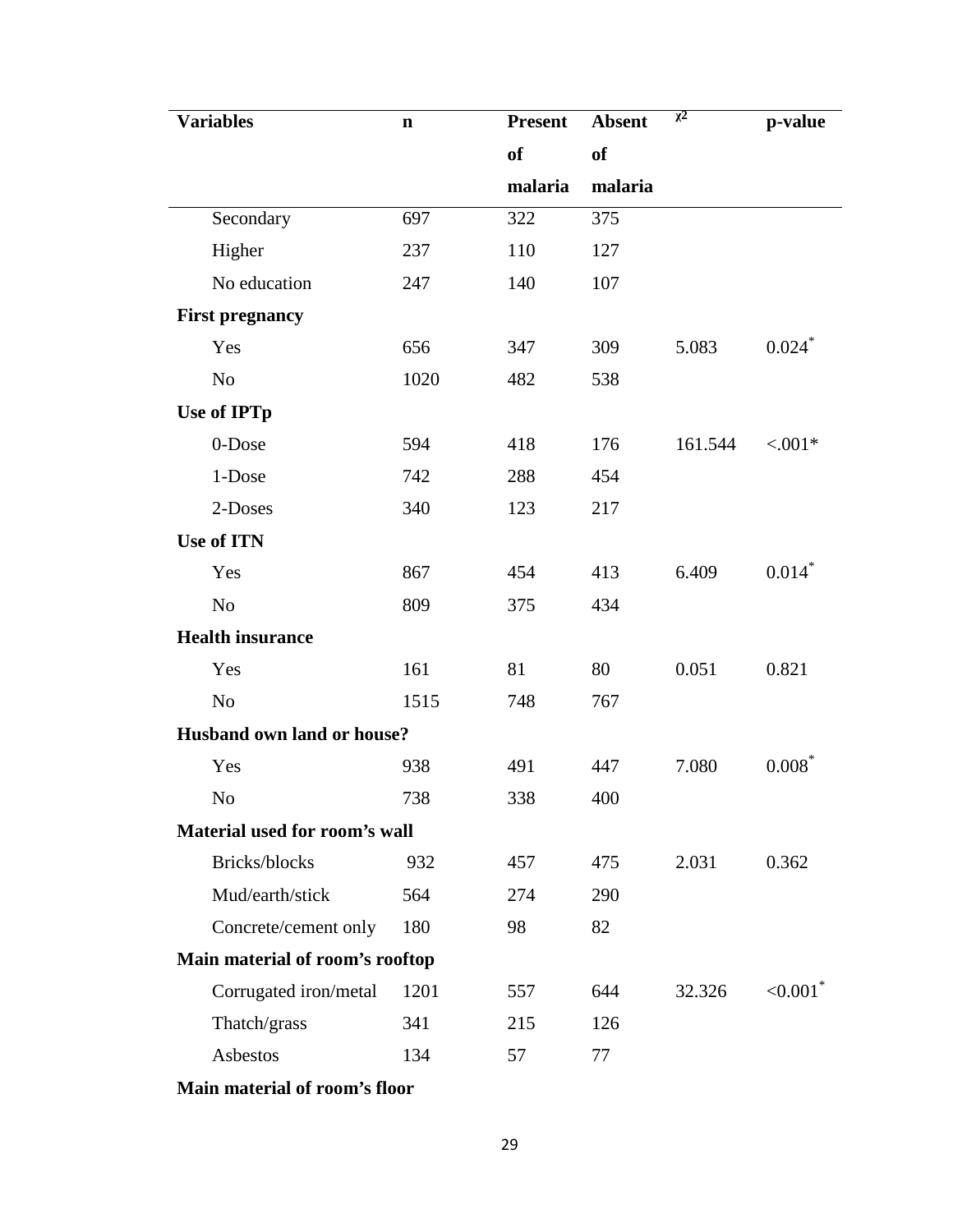| Variables | n | Present of malaria | Absent of malaria | $\chi^2$ | p-value |
|---|---|---|---|---|---|
| Secondary | 697 | 322 | 375 | | |
| Higher | 237 | 110 | 127 | | |
| No education | 247 | 140 | 107 | | |
| **First pregnancy** | | | | | |
| Yes | 656 | 347 | 309 | 5.083 | 0.024* |
| No | 1020 | 482 | 538 | | |
| **Use of IPTp** | | | | | |
| 0-Dose | 594 | 418 | 176 | 161.544 | <.001* |
| 1-Dose | 742 | 288 | 454 | | |
| 2-Doses | 340 | 123 | 217 | | |
| **Use of ITN** | | | | | |
| Yes | 867 | 454 | 413 | 6.409 | 0.014* |
| No | 809 | 375 | 434 | | |
| **Health insurance** | | | | | |
| Yes | 161 | 81 | 80 | 0.051 | 0.821 |
| No | 1515 | 748 | 767 | | |
| **Husband own land or house?** | | | | | |
| Yes | 938 | 491 | 447 | 7.080 | 0.008* |
| No | 738 | 338 | 400 | | |
| **Material used for room's wall** | | | | | |
| Bricks/blocks | 932 | 457 | 475 | 2.031 | 0.362 |
| Mud/earth/stick | 564 | 274 | 290 | | |
| Concrete/cement only | 180 | 98 | 82 | | |
| **Main material of room's rooftop** | | | | | |
| Corrugated iron/metal | 1201 | 557 | 644 | 32.326 | <0.001* |
| Thatch/grass | 341 | 215 | 126 | | |
| Asbestos | 134 | 57 | 77 | | |
| **Main material of room's floor** | | | | | |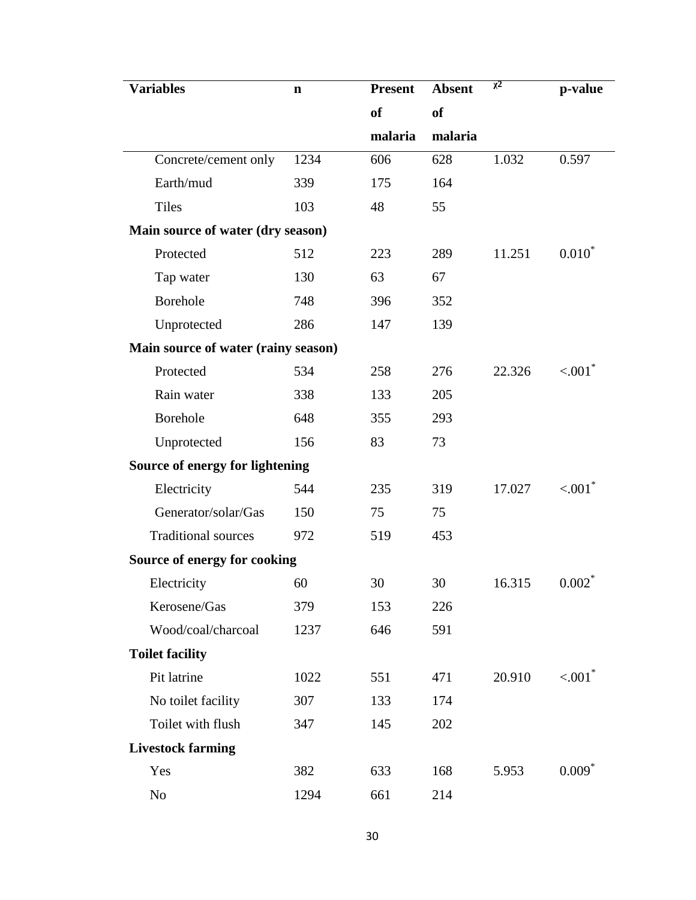| Variables | n | Present of malaria | Absent of malaria | $\chi^2$ | p-value |
| --- | --- | --- | --- | --- | --- |
| Concrete/cement only | 1234 | 606 | 628 | 1.032 | 0.597 |
| Earth/mud | 339 | 175 | 164 | | |
| Tiles | 103 | 48 | 55 | | |
| **Main source of water (dry season)** | | | | | |
| Protected | 512 | 223 | 289 | 11.251 | 0.010* |
| Tap water | 130 | 63 | 67 | | |
| Borehole | 748 | 396 | 352 | | |
| Unprotected | 286 | 147 | 139 | | |
| **Main source of water (rainy season)** | | | | | |
| Protected | 534 | 258 | 276 | 22.326 | <.001* |
| Rain water | 338 | 133 | 205 | | |
| Borehole | 648 | 355 | 293 | | |
| Unprotected | 156 | 83 | 73 | | |
| **Source of energy for lightening** | | | | | |
| Electricity | 544 | 235 | 319 | 17.027 | <.001* |
| Generator/solar/Gas | 150 | 75 | 75 | | |
| Traditional sources | 972 | 519 | 453 | | |
| **Source of energy for cooking** | | | | | |
| Electricity | 60 | 30 | 30 | 16.315 | 0.002* |
| Kerosene/Gas | 379 | 153 | 226 | | |
| Wood/coal/charcoal | 1237 | 646 | 591 | | |
| **Toilet facility** | | | | | |
| Pit latrine | 1022 | 551 | 471 | 20.910 | <.001* |
| No toilet facility | 307 | 133 | 174 | | |
| Toilet with flush | 347 | 145 | 202 | | |
| **Livestock farming** | | | | | |
| Yes | 382 | 633 | 168 | 5.953 | 0.009* |
| No | 1294 | 661 | 214 | | |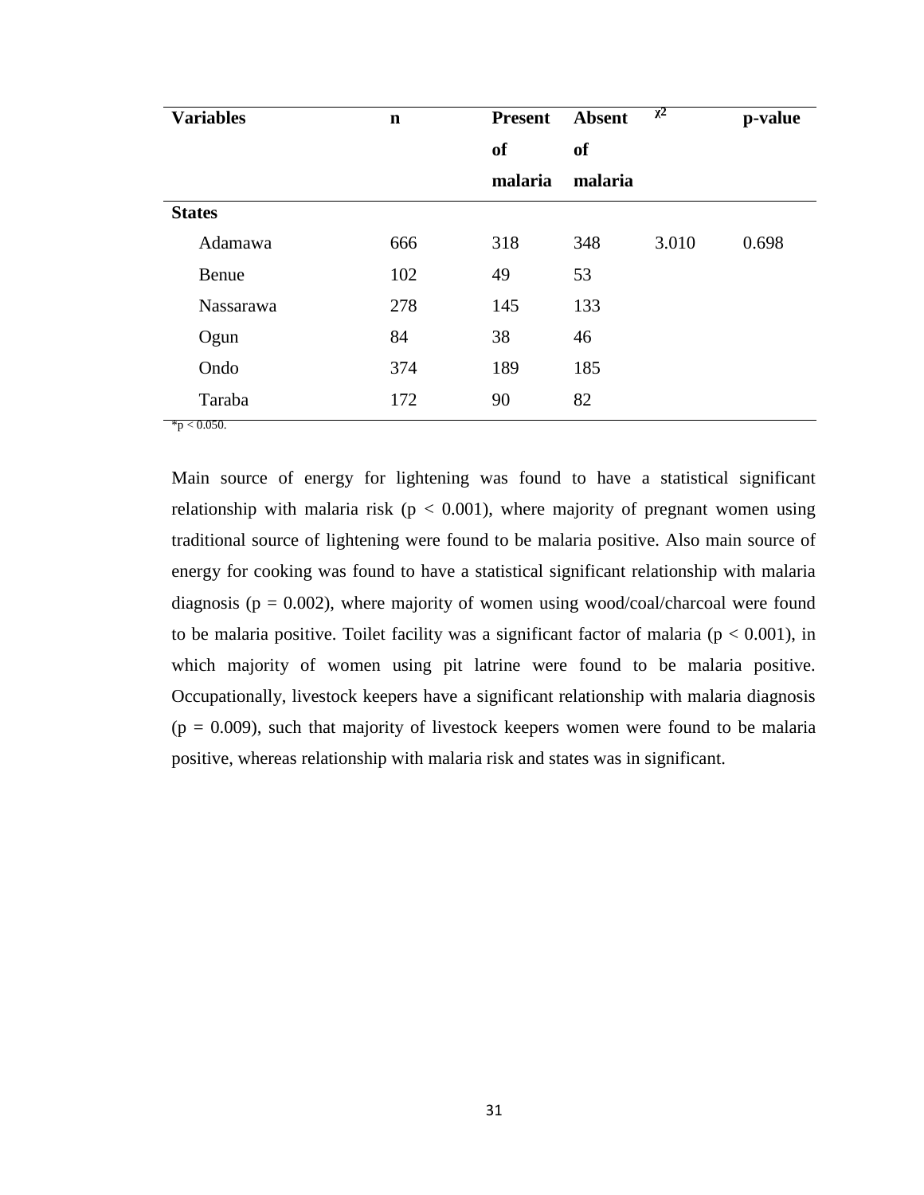| Variables | n | Present of malaria | Absent of malaria | $\chi^2$ | p-value |
|---|---|---|---|---|---|
| **States** | | | | | |
| Adamawa | 666 | 318 | 348 | 3.010 | 0.698 |
| Benue | 102 | 49 | 53 | | |
| Nassarawa | 278 | 145 | 133 | | |
| Ogun | 84 | 38 | 46 | | |
| Ondo | 374 | 189 | 185 | | |
| Taraba | 172 | 90 | 82 | | |

*p < 0.050.

Main source of energy for lightening was found to have a statistical significant relationship with malaria risk ($p < 0.001$), where majority of pregnant women using traditional source of lightening were found to be malaria positive. Also main source of energy for cooking was found to have a statistical significant relationship with malaria diagnosis ($p = 0.002$), where majority of women using wood/coal/charcoal were found to be malaria positive. Toilet facility was a significant factor of malaria ($p < 0.001$), in which majority of women using pit latrine were found to be malaria positive. Occupationally, livestock keepers have a significant relationship with malaria diagnosis ($p = 0.009$), such that majority of livestock keepers women were found to be malaria positive, whereas relationship with malaria risk and states was in significant.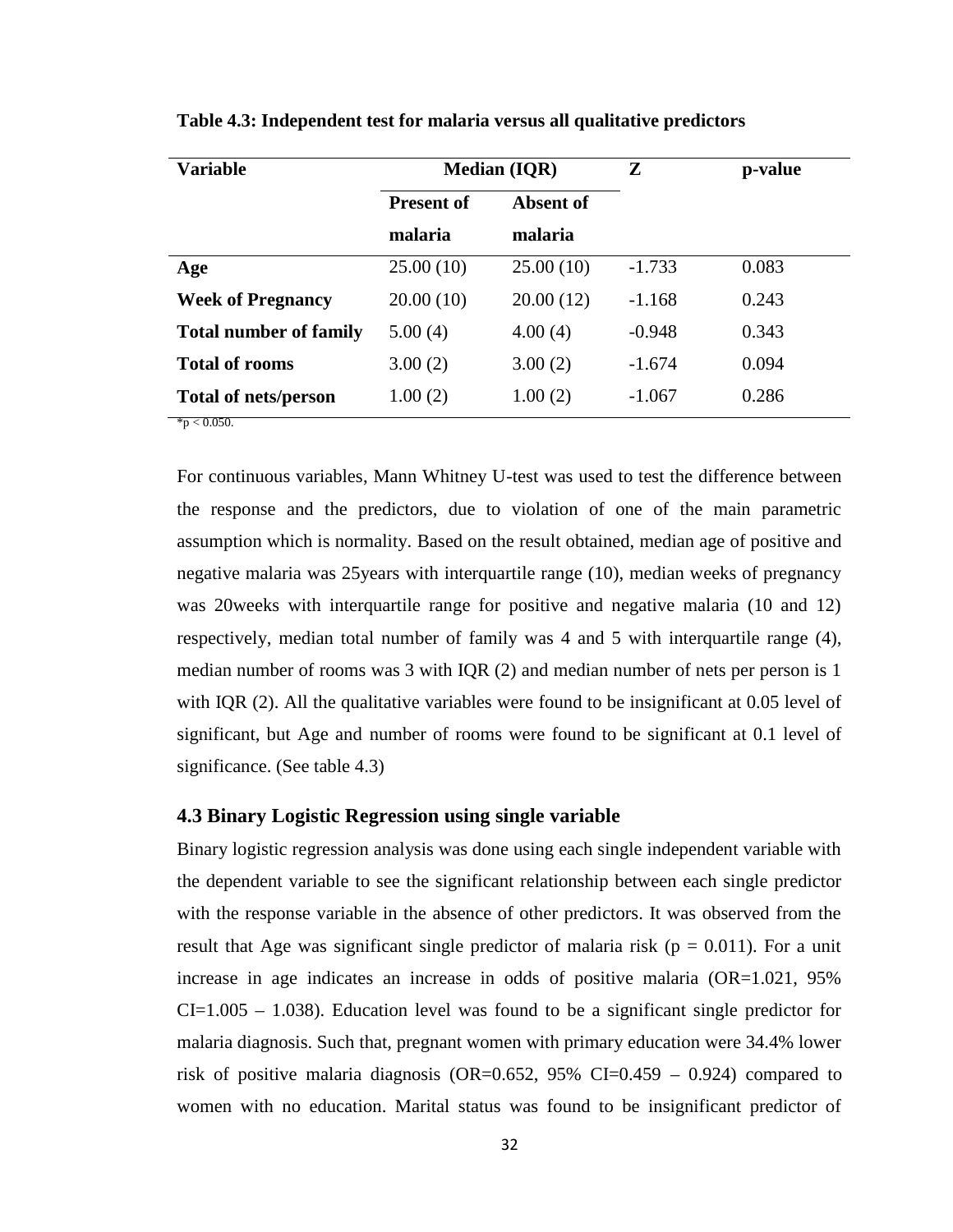**Table 4.3: Independent test for malaria versus all qualitative predictors**

| Variable | Median (IQR) | | Z | p-value |
|---|---|---|---|---|
| | Present of malaria | Absent of malaria | | |
| **Age** | 25.00 (10) | 25.00 (10) | -1.733 | 0.083 |
| **Week of Pregnancy** | 20.00 (10) | 20.00 (12) | -1.168 | 0.243 |
| **Total number of family** | 5.00 (4) | 4.00 (4) | -0.948 | 0.343 |
| **Total of rooms** | 3.00 (2) | 3.00 (2) | -1.674 | 0.094 |
| **Total of nets/person** | 1.00 (2) | 1.00 (2) | -1.067 | 0.286 |

*$p < 0.050$.

For continuous variables, Mann Whitney U-test was used to test the difference between the response and the predictors, due to violation of one of the main parametric assumption which is normality. Based on the result obtained, median age of positive and negative malaria was 25years with interquartile range (10), median weeks of pregnancy was 20weeks with interquartile range for positive and negative malaria (10 and 12) respectively, median total number of family was 4 and 5 with interquartile range (4), median number of rooms was 3 with IQR (2) and median number of nets per person is 1 with IQR (2). All the qualitative variables were found to be insignificant at 0.05 level of significant, but Age and number of rooms were found to be significant at 0.1 level of significance. (See table 4.3)

### 4.3 Binary Logistic Regression using single variable

Binary logistic regression analysis was done using each single independent variable with the dependent variable to see the significant relationship between each single predictor with the response variable in the absence of other predictors. It was observed from the result that Age was significant single predictor of malaria risk ($p = 0.011$). For a unit increase in age indicates an increase in odds of positive malaria (OR=1.021, 95% CI=1.005 – 1.038). Education level was found to be a significant single predictor for malaria diagnosis. Such that, pregnant women with primary education were 34.4% lower risk of positive malaria diagnosis (OR=0.652, 95% CI=0.459 – 0.924) compared to women with no education. Marital status was found to be insignificant predictor of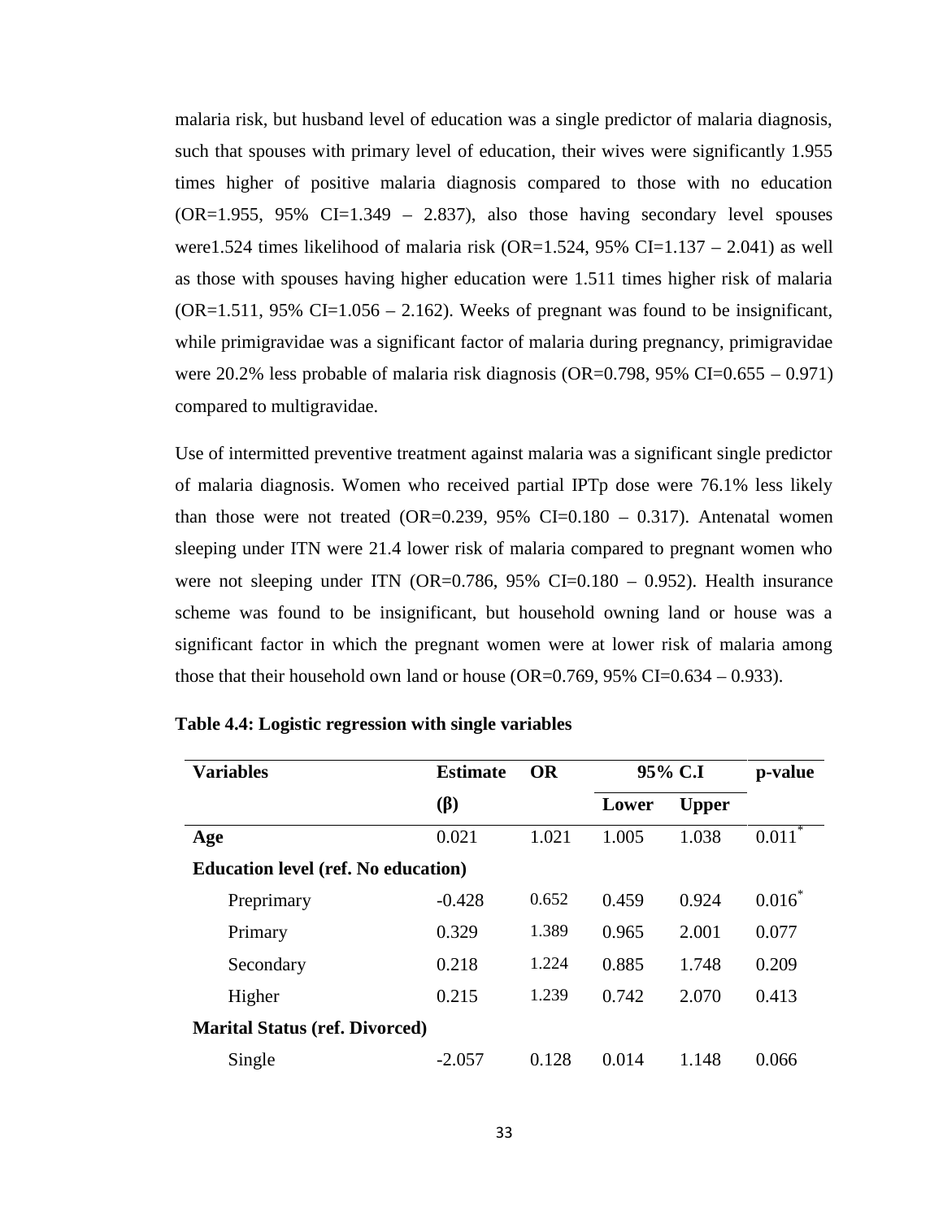malaria risk, but husband level of education was a single predictor of malaria diagnosis, such that spouses with primary level of education, their wives were significantly 1.955 times higher of positive malaria diagnosis compared to those with no education (OR=1.955, 95% CI=1.349 – 2.837), also those having secondary level spouses were1.524 times likelihood of malaria risk (OR=1.524, 95% CI=1.137 – 2.041) as well as those with spouses having higher education were 1.511 times higher risk of malaria (OR=1.511, 95% CI=1.056 – 2.162). Weeks of pregnant was found to be insignificant, while primigravidae was a significant factor of malaria during pregnancy, primigravidae were 20.2% less probable of malaria risk diagnosis (OR=0.798, 95% CI=0.655 – 0.971) compared to multigravidae.

Use of intermitted preventive treatment against malaria was a significant single predictor of malaria diagnosis. Women who received partial IPTp dose were 76.1% less likely than those were not treated (OR=0.239, 95% CI=0.180 – 0.317). Antenatal women sleeping under ITN were 21.4 lower risk of malaria compared to pregnant women who were not sleeping under ITN (OR=0.786, 95% CI=0.180 – 0.952). Health insurance scheme was found to be insignificant, but household owning land or house was a significant factor in which the pregnant women were at lower risk of malaria among those that their household own land or house (OR=0.769, 95% CI=0.634 – 0.933).

**Table 4.4: Logistic regression with single variables**

| Variables | Estimate (β) | OR | 95% C.I | | p-value |
|---|---|---|---|---|---|
| | | | Lower | Upper | |
| **Age** | 0.021 | 1.021 | 1.005 | 1.038 | 0.011* |
| **Education level (ref. No education)** | | | | | |
| Preprimary | -0.428 | 0.652 | 0.459 | 0.924 | 0.016* |
| Primary | 0.329 | 1.389 | 0.965 | 2.001 | 0.077 |
| Secondary | 0.218 | 1.224 | 0.885 | 1.748 | 0.209 |
| Higher | 0.215 | 1.239 | 0.742 | 2.070 | 0.413 |
| **Marital Status (ref. Divorced)** | | | | | |
| Single | -2.057 | 0.128 | 0.014 | 1.148 | 0.066 |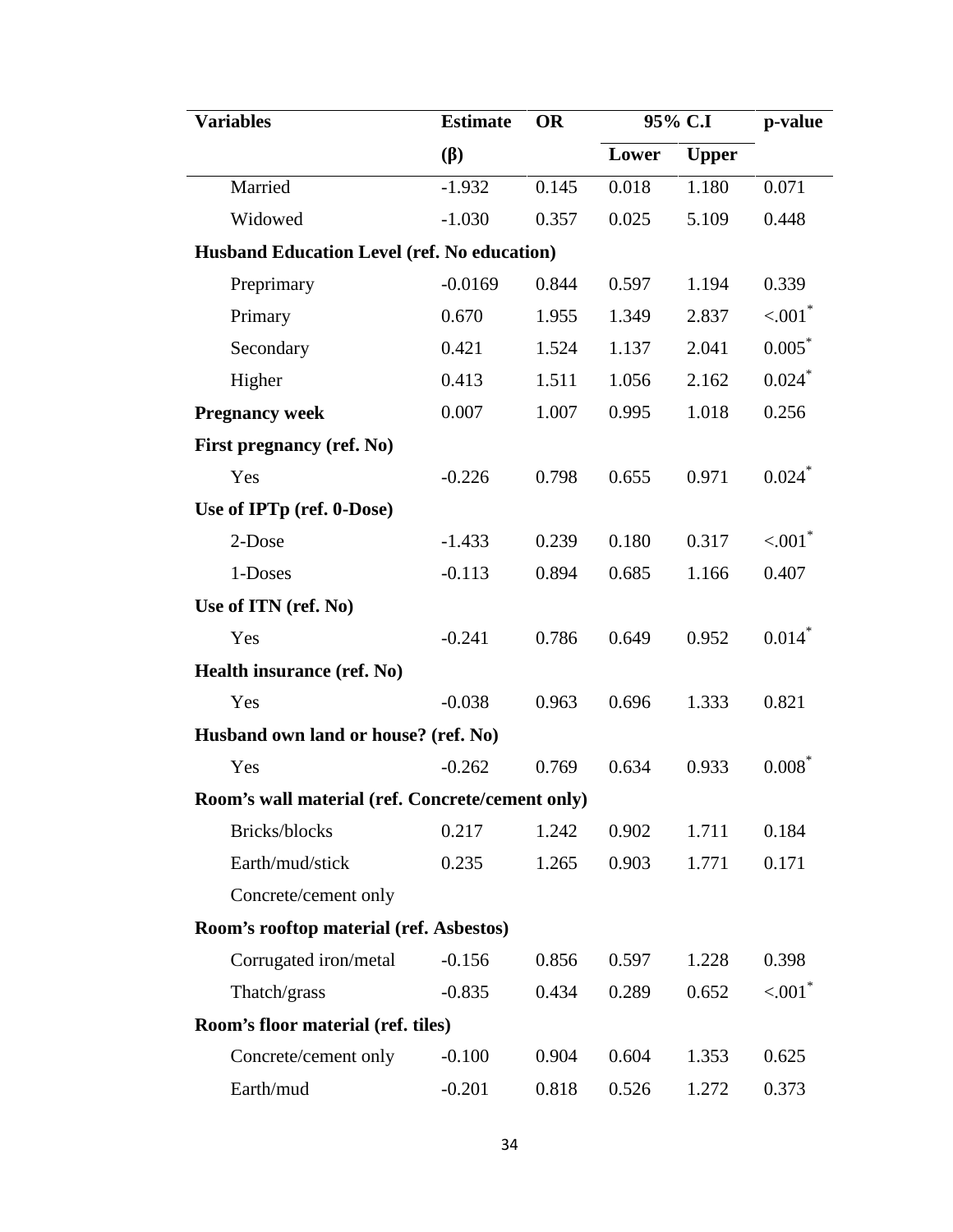| Variables | Estimate (β) | OR | 95% C.I | | p-value |
|---|---|---|---|---|---|
| | | | Lower | Upper | |
| Married | -1.932 | 0.145 | 0.018 | 1.180 | 0.071 |
| Widowed | -1.030 | 0.357 | 0.025 | 5.109 | 0.448 |
| **Husband Education Level (ref. No education)** | | | | | |
| Preprimary | -0.0169 | 0.844 | 0.597 | 1.194 | 0.339 |
| Primary | 0.670 | 1.955 | 1.349 | 2.837 | <.001* |
| Secondary | 0.421 | 1.524 | 1.137 | 2.041 | 0.005* |
| Higher | 0.413 | 1.511 | 1.056 | 2.162 | 0.024* |
| **Pregnancy week** | 0.007 | 1.007 | 0.995 | 1.018 | 0.256 |
| **First pregnancy (ref. No)** | | | | | |
| Yes | -0.226 | 0.798 | 0.655 | 0.971 | 0.024* |
| **Use of IPTp (ref. 0-Dose)** | | | | | |
| 2-Dose | -1.433 | 0.239 | 0.180 | 0.317 | <.001* |
| 1-Doses | -0.113 | 0.894 | 0.685 | 1.166 | 0.407 |
| **Use of ITN (ref. No)** | | | | | |
| Yes | -0.241 | 0.786 | 0.649 | 0.952 | 0.014* |
| **Health insurance (ref. No)** | | | | | |
| Yes | -0.038 | 0.963 | 0.696 | 1.333 | 0.821 |
| **Husband own land or house? (ref. No)** | | | | | |
| Yes | -0.262 | 0.769 | 0.634 | 0.933 | 0.008* |
| **Room's wall material (ref. Concrete/cement only)** | | | | | |
| Bricks/blocks | 0.217 | 1.242 | 0.902 | 1.711 | 0.184 |
| Earth/mud/stick | 0.235 | 1.265 | 0.903 | 1.771 | 0.171 |
| Concrete/cement only | | | | | |
| **Room's rooftop material (ref. Asbestos)** | | | | | |
| Corrugated iron/metal | -0.156 | 0.856 | 0.597 | 1.228 | 0.398 |
| Thatch/grass | -0.835 | 0.434 | 0.289 | 0.652 | <.001* |
| **Room's floor material (ref. tiles)** | | | | | |
| Concrete/cement only | -0.100 | 0.904 | 0.604 | 1.353 | 0.625 |
| Earth/mud | -0.201 | 0.818 | 0.526 | 1.272 | 0.373 |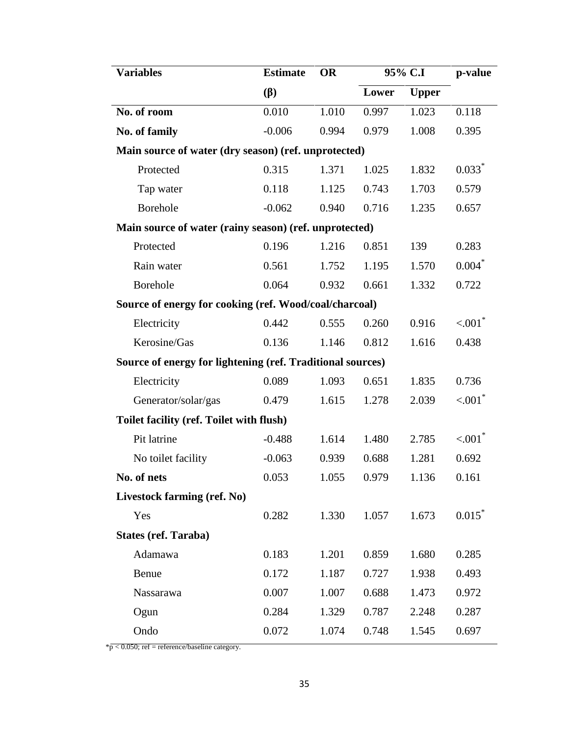| Variables | Estimate (β) | OR | 95% C.I | | p-value |
|---|---|---|---|---|---|
| | | | Lower | Upper | |
| **No. of room** | 0.010 | 1.010 | 0.997 | 1.023 | 0.118 |
| **No. of family** | -0.006 | 0.994 | 0.979 | 1.008 | 0.395 |
| **Main source of water (dry season) (ref. unprotected)** | | | | | |
| Protected | 0.315 | 1.371 | 1.025 | 1.832 | 0.033* |
| Tap water | 0.118 | 1.125 | 0.743 | 1.703 | 0.579 |
| Borehole | -0.062 | 0.940 | 0.716 | 1.235 | 0.657 |
| **Main source of water (rainy season) (ref. unprotected)** | | | | | |
| Protected | 0.196 | 1.216 | 0.851 | 139 | 0.283 |
| Rain water | 0.561 | 1.752 | 1.195 | 1.570 | 0.004* |
| Borehole | 0.064 | 0.932 | 0.661 | 1.332 | 0.722 |
| **Source of energy for cooking (ref. Wood/coal/charcoal)** | | | | | |
| Electricity | 0.442 | 0.555 | 0.260 | 0.916 | <.001* |
| Kerosine/Gas | 0.136 | 1.146 | 0.812 | 1.616 | 0.438 |
| **Source of energy for lightening (ref. Traditional sources)** | | | | | |
| Electricity | 0.089 | 1.093 | 0.651 | 1.835 | 0.736 |
| Generator/solar/gas | 0.479 | 1.615 | 1.278 | 2.039 | <.001* |
| **Toilet facility (ref. Toilet with flush)** | | | | | |
| Pit latrine | -0.488 | 1.614 | 1.480 | 2.785 | <.001* |
| No toilet facility | -0.063 | 0.939 | 0.688 | 1.281 | 0.692 |
| **No. of nets** | 0.053 | 1.055 | 0.979 | 1.136 | 0.161 |
| **Livestock farming (ref. No)** | | | | | |
| Yes | 0.282 | 1.330 | 1.057 | 1.673 | 0.015* |
| **States (ref. Taraba)** | | | | | |
| Adamawa | 0.183 | 1.201 | 0.859 | 1.680 | 0.285 |
| Benue | 0.172 | 1.187 | 0.727 | 1.938 | 0.493 |
| Nassarawa | 0.007 | 1.007 | 0.688 | 1.473 | 0.972 |
| Ogun | 0.284 | 1.329 | 0.787 | 2.248 | 0.287 |
| Ondo | 0.072 | 1.074 | 0.748 | 1.545 | 0.697 |

*p < 0.050; ref = reference/baseline category.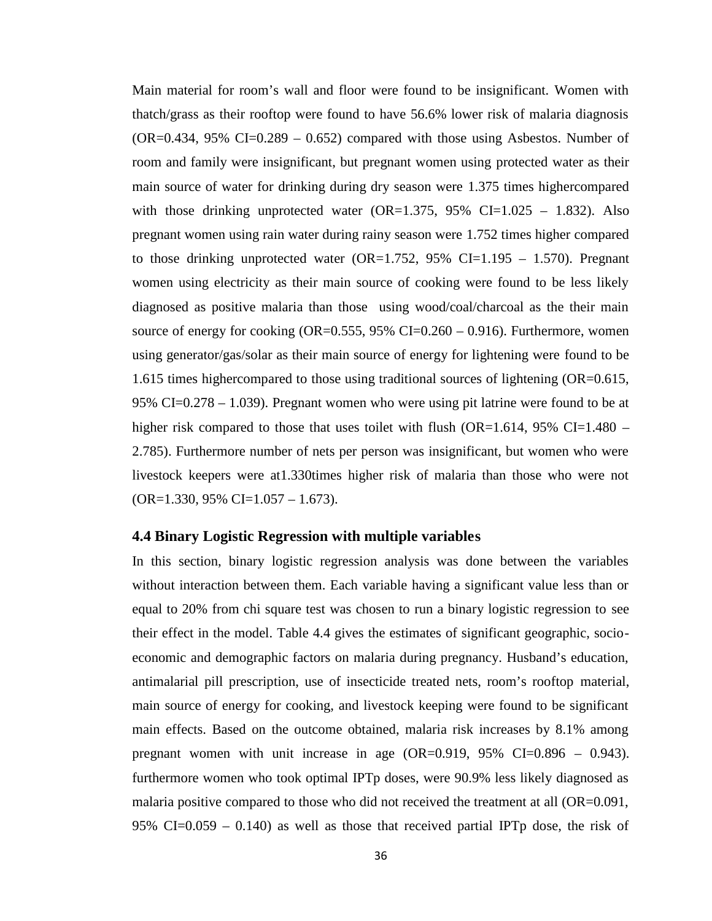Main material for room's wall and floor were found to be insignificant. Women with thatch/grass as their rooftop were found to have 56.6% lower risk of malaria diagnosis (OR=0.434, 95% CI=0.289 – 0.652) compared with those using Asbestos. Number of room and family were insignificant, but pregnant women using protected water as their main source of water for drinking during dry season were 1.375 times highercompared with those drinking unprotected water (OR=1.375, 95% CI=1.025 – 1.832). Also pregnant women using rain water during rainy season were 1.752 times higher compared to those drinking unprotected water (OR=1.752, 95% CI=1.195 – 1.570). Pregnant women using electricity as their main source of cooking were found to be less likely diagnosed as positive malaria than those using wood/coal/charcoal as the their main source of energy for cooking (OR=0.555, 95% CI=0.260 – 0.916). Furthermore, women using generator/gas/solar as their main source of energy for lightening were found to be 1.615 times highercompared to those using traditional sources of lightening (OR=0.615, 95% CI=0.278 – 1.039). Pregnant women who were using pit latrine were found to be at higher risk compared to those that uses toilet with flush (OR=1.614, 95% CI=1.480 – 2.785). Furthermore number of nets per person was insignificant, but women who were livestock keepers were at1.330times higher risk of malaria than those who were not (OR=1.330, 95% CI=1.057 – 1.673).

### 4.4 Binary Logistic Regression with multiple variables

In this section, binary logistic regression analysis was done between the variables without interaction between them. Each variable having a significant value less than or equal to 20% from chi square test was chosen to run a binary logistic regression to see their effect in the model. Table 4.4 gives the estimates of significant geographic, socio-economic and demographic factors on malaria during pregnancy. Husband's education, antimalarial pill prescription, use of insecticide treated nets, room's rooftop material, main source of energy for cooking, and livestock keeping were found to be significant main effects. Based on the outcome obtained, malaria risk increases by 8.1% among pregnant women with unit increase in age (OR=0.919, 95% CI=0.896 – 0.943). furthermore women who took optimal IPTp doses, were 90.9% less likely diagnosed as malaria positive compared to those who did not received the treatment at all (OR=0.091, 95% CI=0.059 – 0.140) as well as those that received partial IPTp dose, the risk of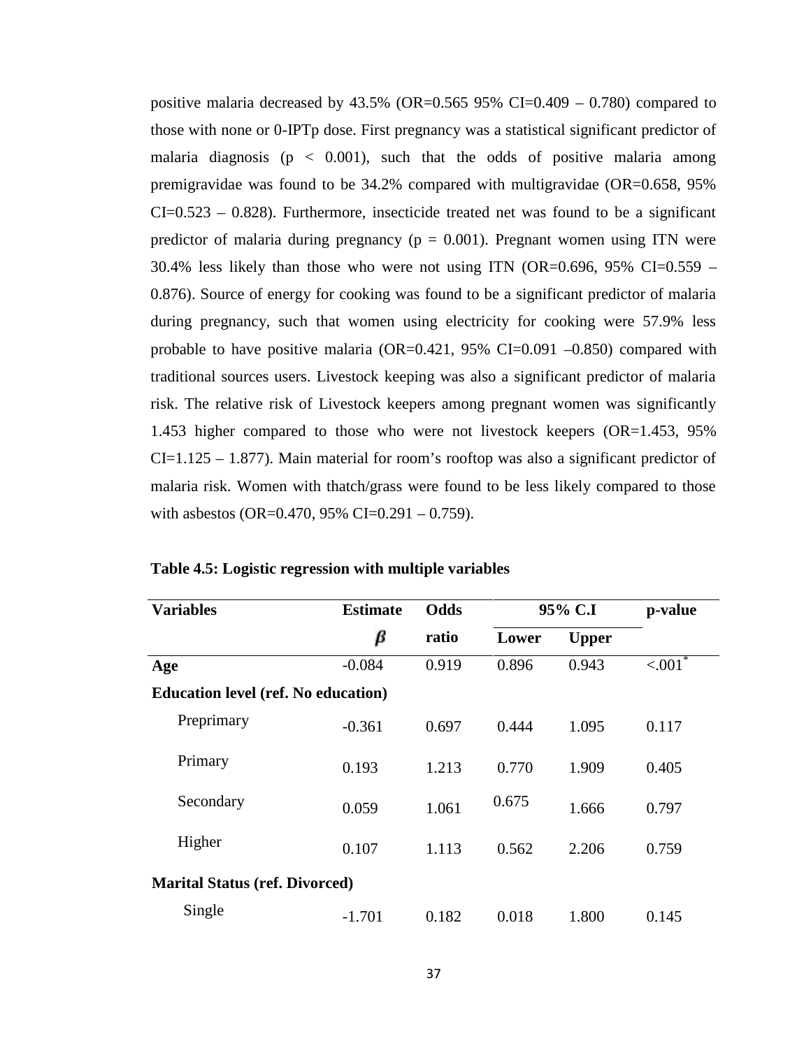positive malaria decreased by 43.5% (OR=0.565 95% CI=0.409 – 0.780) compared to those with none or 0-IPTp dose. First pregnancy was a statistical significant predictor of malaria diagnosis ($p < 0.001$), such that the odds of positive malaria among premigravidae was found to be 34.2% compared with multigravidae (OR=0.658, 95% CI=0.523 – 0.828). Furthermore, insecticide treated net was found to be a significant predictor of malaria during pregnancy ($p = 0.001$). Pregnant women using ITN were 30.4% less likely than those who were not using ITN (OR=0.696, 95% CI=0.559 – 0.876). Source of energy for cooking was found to be a significant predictor of malaria during pregnancy, such that women using electricity for cooking were 57.9% less probable to have positive malaria (OR=0.421, 95% CI=0.091 –0.850) compared with traditional sources users. Livestock keeping was also a significant predictor of malaria risk. The relative risk of Livestock keepers among pregnant women was significantly 1.453 higher compared to those who were not livestock keepers (OR=1.453, 95% CI=1.125 – 1.877). Main material for room's rooftop was also a significant predictor of malaria risk. Women with thatch/grass were found to be less likely compared to those with asbestos (OR=0.470, 95% CI=0.291 – 0.759).

**Table 4.5: Logistic regression with multiple variables**

| Variables | Estimate $\beta$ | Odds ratio | 95% C.I Lower | 95% C.I Upper | p-value |
|---|---|---|---|---|---|
| **Age** | -0.084 | 0.919 | 0.896 | 0.943 | <.001* |
| **Education level (ref. No education)** | | | | | |
| Preprimary | -0.361 | 0.697 | 0.444 | 1.095 | 0.117 |
| Primary | 0.193 | 1.213 | 0.770 | 1.909 | 0.405 |
| Secondary | 0.059 | 1.061 | 0.675 | 1.666 | 0.797 |
| Higher | 0.107 | 1.113 | 0.562 | 2.206 | 0.759 |
| **Marital Status (ref. Divorced)** | | | | | |
| Single | -1.701 | 0.182 | 0.018 | 1.800 | 0.145 |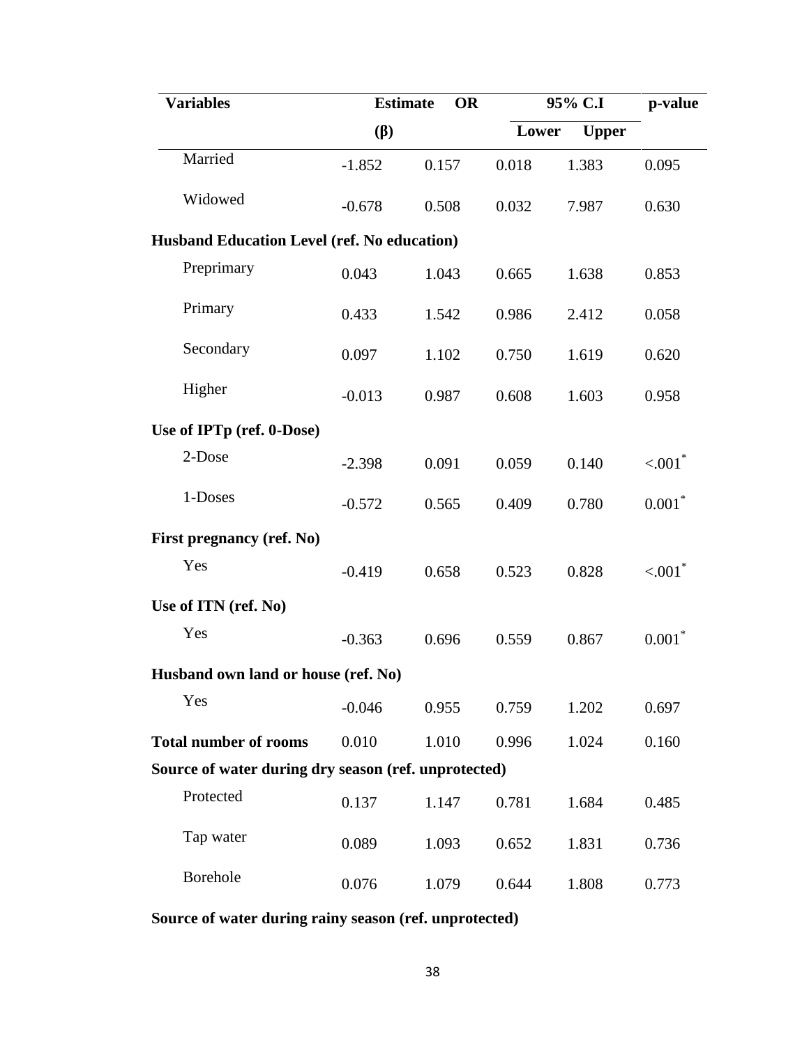| Variables | Estimate (β) | OR | 95% C.I | | p-value |
|---|---|---|---|---|---|
| | | | Lower | Upper | |
| Married | -1.852 | 0.157 | 0.018 | 1.383 | 0.095 |
| Widowed | -0.678 | 0.508 | 0.032 | 7.987 | 0.630 |
| **Husband Education Level (ref. No education)** | | | | | |
| Preprimary | 0.043 | 1.043 | 0.665 | 1.638 | 0.853 |
| Primary | 0.433 | 1.542 | 0.986 | 2.412 | 0.058 |
| Secondary | 0.097 | 1.102 | 0.750 | 1.619 | 0.620 |
| Higher | -0.013 | 0.987 | 0.608 | 1.603 | 0.958 |
| **Use of IPTp (ref. 0-Dose)** | | | | | |
| 2-Dose | -2.398 | 0.091 | 0.059 | 0.140 | <.001* |
| 1-Doses | -0.572 | 0.565 | 0.409 | 0.780 | 0.001* |
| **First pregnancy (ref. No)** | | | | | |
| Yes | -0.419 | 0.658 | 0.523 | 0.828 | <.001* |
| **Use of ITN (ref. No)** | | | | | |
| Yes | -0.363 | 0.696 | 0.559 | 0.867 | 0.001* |
| **Husband own land or house (ref. No)** | | | | | |
| Yes | -0.046 | 0.955 | 0.759 | 1.202 | 0.697 |
| **Total number of rooms** | 0.010 | 1.010 | 0.996 | 1.024 | 0.160 |
| **Source of water during dry season (ref. unprotected)** | | | | | |
| Protected | 0.137 | 1.147 | 0.781 | 1.684 | 0.485 |
| Tap water | 0.089 | 1.093 | 0.652 | 1.831 | 0.736 |
| Borehole | 0.076 | 1.079 | 0.644 | 1.808 | 0.773 |
| **Source of water during rainy season (ref. unprotected)** | | | | | |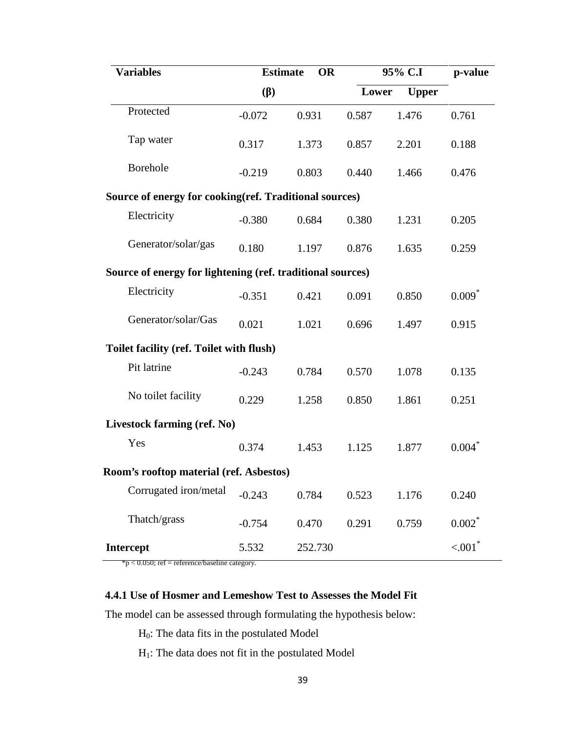| Variables | Estimate (β) | OR | 95% C.I | | p-value |
|---|---|---|---|---|---|
| | | | Lower | Upper | |
| Protected | -0.072 | 0.931 | 0.587 | 1.476 | 0.761 |
| Tap water | 0.317 | 1.373 | 0.857 | 2.201 | 0.188 |
| Borehole | -0.219 | 0.803 | 0.440 | 1.466 | 0.476 |
| **Source of energy for cooking(ref. Traditional sources)** | | | | | |
| Electricity | -0.380 | 0.684 | 0.380 | 1.231 | 0.205 |
| Generator/solar/gas | 0.180 | 1.197 | 0.876 | 1.635 | 0.259 |
| **Source of energy for lightening (ref. traditional sources)** | | | | | |
| Electricity | -0.351 | 0.421 | 0.091 | 0.850 | 0.009* |
| Generator/solar/Gas | 0.021 | 1.021 | 0.696 | 1.497 | 0.915 |
| **Toilet facility (ref. Toilet with flush)** | | | | | |
| Pit latrine | -0.243 | 0.784 | 0.570 | 1.078 | 0.135 |
| No toilet facility | 0.229 | 1.258 | 0.850 | 1.861 | 0.251 |
| **Livestock farming (ref. No)** | | | | | |
| Yes | 0.374 | 1.453 | 1.125 | 1.877 | 0.004* |
| **Room's rooftop material (ref. Asbestos)** | | | | | |
| Corrugated iron/metal | -0.243 | 0.784 | 0.523 | 1.176 | 0.240 |
| Thatch/grass | -0.754 | 0.470 | 0.291 | 0.759 | 0.002* |
| **Intercept** | 5.532 | 252.730 | | | <.001* |

*$p < 0.050$; ref = reference/baseline category.

### 4.4.1 Use of Hosmer and Lemeshow Test to Assesses the Model Fit

The model can be assessed through formulating the hypothesis below:

$H_0$: The data fits in the postulated Model

$H_1$: The data does not fit in the postulated Model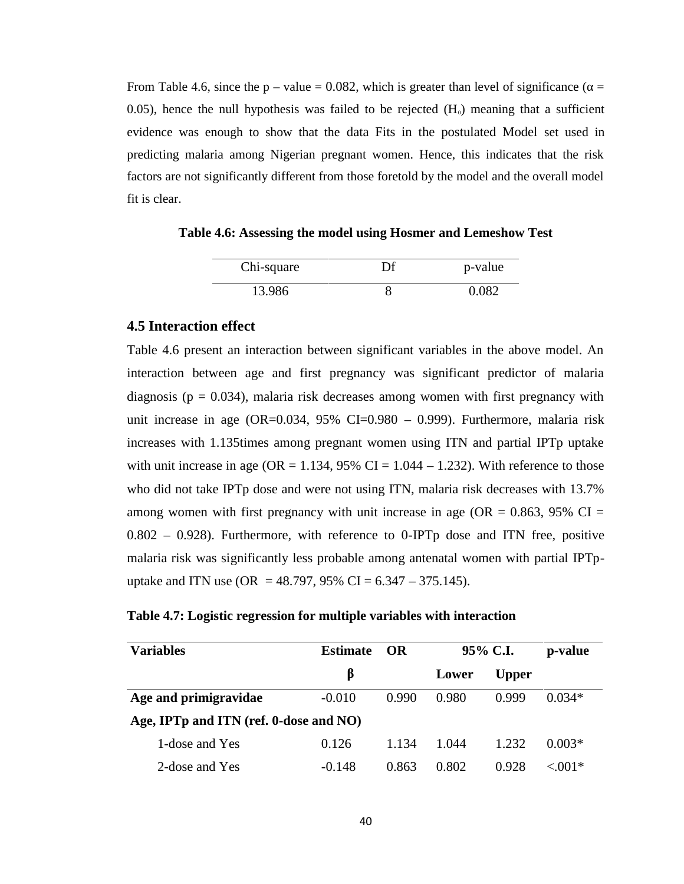From Table 4.6, since the p – value = 0.082, which is greater than level of significance ($\alpha$ = 0.05), hence the null hypothesis was failed to be rejected ($H_0$) meaning that a sufficient evidence was enough to show that the data Fits in the postulated Model set used in predicting malaria among Nigerian pregnant women. Hence, this indicates that the risk factors are not significantly different from those foretold by the model and the overall model fit is clear.

**Table 4.6: Assessing the model using Hosmer and Lemeshow Test**

| Chi-square | Df | p-value |
|---|---|---|
| 13.986 | 8 | 0.082 |

### 4.5 Interaction effect

Table 4.6 present an interaction between significant variables in the above model. An interaction between age and first pregnancy was significant predictor of malaria diagnosis (p = 0.034), malaria risk decreases among women with first pregnancy with unit increase in age (OR=0.034, 95% CI=0.980 – 0.999). Furthermore, malaria risk increases with 1.135times among pregnant women using ITN and partial IPTp uptake with unit increase in age (OR = 1.134, 95% CI = 1.044 – 1.232). With reference to those who did not take IPTp dose and were not using ITN, malaria risk decreases with 13.7% among women with first pregnancy with unit increase in age (OR = 0.863, 95% CI = 0.802 – 0.928). Furthermore, with reference to 0-IPTp dose and ITN free, positive malaria risk was significantly less probable among antenatal women with partial IPTp-uptake and ITN use (OR = 48.797, 95% CI = 6.347 – 375.145).

**Table 4.7: Logistic regression for multiple variables with interaction**

| **Variables** | **Estimate** | **OR** | **95% C.I.** | | **p-value** |
|---|---|---|---|---|---|
| | **β** | | **Lower** | **Upper** | |
| **Age and primigravidae** | -0.010 | 0.990 | 0.980 | 0.999 | 0.034* |
| **Age, IPTp and ITN (ref. 0-dose and NO)** | | | | | |
| 1-dose and Yes | 0.126 | 1.134 | 1.044 | 1.232 | 0.003* |
| 2-dose and Yes | -0.148 | 0.863 | 0.802 | 0.928 | <.001* |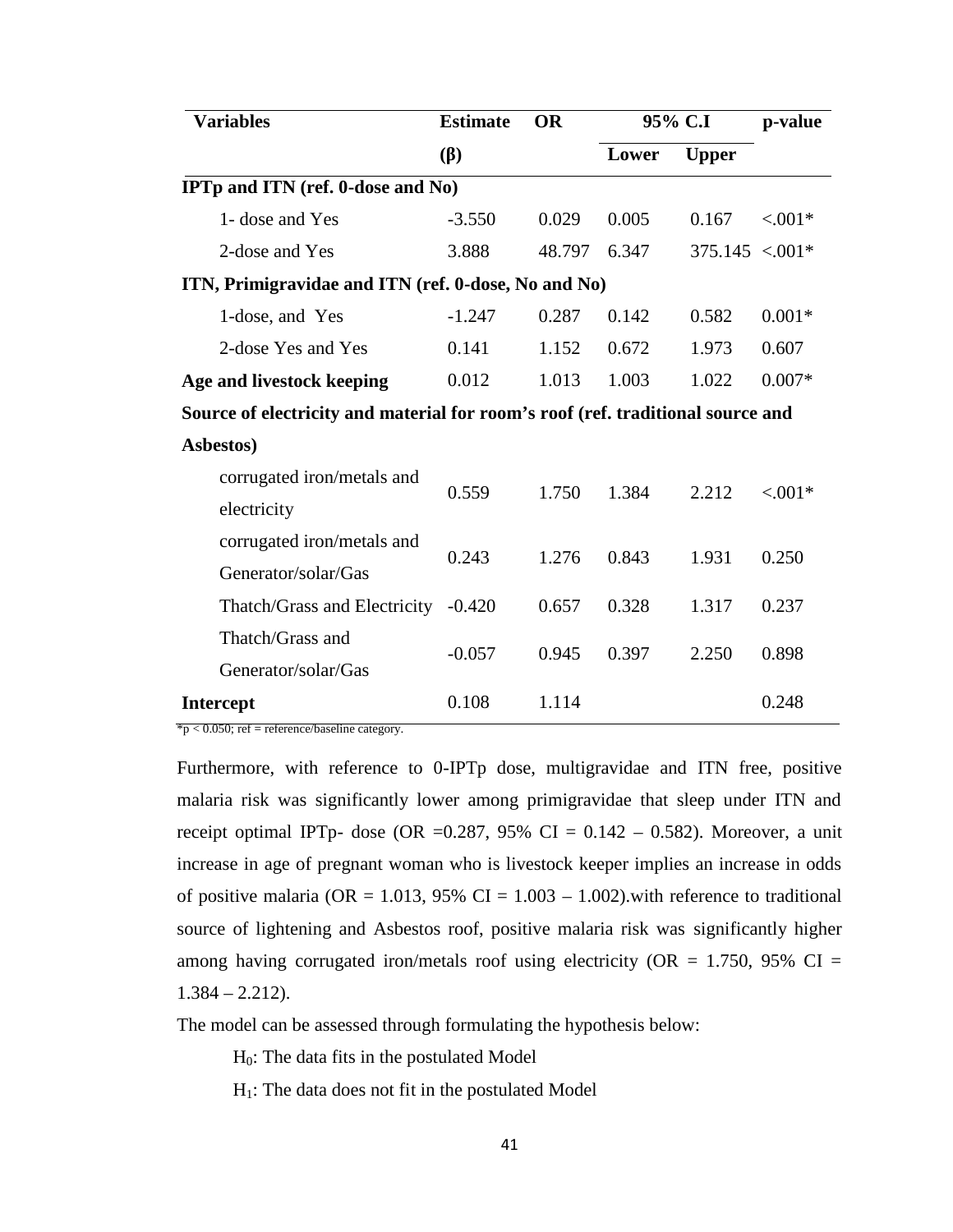| Variables | Estimate (β) | OR | 95% C.I | | p-value |
|---|---|---|---|---|---|
| | | | Lower | Upper | |
| **IPTp and ITN (ref. 0-dose and No)** | | | | | |
| 1- dose and Yes | -3.550 | 0.029 | 0.005 | 0.167 | <.001* |
| 2-dose and Yes | 3.888 | 48.797 | 6.347 | 375.145 | <.001* |
| **ITN, Primigravidae and ITN (ref. 0-dose, No and No)** | | | | | |
| 1-dose, and Yes | -1.247 | 0.287 | 0.142 | 0.582 | 0.001* |
| 2-dose Yes and Yes | 0.141 | 1.152 | 0.672 | 1.973 | 0.607 |
| **Age and livestock keeping** | 0.012 | 1.013 | 1.003 | 1.022 | 0.007* |
| **Source of electricity and material for room's roof (ref. traditional source and Asbestos)** | | | | | |
| corrugated iron/metals and electricity | 0.559 | 1.750 | 1.384 | 2.212 | <.001* |
| corrugated iron/metals and Generator/solar/Gas | 0.243 | 1.276 | 0.843 | 1.931 | 0.250 |
| Thatch/Grass and Electricity | -0.420 | 0.657 | 0.328 | 1.317 | 0.237 |
| Thatch/Grass and Generator/solar/Gas | -0.057 | 0.945 | 0.397 | 2.250 | 0.898 |
| **Intercept** | 0.108 | 1.114 | | | 0.248 |

*p < 0.050; ref = reference/baseline category.

Furthermore, with reference to 0-IPTp dose, multigravidae and ITN free, positive malaria risk was significantly lower among primigravidae that sleep under ITN and receipt optimal IPTp- dose (OR =0.287, 95% CI = 0.142 – 0.582). Moreover, a unit increase in age of pregnant woman who is livestock keeper implies an increase in odds of positive malaria (OR = 1.013, 95% CI = 1.003 – 1.002).with reference to traditional source of lightening and Asbestos roof, positive malaria risk was significantly higher among having corrugated iron/metals roof using electricity (OR = 1.750, 95% CI = 1.384 – 2.212).

The model can be assessed through formulating the hypothesis below:

$H_0$: The data fits in the postulated Model

$H_1$: The data does not fit in the postulated Model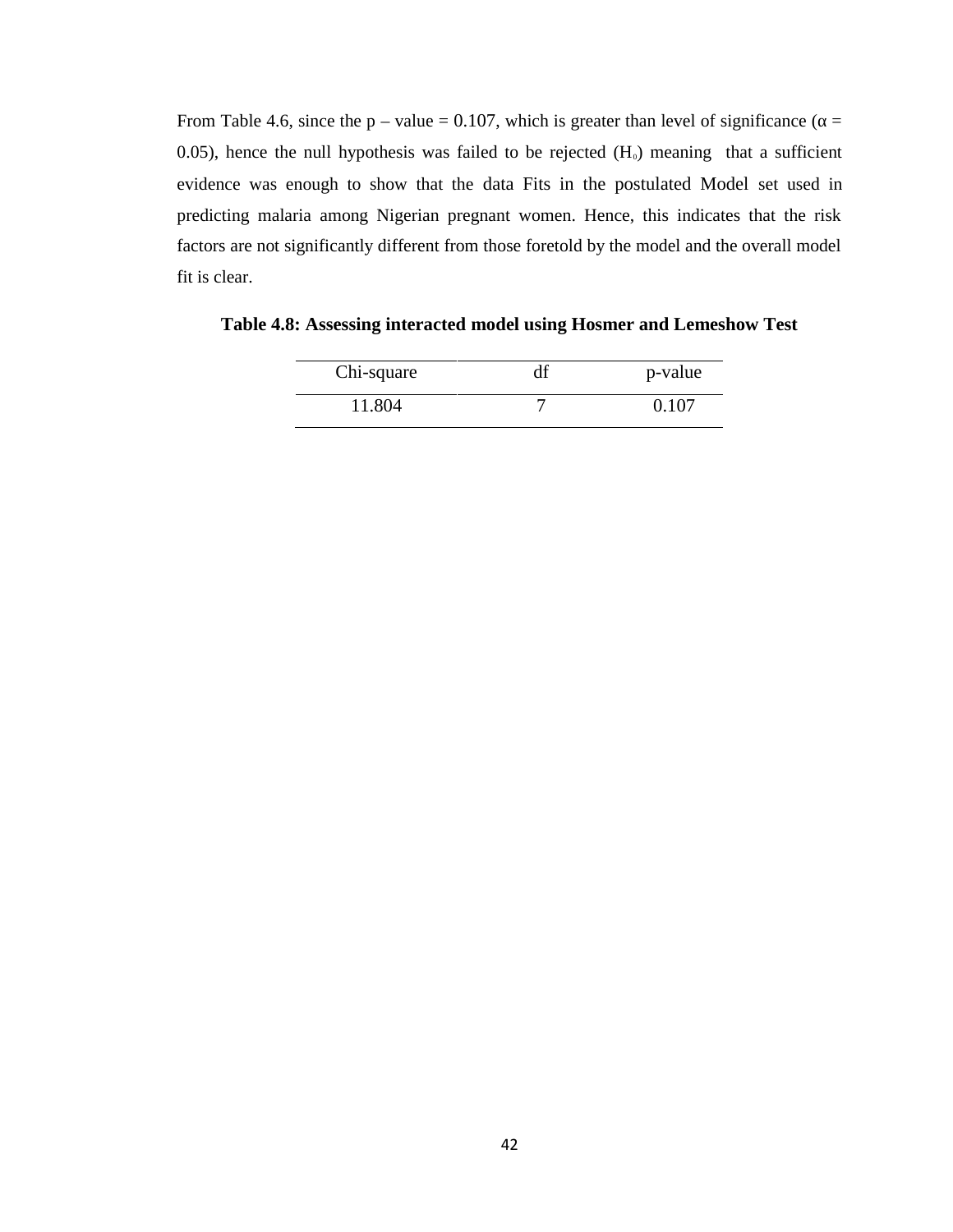From Table 4.6, since the p – value = 0.107, which is greater than level of significance (α = 0.05), hence the null hypothesis was failed to be rejected ($H_0$) meaning that a sufficient evidence was enough to show that the data Fits in the postulated Model set used in predicting malaria among Nigerian pregnant women. Hence, this indicates that the risk factors are not significantly different from those foretold by the model and the overall model fit is clear.

**Table 4.8: Assessing interacted model using Hosmer and Lemeshow Test**

| Chi-square | df | p-value |
|---|---|---|
| 11.804 | 7 | 0.107 |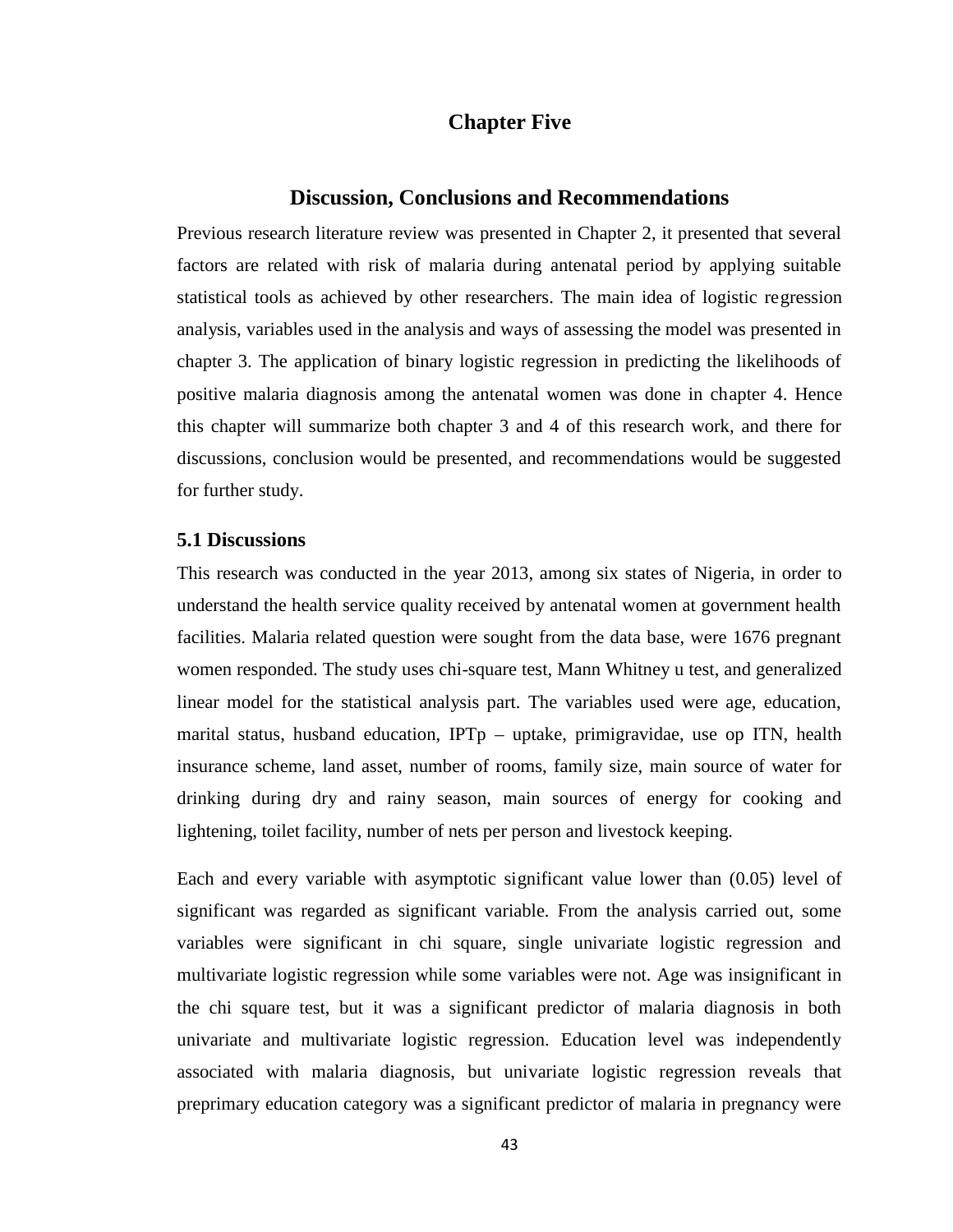# Chapter Five

## Discussion, Conclusions and Recommendations

Previous research literature review was presented in Chapter 2, it presented that several factors are related with risk of malaria during antenatal period by applying suitable statistical tools as achieved by other researchers. The main idea of logistic regression analysis, variables used in the analysis and ways of assessing the model was presented in chapter 3. The application of binary logistic regression in predicting the likelihoods of positive malaria diagnosis among the antenatal women was done in chapter 4. Hence this chapter will summarize both chapter 3 and 4 of this research work, and there for discussions, conclusion would be presented, and recommendations would be suggested for further study.

### 5.1 Discussions

This research was conducted in the year 2013, among six states of Nigeria, in order to understand the health service quality received by antenatal women at government health facilities. Malaria related question were sought from the data base, were 1676 pregnant women responded. The study uses chi-square test, Mann Whitney u test, and generalized linear model for the statistical analysis part. The variables used were age, education, marital status, husband education, IPTp – uptake, primigravidae, use op ITN, health insurance scheme, land asset, number of rooms, family size, main source of water for drinking during dry and rainy season, main sources of energy for cooking and lightening, toilet facility, number of nets per person and livestock keeping.

Each and every variable with asymptotic significant value lower than (0.05) level of significant was regarded as significant variable. From the analysis carried out, some variables were significant in chi square, single univariate logistic regression and multivariate logistic regression while some variables were not. Age was insignificant in the chi square test, but it was a significant predictor of malaria diagnosis in both univariate and multivariate logistic regression. Education level was independently associated with malaria diagnosis, but univariate logistic regression reveals that preprimary education category was a significant predictor of malaria in pregnancy were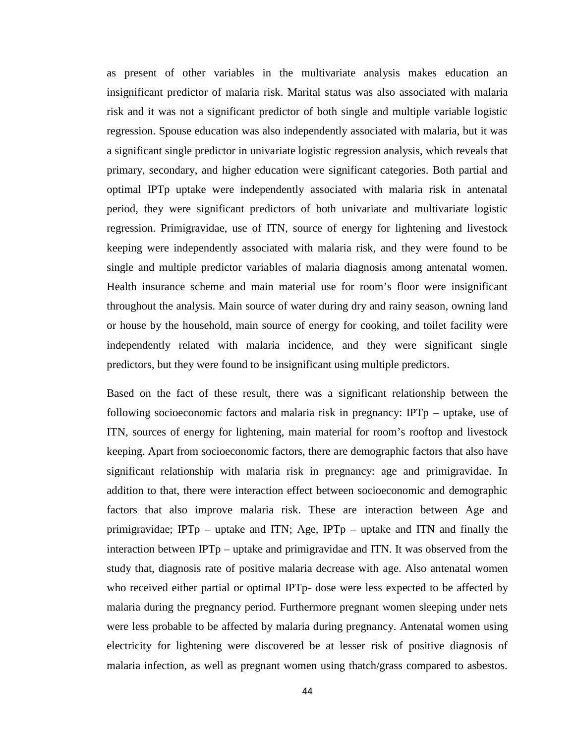as present of other variables in the multivariate analysis makes education an insignificant predictor of malaria risk. Marital status was also associated with malaria risk and it was not a significant predictor of both single and multiple variable logistic regression. Spouse education was also independently associated with malaria, but it was a significant single predictor in univariate logistic regression analysis, which reveals that primary, secondary, and higher education were significant categories. Both partial and optimal IPTp uptake were independently associated with malaria risk in antenatal period, they were significant predictors of both univariate and multivariate logistic regression. Primigravidae, use of ITN, source of energy for lightening and livestock keeping were independently associated with malaria risk, and they were found to be single and multiple predictor variables of malaria diagnosis among antenatal women. Health insurance scheme and main material use for room's floor were insignificant throughout the analysis. Main source of water during dry and rainy season, owning land or house by the household, main source of energy for cooking, and toilet facility were independently related with malaria incidence, and they were significant single predictors, but they were found to be insignificant using multiple predictors.

Based on the fact of these result, there was a significant relationship between the following socioeconomic factors and malaria risk in pregnancy: IPTp – uptake, use of ITN, sources of energy for lightening, main material for room's rooftop and livestock keeping. Apart from socioeconomic factors, there are demographic factors that also have significant relationship with malaria risk in pregnancy: age and primigravidae. In addition to that, there were interaction effect between socioeconomic and demographic factors that also improve malaria risk. These are interaction between Age and primigravidae; IPTp – uptake and ITN; Age, IPTp – uptake and ITN and finally the interaction between IPTp – uptake and primigravidae and ITN. It was observed from the study that, diagnosis rate of positive malaria decrease with age. Also antenatal women who received either partial or optimal IPTp- dose were less expected to be affected by malaria during the pregnancy period. Furthermore pregnant women sleeping under nets were less probable to be affected by malaria during pregnancy. Antenatal women using electricity for lightening were discovered be at lesser risk of positive diagnosis of malaria infection, as well as pregnant women using thatch/grass compared to asbestos.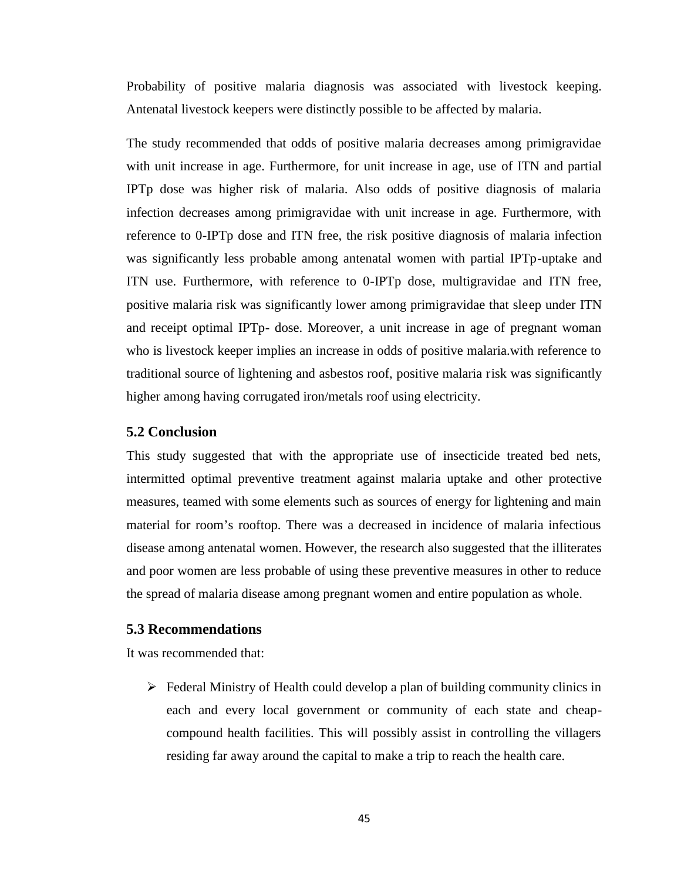Probability of positive malaria diagnosis was associated with livestock keeping. Antenatal livestock keepers were distinctly possible to be affected by malaria.

The study recommended that odds of positive malaria decreases among primigravidae with unit increase in age. Furthermore, for unit increase in age, use of ITN and partial IPTp dose was higher risk of malaria. Also odds of positive diagnosis of malaria infection decreases among primigravidae with unit increase in age. Furthermore, with reference to 0-IPTp dose and ITN free, the risk positive diagnosis of malaria infection was significantly less probable among antenatal women with partial IPTp-uptake and ITN use. Furthermore, with reference to 0-IPTp dose, multigravidae and ITN free, positive malaria risk was significantly lower among primigravidae that sleep under ITN and receipt optimal IPTp- dose. Moreover, a unit increase in age of pregnant woman who is livestock keeper implies an increase in odds of positive malaria.with reference to traditional source of lightening and asbestos roof, positive malaria risk was significantly higher among having corrugated iron/metals roof using electricity.

## 5.2 Conclusion

This study suggested that with the appropriate use of insecticide treated bed nets, intermitted optimal preventive treatment against malaria uptake and other protective measures, teamed with some elements such as sources of energy for lightening and main material for room's rooftop. There was a decreased in incidence of malaria infectious disease among antenatal women. However, the research also suggested that the illiterates and poor women are less probable of using these preventive measures in other to reduce the spread of malaria disease among pregnant women and entire population as whole.

## 5.3 Recommendations

It was recommended that:

- Federal Ministry of Health could develop a plan of building community clinics in each and every local government or community of each state and cheap-compound health facilities. This will possibly assist in controlling the villagers residing far away around the capital to make a trip to reach the health care.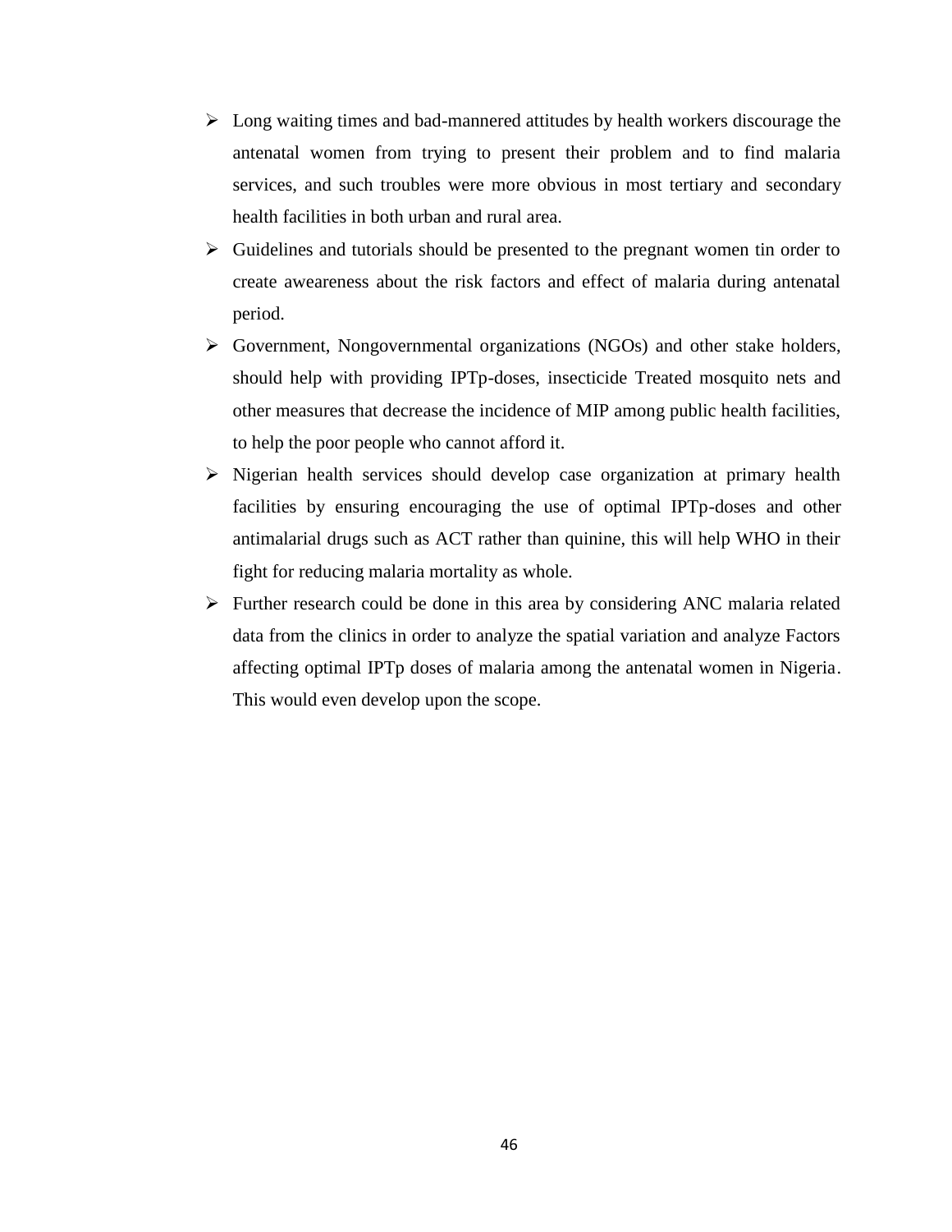- Long waiting times and bad-mannered attitudes by health workers discourage the antenatal women from trying to present their problem and to find malaria services, and such troubles were more obvious in most tertiary and secondary health facilities in both urban and rural area.
- Guidelines and tutorials should be presented to the pregnant women tin order to create awaereness about the risk factors and effect of malaria during antenatal period.
- Government, Nongovernmental organizations (NGOs) and other stake holders, should help with providing IPTp-doses, insecticide Treated mosquito nets and other measures that decrease the incidence of MIP among public health facilities, to help the poor people who cannot afford it.
- Nigerian health services should develop case organization at primary health facilities by ensuring encouraging the use of optimal IPTp-doses and other antimalarial drugs such as ACT rather than quinine, this will help WHO in their fight for reducing malaria mortality as whole.
- Further research could be done in this area by considering ANC malaria related data from the clinics in order to analyze the spatial variation and analyze Factors affecting optimal IPTp doses of malaria among the antenatal women in Nigeria. This would even develop upon the scope.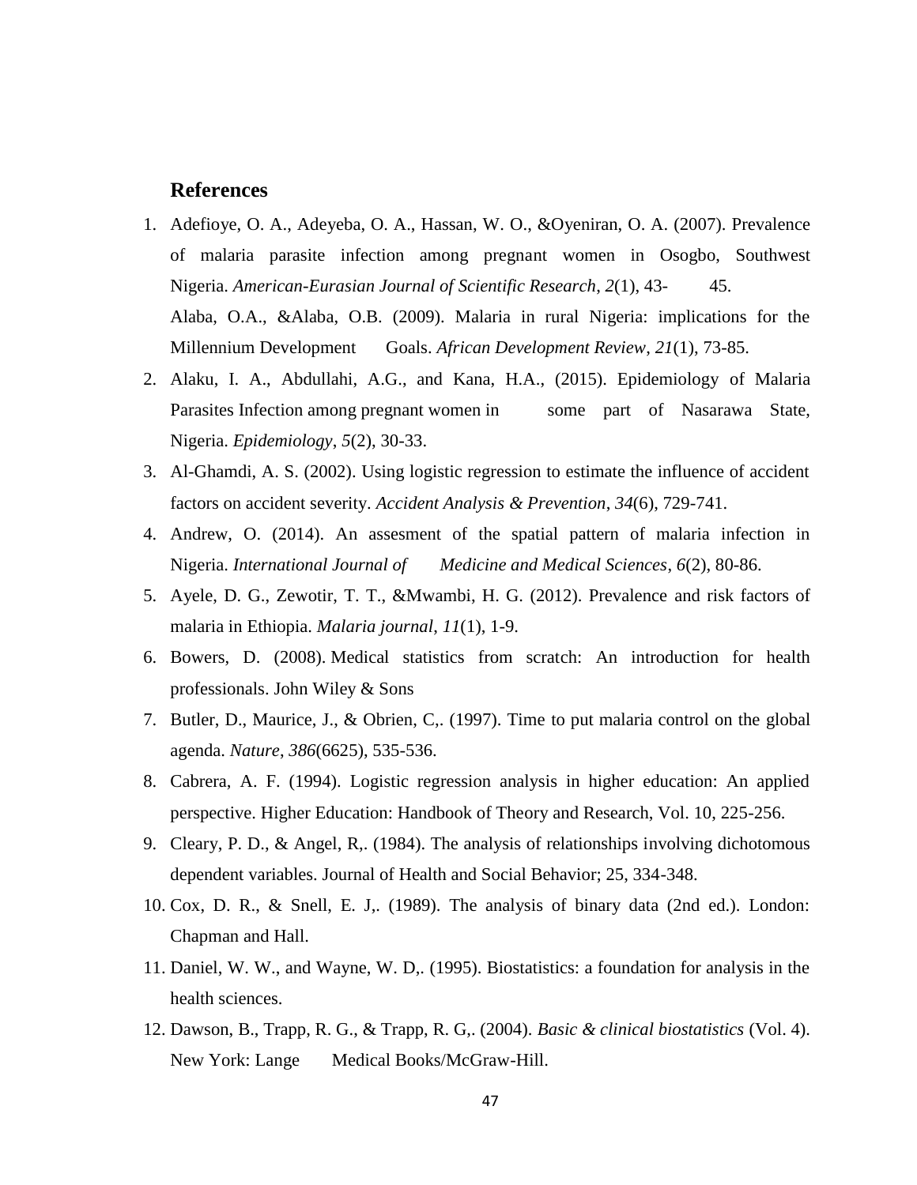## References

1. Adefioye, O. A., Adeyeba, O. A., Hassan, W. O., &Oyeniran, O. A. (2007). Prevalence of malaria parasite infection among pregnant women in Osogbo, Southwest Nigeria. *American-Eurasian Journal of Scientific Research*, *2*(1), 43- 45.
   Alaba, O.A., &Alaba, O.B. (2009). Malaria in rural Nigeria: implications for the Millennium Development Goals. *African Development Review*, *21*(1), 73-85.
2. Alaku, I. A., Abdullahi, A.G., and Kana, H.A., (2015). Epidemiology of Malaria Parasites Infection among pregnant women in some part of Nasarawa State, Nigeria. *Epidemiology*, *5*(2), 30-33.
3. Al-Ghamdi, A. S. (2002). Using logistic regression to estimate the influence of accident factors on accident severity. *Accident Analysis & Prevention*, *34*(6), 729-741.
4. Andrew, O. (2014). An assesment of the spatial pattern of malaria infection in Nigeria. *International Journal of Medicine and Medical Sciences*, *6*(2), 80-86.
5. Ayele, D. G., Zewotir, T. T., &Mwambi, H. G. (2012). Prevalence and risk factors of malaria in Ethiopia. *Malaria journal*, *11*(1), 1-9.
6. Bowers, D. (2008). Medical statistics from scratch: An introduction for health professionals. John Wiley & Sons
7. Butler, D., Maurice, J., & Obrien, C,. (1997). Time to put malaria control on the global agenda. *Nature*, *386*(6625), 535-536.
8. Cabrera, A. F. (1994). Logistic regression analysis in higher education: An applied perspective. Higher Education: Handbook of Theory and Research, Vol. 10, 225-256.
9. Cleary, P. D., & Angel, R,. (1984). The analysis of relationships involving dichotomous dependent variables. Journal of Health and Social Behavior; 25, 334-348.
10. Cox, D. R., & Snell, E. J,. (1989). The analysis of binary data (2nd ed.). London: Chapman and Hall.
11. Daniel, W. W., and Wayne, W. D,. (1995). Biostatistics: a foundation for analysis in the health sciences.
12. Dawson, B., Trapp, R. G., & Trapp, R. G,. (2004). *Basic & clinical biostatistics* (Vol. 4). New York: Lange Medical Books/McGraw-Hill.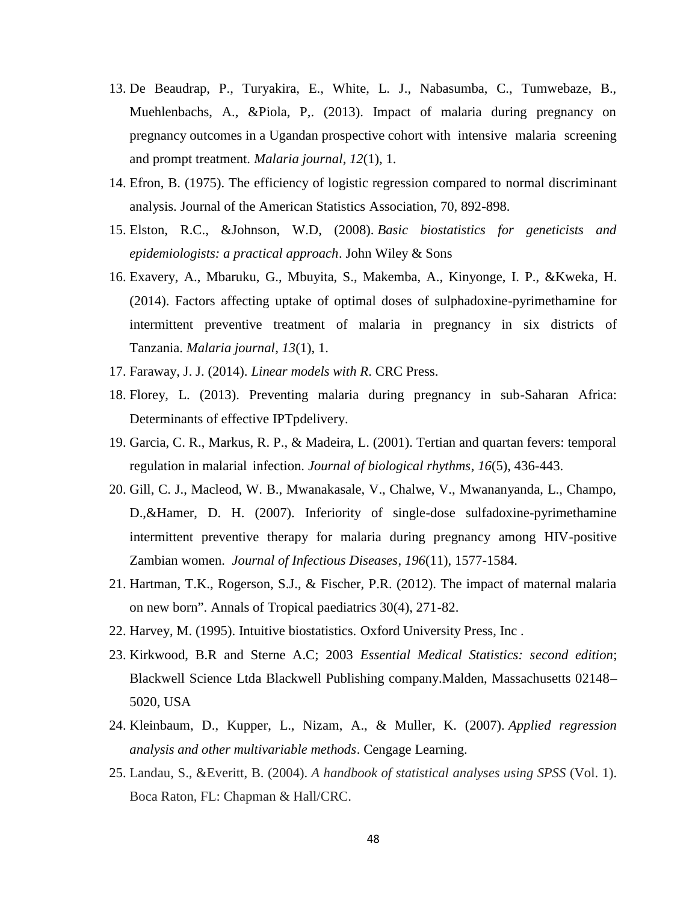13. De Beaudrap, P., Turyakira, E., White, L. J., Nabasumba, C., Tumwebaze, B., Muehlenbachs, A., &Piola, P,. (2013). Impact of malaria during pregnancy on pregnancy outcomes in a Ugandan prospective cohort with intensive malaria screening and prompt treatment. *Malaria journal*, *12*(1), 1.
14. Efron, B. (1975). The efficiency of logistic regression compared to normal discriminant analysis. Journal of the American Statistics Association, 70, 892-898.
15. Elston, R.C., &Johnson, W.D, (2008). *Basic biostatistics for geneticists and epidemiologists: a practical approach*. John Wiley & Sons
16. Exavery, A., Mbaruku, G., Mbuyita, S., Makemba, A., Kinyonge, I. P., &Kweka, H. (2014). Factors affecting uptake of optimal doses of sulphadoxine-pyrimethamine for intermittent preventive treatment of malaria in pregnancy in six districts of Tanzania. *Malaria journal*, *13*(1), 1.
17. Faraway, J. J. (2014). *Linear models with R*. CRC Press.
18. Florey, L. (2013). Preventing malaria during pregnancy in sub-Saharan Africa: Determinants of effective IPTpdelivery.
19. Garcia, C. R., Markus, R. P., & Madeira, L. (2001). Tertian and quartan fevers: temporal regulation in malarial infection. *Journal of biological rhythms*, *16*(5), 436-443.
20. Gill, C. J., Macleod, W. B., Mwanakasale, V., Chalwe, V., Mwananyanda, L., Champo, D.,&Hamer, D. H. (2007). Inferiority of single-dose sulfadoxine-pyrimethamine intermittent preventive therapy for malaria during pregnancy among HIV-positive Zambian women. *Journal of Infectious Diseases*, *196*(11), 1577-1584.
21. Hartman, T.K., Rogerson, S.J., & Fischer, P.R. (2012). The impact of maternal malaria on new born". Annals of Tropical paediatrics 30(4), 271-82.
22. Harvey, M. (1995). Intuitive biostatistics. Oxford University Press, Inc .
23. Kirkwood, B.R and Sterne A.C; 2003 *Essential Medical Statistics: second edition*; Blackwell Science Ltda Blackwell Publishing company.Malden, Massachusetts 02148–5020, USA
24. Kleinbaum, D., Kupper, L., Nizam, A., & Muller, K. (2007). *Applied regression analysis and other multivariable methods*. Cengage Learning.
25. Landau, S., &Everitt, B. (2004). *A handbook of statistical analyses using SPSS* (Vol. 1). Boca Raton, FL: Chapman & Hall/CRC.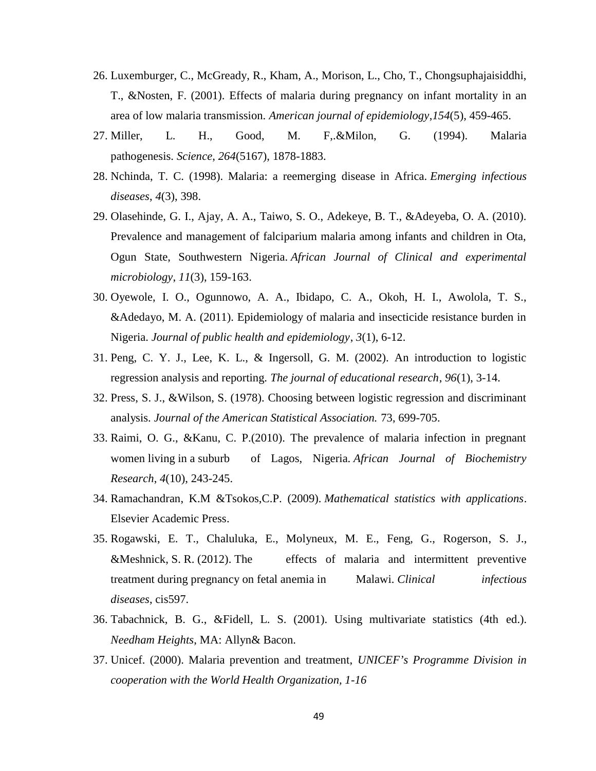26. Luxemburger, C., McGready, R., Kham, A., Morison, L., Cho, T., Chongsuphajaisiddhi, T., &Nosten, F. (2001). Effects of malaria during pregnancy on infant mortality in an area of low malaria transmission. *American journal of epidemiology*,*154*(5), 459-465.
27. Miller, L. H., Good, M. F,.&Milon, G. (1994). Malaria pathogenesis. *Science*, *264*(5167), 1878-1883.
28. Nchinda, T. C. (1998). Malaria: a reemerging disease in Africa. *Emerging infectious diseases*, *4*(3), 398.
29. Olasehinde, G. I., Ajay, A. A., Taiwo, S. O., Adekeye, B. T., &Adeyeba, O. A. (2010). Prevalence and management of falciparium malaria among infants and children in Ota, Ogun State, Southwestern Nigeria. *African Journal of Clinical and experimental microbiology*, *11*(3), 159-163.
30. Oyewole, I. O., Ogunnowo, A. A., Ibidapo, C. A., Okoh, H. I., Awolola, T. S., &Adedayo, M. A. (2011). Epidemiology of malaria and insecticide resistance burden in Nigeria. *Journal of public health and epidemiology*, *3*(1), 6-12.
31. Peng, C. Y. J., Lee, K. L., & Ingersoll, G. M. (2002). An introduction to logistic regression analysis and reporting. *The journal of educational research*, *96*(1), 3-14.
32. Press, S. J., &Wilson, S. (1978). Choosing between logistic regression and discriminant analysis. *Journal of the American Statistical Association.* 73, 699-705.
33. Raimi, O. G., &Kanu, C. P.(2010). The prevalence of malaria infection in pregnant women living in a suburb of Lagos, Nigeria. *African Journal of Biochemistry Research*, *4*(10), 243-245.
34. Ramachandran, K.M &Tsokos,C.P. (2009). *Mathematical statistics with applications*. Elsevier Academic Press.
35. Rogawski, E. T., Chaluluka, E., Molyneux, M. E., Feng, G., Rogerson, S. J., &Meshnick, S. R. (2012). The effects of malaria and intermittent preventive treatment during pregnancy on fetal anemia in Malawi. *Clinical infectious diseases*, cis597.
36. Tabachnick, B. G., &Fidell, L. S. (2001). Using multivariate statistics (4th ed.). *Needham Heights*, MA: Allyn& Bacon.
37. Unicef. (2000). Malaria prevention and treatment, *UNICEF's Programme Division in cooperation with the World Health Organization, 1-16*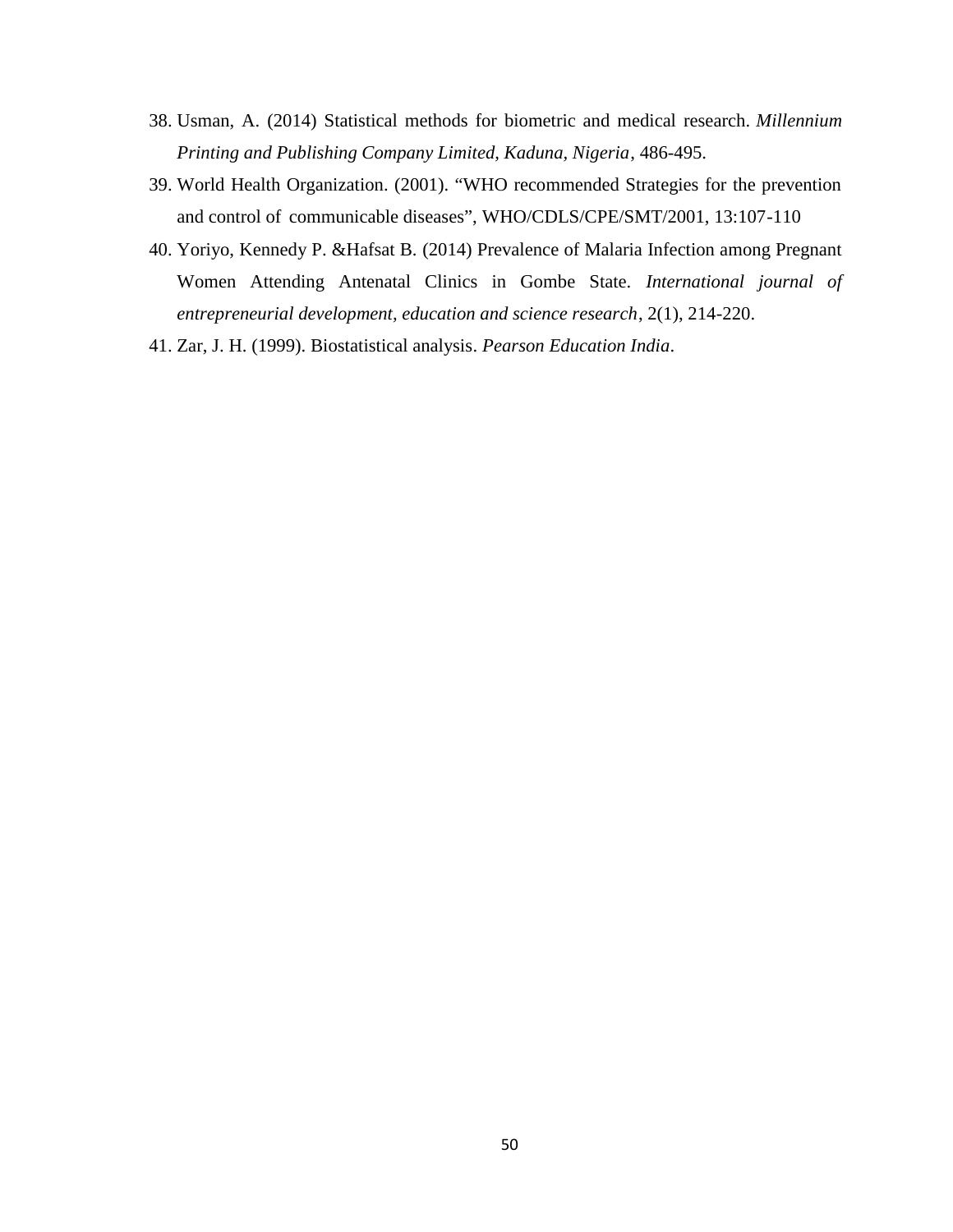38. Usman, A. (2014) Statistical methods for biometric and medical research. *Millennium Printing and Publishing Company Limited, Kaduna, Nigeria*, 486-495.
39. World Health Organization. (2001). "WHO recommended Strategies for the prevention and control of communicable diseases", WHO/CDLS/CPE/SMT/2001, 13:107-110
40. Yoriyo, Kennedy P. &Hafsat B. (2014) Prevalence of Malaria Infection among Pregnant Women Attending Antenatal Clinics in Gombe State. *International journal of entrepreneurial development, education and science research*, 2(1), 214-220.
41. Zar, J. H. (1999). Biostatistical analysis. *Pearson Education India*.